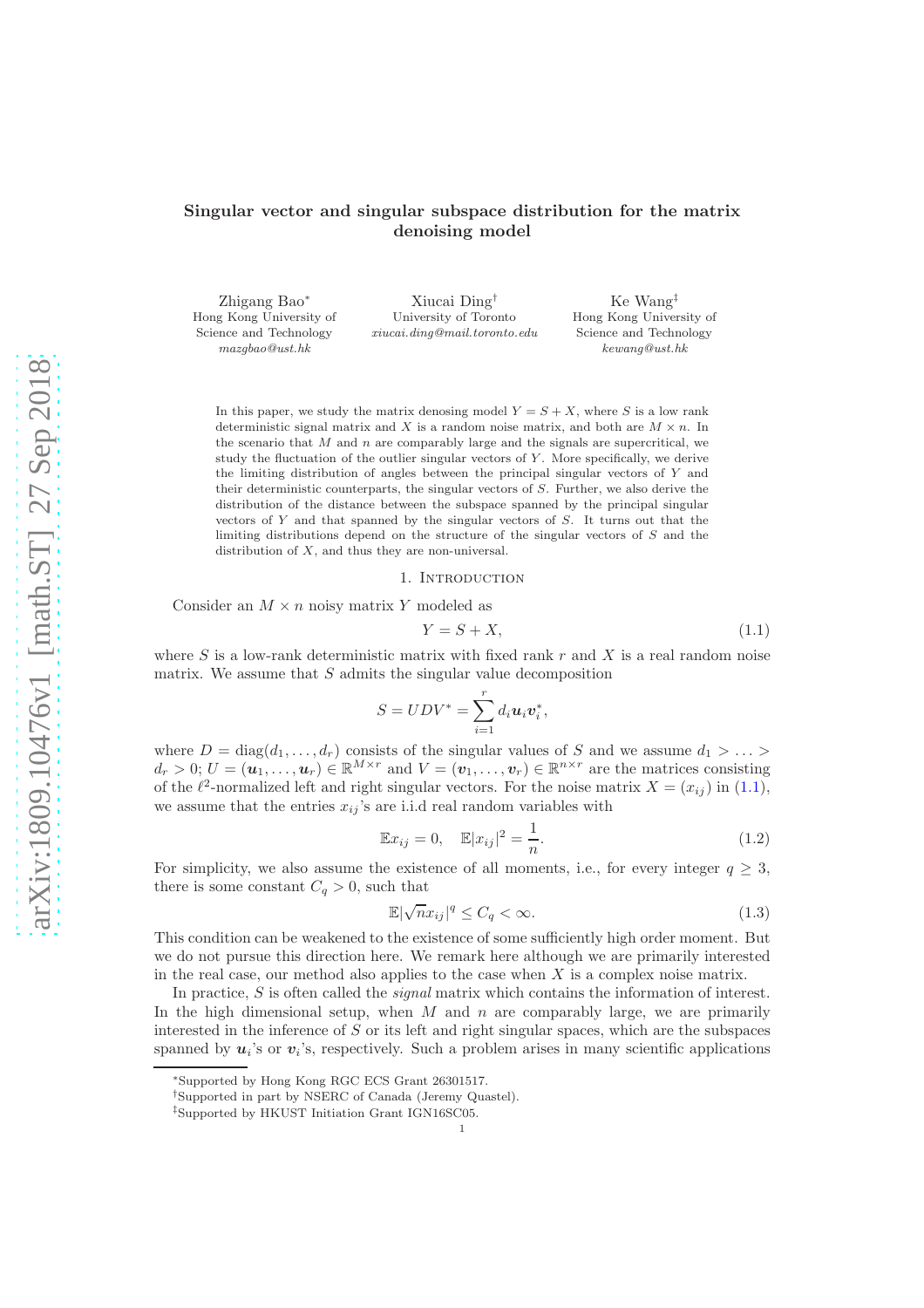# Singular vector and singular subspace distribution for the matrix denoising model

Zhigang Bao[*]
Hong Kong University of Science and Technology
*mazgbao@ust.hk*

Xiucai Ding[†]
University of Toronto
*xiucai.ding@mail.toronto.edu*

Ke Wang[‡]
Hong Kong University of Science and Technology
*kewang@ust.hk*

In this paper, we study the matrix denosing model $Y = S + X$, where $S$ is a low rank deterministic signal matrix and $X$ is a random noise matrix, and both are $M \times n$. In the scenario that $M$ and $n$ are comparably large and the signals are supercritical, we study the fluctuation of the outlier singular vectors of $Y$. More specifically, we derive the limiting distribution of angles between the principal singular vectors of $Y$ and their deterministic counterparts, the singular vectors of $S$. Further, we also derive the distribution of the distance between the subspace spanned by the principal singular vectors of $Y$ and that spanned by the singular vectors of $S$. It turns out that the limiting distributions depend on the structure of the singular vectors of $S$ and the distribution of $X$, and thus they are non-universal.

## 1. Introduction

Consider an $M \times n$ noisy matrix $Y$ modeled as

$$Y = S + X, \tag{1.1}$$

where $S$ is a low-rank deterministic matrix with fixed rank $r$ and $X$ is a real random noise matrix. We assume that $S$ admits the singular value decomposition

$$S = UDV^* = \sum_{i=1}^{r} d_i \boldsymbol{u}_i \boldsymbol{v}_i^*,$$

where $D = \text{diag}(d_1, \ldots, d_r)$ consists of the singular values of $S$ and we assume $d_1 > \ldots > d_r > 0$; $U = (\boldsymbol{u}_1, \ldots, \boldsymbol{u}_r) \in \mathbb{R}^{M \times r}$ and $V = (\boldsymbol{v}_1, \ldots, \boldsymbol{v}_r) \in \mathbb{R}^{n \times r}$ are the matrices consisting of the $\ell^2$-normalized left and right singular vectors. For the noise matrix $X = (x_{ij})$ in (1.1), we assume that the entries $x_{ij}$'s are i.i.d real random variables with

$$\mathbb{E}x_{ij} = 0, \quad \mathbb{E}|x_{ij}|^2 = \frac{1}{n}. \tag{1.2}$$

For simplicity, we also assume the existence of all moments, i.e., for every integer $q \geq 3$, there is some constant $C_q > 0$, such that

$$\mathbb{E}|\sqrt{n}x_{ij}|^q \leq C_q < \infty. \tag{1.3}$$

This condition can be weakened to the existence of some sufficiently high order moment. But we do not pursue this direction here. We remark here although we are primarily interested in the real case, our method also applies to the case when $X$ is a complex noise matrix.

In practice, $S$ is often called the *signal* matrix which contains the information of interest. In the high dimensional setup, when $M$ and $n$ are comparably large, we are primarily interested in the inference of $S$ or its left and right singular spaces, which are the subspaces spanned by $\boldsymbol{u}_i$'s or $\boldsymbol{v}_i$'s, respectively. Such a problem arises in many scientific applications

[*] Supported by Hong Kong RGC ECS Grant 26301517.

[†] Supported in part by NSERC of Canada (Jeremy Quastel).

[‡] Supported by HKUST Initiation Grant IGN16SC05.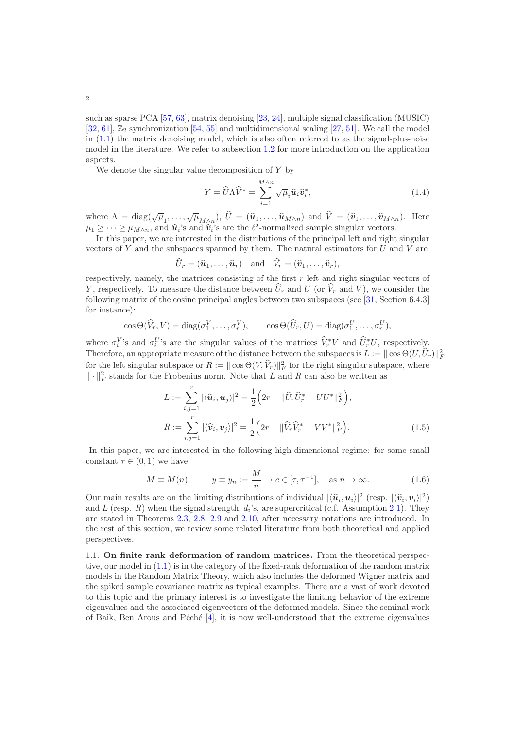such as sparse PCA [57, 63], matrix denoising [23, 24], multiple signal classification (MUSIC) [32, 61], $\mathbb{Z}_2$ synchronization [54, 55] and multidimensional scaling [27, 51]. We call the model in (1.1) the matrix denoising model, which is also often referred to as the signal-plus-noise model in the literature. We refer to subsection 1.2 for more introduction on the application aspects.

We denote the singular value decomposition of $Y$ by

$$Y = \widehat{U}\Lambda\widehat{V}^* = \sum_{i=1}^{M\wedge n} \sqrt{\mu_i}\,\widehat{\boldsymbol{u}}_i\widehat{\boldsymbol{v}}_i^*, \tag{1.4}$$

where $\Lambda = \operatorname{diag}(\sqrt{\mu_1}, \ldots, \sqrt{\mu_{M\wedge n}})$, $\widehat{U} = (\widehat{\boldsymbol{u}}_1, \ldots, \widehat{\boldsymbol{u}}_{M\wedge n})$ and $\widehat{V} = (\widehat{\boldsymbol{v}}_1, \ldots, \widehat{\boldsymbol{v}}_{M\wedge n})$. Here $\mu_1 \geq \cdots \geq \mu_{M\wedge n}$, and $\widehat{\boldsymbol{u}}_i$'s and $\widehat{\boldsymbol{v}}_i$'s are the $\ell^2$-normalized sample singular vectors.

In this paper, we are interested in the distributions of the principal left and right singular vectors of $Y$ and the subspaces spanned by them. The natural estimators for $U$ and $V$ are

$$\widehat{U}_r = (\widehat{\boldsymbol{u}}_1, \ldots, \widehat{\boldsymbol{u}}_r) \quad \text{and} \quad \widehat{V}_r = (\widehat{\boldsymbol{v}}_1, \ldots, \widehat{\boldsymbol{v}}_r),$$

respectively, namely, the matrices consisting of the first $r$ left and right singular vectors of $Y$, respectively. To measure the distance between $\widehat{U}_r$ and $U$ (or $\widehat{V}_r$ and $V$), we consider the following matrix of the cosine principal angles between two subspaces (see [31, Section 6.4.3] for instance):

$$\cos\Theta(\widehat{V}_r, V) = \operatorname{diag}(\sigma_1^V, \ldots, \sigma_r^V), \qquad \cos\Theta(\widehat{U}_r, U) = \operatorname{diag}(\sigma_1^U, \ldots, \sigma_r^U),$$

where $\sigma_i^V$'s and $\sigma_i^U$'s are the singular values of the matrices $\widehat{V}_r^* V$ and $\widehat{U}_r^* U$, respectively. Therefore, an appropriate measure of the distance between the subspaces is $L := \|\cos\Theta(U, \widehat{U}_r)\|_F^2$ for the left singular subspace or $R := \|\cos\Theta(V, \widehat{V}_r)\|_F^2$ for the right singular subspace, where $\|\cdot\|_F^2$ stands for the Frobenius norm. Note that $L$ and $R$ can also be written as

$$\begin{aligned}
L &:= \sum_{i,j=1}^{r} |\langle \widehat{\boldsymbol{u}}_i, \boldsymbol{u}_j\rangle|^2 = \frac{1}{2}\Big(2r - \|\widehat{U}_r\widehat{U}_r^* - UU^*\|_F^2\Big), \\
R &:= \sum_{i,j=1}^{r} |\langle \widehat{\boldsymbol{v}}_i, \boldsymbol{v}_j\rangle|^2 = \frac{1}{2}\Big(2r - \|\widehat{V}_r\widehat{V}_r^* - VV^*\|_F^2\Big).
\end{aligned} \tag{1.5}$$

In this paper, we are interested in the following high-dimensional regime: for some small constant $\tau \in (0,1)$ we have

$$M \equiv M(n), \qquad y \equiv y_n := \frac{M}{n} \to c \in [\tau, \tau^{-1}], \quad \text{as } n \to \infty. \tag{1.6}$$

Our main results are on the limiting distributions of individual $|\langle \widehat{\boldsymbol{u}}_i, \boldsymbol{u}_i\rangle|^2$ (resp. $|\langle \widehat{\boldsymbol{v}}_i, \boldsymbol{v}_i\rangle|^2$) and $L$ (resp. $R$) when the signal strength, $d_i$'s, are supercritical (c.f. Assumption 2.1). They are stated in Theorems 2.3, 2.8, 2.9 and 2.10, after necessary notations are introduced. In the rest of this section, we review some related literature from both theoretical and applied perspectives.

### 1.1. On finite rank deformation of random matrices.

From the theoretical perspective, our model in (1.1) is in the category of the fixed-rank deformation of the random matrix models in the Random Matrix Theory, which also includes the deformed Wigner matrix and the spiked sample covariance matrix as typical examples. There are a vast of work devoted to this topic and the primary interest is to investigate the limiting behavior of the extreme eigenvalues and the associated eigenvectors of the deformed models. Since the seminal work of Baik, Ben Arous and Péché [4], it is now well-understood that the extreme eigenvalues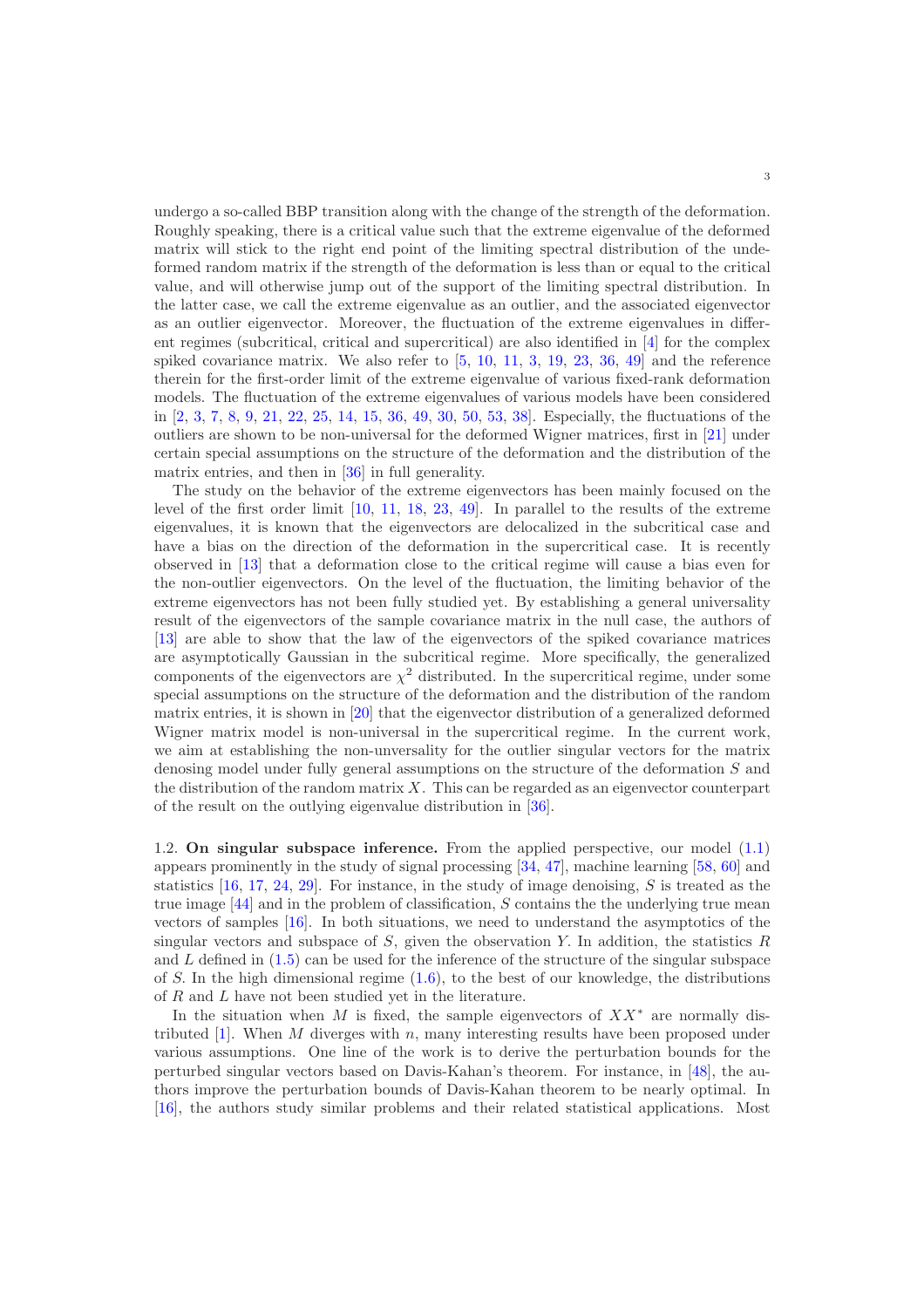undergo a so-called BBP transition along with the change of the strength of the deformation. Roughly speaking, there is a critical value such that the extreme eigenvalue of the deformed matrix will stick to the right end point of the limiting spectral distribution of the undeformed random matrix if the strength of the deformation is less than or equal to the critical value, and will otherwise jump out of the support of the limiting spectral distribution. In the latter case, we call the extreme eigenvalue as an outlier, and the associated eigenvector as an outlier eigenvector. Moreover, the fluctuation of the extreme eigenvalues in different regimes (subcritical, critical and supercritical) are also identified in [4] for the complex spiked covariance matrix. We also refer to [5, 10, 11, 3, 19, 23, 36, 49] and the reference therein for the first-order limit of the extreme eigenvalue of various fixed-rank deformation models. The fluctuation of the extreme eigenvalues of various models have been considered in [2, 3, 7, 8, 9, 21, 22, 25, 14, 15, 36, 49, 30, 50, 53, 38]. Especially, the fluctuations of the outliers are shown to be non-universal for the deformed Wigner matrices, first in [21] under certain special assumptions on the structure of the deformation and the distribution of the matrix entries, and then in [36] in full generality.

The study on the behavior of the extreme eigenvectors has been mainly focused on the level of the first order limit [10, 11, 18, 23, 49]. In parallel to the results of the extreme eigenvalues, it is known that the eigenvectors are delocalized in the subcritical case and have a bias on the direction of the deformation in the supercritical case. It is recently observed in [13] that a deformation close to the critical regime will cause a bias even for the non-outlier eigenvectors. On the level of the fluctuation, the limiting behavior of the extreme eigenvectors has not been fully studied yet. By establishing a general universality result of the eigenvectors of the sample covariance matrix in the null case, the authors of [13] are able to show that the law of the eigenvectors of the spiked covariance matrices are asymptotically Gaussian in the subcritical regime. More specifically, the generalized components of the eigenvectors are $\chi^2$ distributed. In the supercritical regime, under some special assumptions on the structure of the deformation and the distribution of the random matrix entries, it is shown in [20] that the eigenvector distribution of a generalized deformed Wigner matrix model is non-universal in the supercritical regime. In the current work, we aim at establishing the non-unversality for the outlier singular vectors for the matrix denosing model under fully general assumptions on the structure of the deformation $S$ and the distribution of the random matrix $X$. This can be regarded as an eigenvector counterpart of the result on the outlying eigenvalue distribution in [36].

1.2. **On singular subspace inference.** From the applied perspective, our model (1.1) appears prominently in the study of signal processing [34, 47], machine learning [58, 60] and statistics [16, 17, 24, 29]. For instance, in the study of image denoising, $S$ is treated as the true image [44] and in the problem of classification, $S$ contains the the underlying true mean vectors of samples [16]. In both situations, we need to understand the asymptotics of the singular vectors and subspace of $S$, given the observation $Y$. In addition, the statistics $R$ and $L$ defined in (1.5) can be used for the inference of the structure of the singular subspace of $S$. In the high dimensional regime (1.6), to the best of our knowledge, the distributions of $R$ and $L$ have not been studied yet in the literature.

In the situation when $M$ is fixed, the sample eigenvectors of $XX^*$ are normally distributed [1]. When $M$ diverges with $n$, many interesting results have been proposed under various assumptions. One line of the work is to derive the perturbation bounds for the perturbed singular vectors based on Davis-Kahan's theorem. For instance, in [48], the authors improve the perturbation bounds of Davis-Kahan theorem to be nearly optimal. In [16], the authors study similar problems and their related statistical applications. Most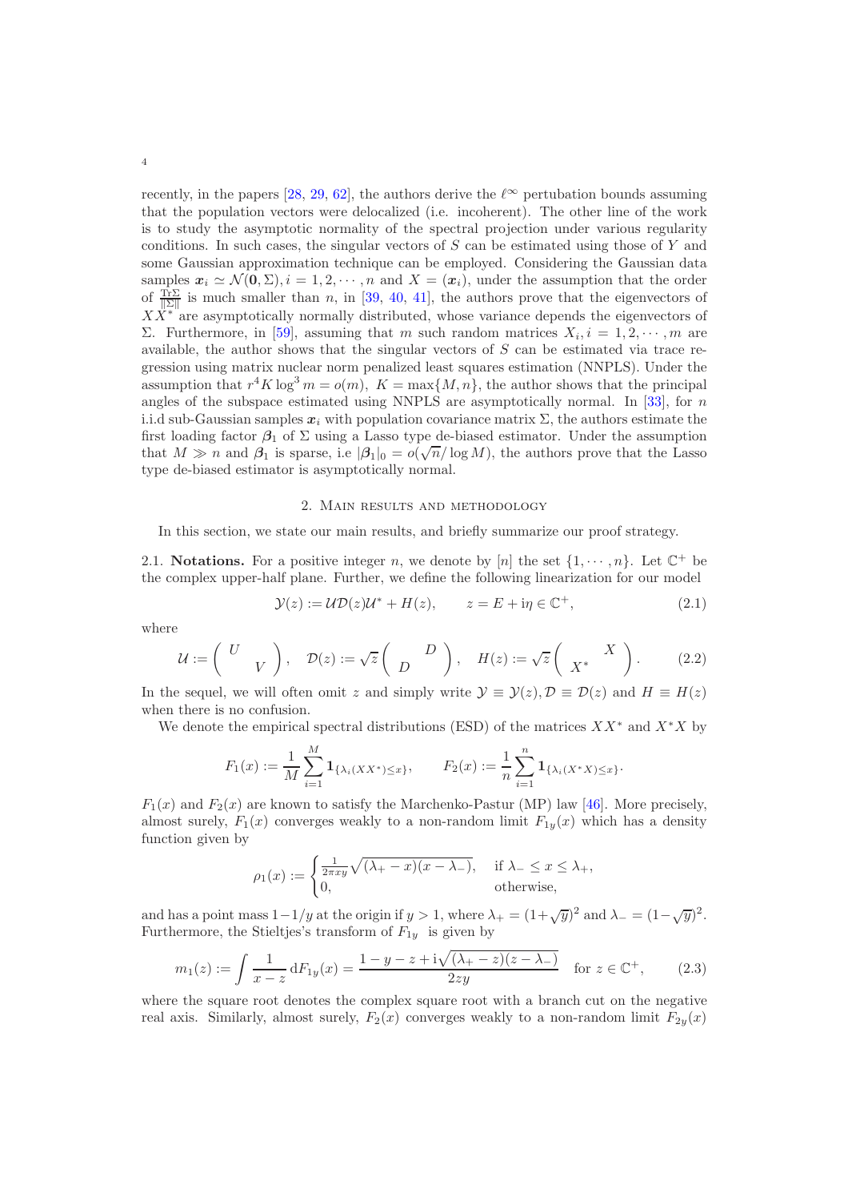recently, in the papers [28, 29, 62], the authors derive the $\ell^\infty$ pertubation bounds assuming that the population vectors were delocalized (i.e. incoherent). The other line of the work is to study the asymptotic normality of the spectral projection under various regularity conditions. In such cases, the singular vectors of $S$ can be estimated using those of $Y$ and some Gaussian approximation technique can be employed. Considering the Gaussian data samples $\boldsymbol{x}_i \simeq \mathcal{N}(\mathbf{0}, \Sigma), i = 1, 2, \cdots, n$ and $X = (\boldsymbol{x}_i)$, under the assumption that the order of $\frac{\operatorname{Tr}\Sigma}{\|\Sigma\|}$ is much smaller than $n$, in [39, 40, 41], the authors prove that the eigenvectors of $XX^*$ are asymptotically normally distributed, whose variance depends the eigenvectors of $\Sigma$. Furthermore, in [59], assuming that $m$ such random matrices $X_i, i = 1, 2, \cdots, m$ are available, the author shows that the singular vectors of $S$ can be estimated via trace regression using matrix nuclear norm penalized least squares estimation (NNPLS). Under the assumption that $r^4 K \log^3 m = o(m)$, $K = \max\{M, n\}$, the author shows that the principal angles of the subspace estimated using NNPLS are asymptotically normal. In [33], for $n$ i.i.d sub-Gaussian samples $\boldsymbol{x}_i$ with population covariance matrix $\Sigma$, the authors estimate the first loading factor $\boldsymbol{\beta}_1$ of $\Sigma$ using a Lasso type de-biased estimator. Under the assumption that $M \gg n$ and $\boldsymbol{\beta}_1$ is sparse, i.e $|\boldsymbol{\beta}_1|_0 = o(\sqrt{n}/\log M)$, the authors prove that the Lasso type de-biased estimator is asymptotically normal.

## 2. Main results and methodology

In this section, we state our main results, and briefly summarize our proof strategy.

**2.1. Notations.** For a positive integer $n$, we denote by $[n]$ the set $\{1, \cdots, n\}$. Let $\mathbb{C}^+$ be the complex upper-half plane. Further, we define the following linearization for our model

$$\mathcal{Y}(z) := \mathcal{U}\mathcal{D}(z)\mathcal{U}^* + H(z), \qquad z = E + \mathrm{i}\eta \in \mathbb{C}^+, \tag{2.1}$$

where

$$\mathcal{U} := \begin{pmatrix} U & \\ & V \end{pmatrix}, \quad \mathcal{D}(z) := \sqrt{z}\begin{pmatrix} & D \\ D & \end{pmatrix}, \quad H(z) := \sqrt{z}\begin{pmatrix} & X \\ X^* & \end{pmatrix}. \tag{2.2}$$

In the sequel, we will often omit $z$ and simply write $\mathcal{Y} \equiv \mathcal{Y}(z), \mathcal{D} \equiv \mathcal{D}(z)$ and $H \equiv H(z)$ when there is no confusion.

We denote the empirical spectral distributions (ESD) of the matrices $XX^*$ and $X^*X$ by

$$F_1(x) := \frac{1}{M}\sum_{i=1}^{M} \mathbf{1}_{\{\lambda_i(XX^*) \le x\}}, \qquad F_2(x) := \frac{1}{n}\sum_{i=1}^{n} \mathbf{1}_{\{\lambda_i(X^*X) \le x\}}.$$

$F_1(x)$ and $F_2(x)$ are known to satisfy the Marchenko-Pastur (MP) law [46]. More precisely, almost surely, $F_1(x)$ converges weakly to a non-random limit $F_{1y}(x)$ which has a density function given by

$$\rho_1(x) := \begin{cases} \frac{1}{2\pi x y}\sqrt{(\lambda_+ - x)(x - \lambda_-)}, & \text{if } \lambda_- \le x \le \lambda_+, \\ 0, & \text{otherwise,} \end{cases}$$

and has a point mass $1 - 1/y$ at the origin if $y > 1$, where $\lambda_+ = (1 + \sqrt{y})^2$ and $\lambda_- = (1 - \sqrt{y})^2$. Furthermore, the Stieltjes's transform of $F_{1y}$ is given by

$$m_1(z) := \int \frac{1}{x - z}\,\mathrm{d}F_{1y}(x) = \frac{1 - y - z + \mathrm{i}\sqrt{(\lambda_+ - z)(z - \lambda_-)}}{2zy} \quad \text{for } z \in \mathbb{C}^+, \tag{2.3}$$

where the square root denotes the complex square root with a branch cut on the negative real axis. Similarly, almost surely, $F_2(x)$ converges weakly to a non-random limit $F_{2y}(x)$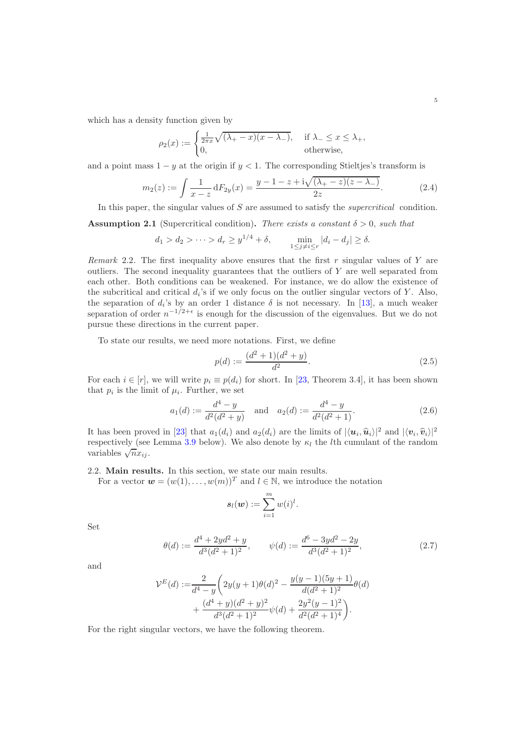which has a density function given by

$$\rho_2(x) := \begin{cases} \frac{1}{2\pi x}\sqrt{(\lambda_+ - x)(x - \lambda_-)}, & \text{if } \lambda_- \le x \le \lambda_+, \\ 0, & \text{otherwise,} \end{cases}$$

and a point mass $1-y$ at the origin if $y < 1$. The corresponding Stieltjes's transform is

$$m_2(z) := \int \frac{1}{x - z}\, \mathrm{d}F_{2y}(x) = \frac{y - 1 - z + \mathrm{i}\sqrt{(\lambda_+ - z)(z - \lambda_-)}}{2z}. \tag{2.4}$$

In this paper, the singular values of $S$ are assumed to satisfy the *supercritical* condition.

**Assumption 2.1** (Supercritical condition)**.** *There exists a constant $\delta > 0$, such that*

$$d_1 > d_2 > \cdots > d_r \ge y^{1/4} + \delta, \qquad \min_{1 \le j \ne i \le r} |d_i - d_j| \ge \delta.$$

*Remark* 2.2. The first inequality above ensures that the first $r$ singular values of $Y$ are outliers. The second inequality guarantees that the outliers of $Y$ are well separated from each other. Both conditions can be weakened. For instance, we do allow the existence of the subcritical and critical $d_i$'s if we only focus on the outlier singular vectors of $Y$. Also, the separation of $d_i$'s by an order 1 distance $\delta$ is not necessary. In [13], a much weaker separation of order $n^{-1/2+\epsilon}$ is enough for the discussion of the eigenvalues. But we do not pursue these directions in the current paper.

To state our results, we need more notations. First, we define

$$p(d) := \frac{(d^2+1)(d^2+y)}{d^2}. \tag{2.5}$$

For each $i \in [r]$, we will write $p_i \equiv p(d_i)$ for short. In [23, Theorem 3.4], it has been shown that $p_i$ is the limit of $\mu_i$. Further, we set

$$a_1(d) := \frac{d^4 - y}{d^2(d^2 + y)} \quad \text{and} \quad a_2(d) := \frac{d^4 - y}{d^2(d^2+1)}. \tag{2.6}$$

It has been proved in [23] that $a_1(d_i)$ and $a_2(d_i)$ are the limits of $|\langle \boldsymbol{u}_i, \widehat{\boldsymbol{u}}_i \rangle|^2$ and $|\langle \boldsymbol{v}_i, \widehat{\boldsymbol{v}}_i \rangle|^2$ respectively (see Lemma 3.9 below). We also denote by $\kappa_l$ the $l$th cumulant of the random variables $\sqrt{n} x_{ij}$.

## 2.2. Main results.

In this section, we state our main results.

For a vector $\boldsymbol{w} = (w(1), \ldots, w(m))^T$ and $l \in \mathbb{N}$, we introduce the notation

$$\boldsymbol{s}_l(\boldsymbol{w}) := \sum_{i=1}^m w(i)^l.$$

Set

$$\theta(d) := \frac{d^4 + 2yd^2 + y}{d^3(d^2+1)^2}, \qquad \psi(d) := \frac{d^6 - 3yd^2 - 2y}{d^3(d^2+1)^2}, \tag{2.7}$$

and

$$\begin{aligned} \mathcal{V}^E(d) := &\frac{2}{d^4 - y}\bigg( 2y(y+1)\theta(d)^2 - \frac{y(y-1)(5y+1)}{d(d^2+1)^2}\theta(d) \\ &+ \frac{(d^4+y)(d^2+y)^2}{d^3(d^2+1)^2}\psi(d) + \frac{2y^2(y-1)^2}{d^2(d^2+1)^4}\bigg). \end{aligned}$$

For the right singular vectors, we have the following theorem.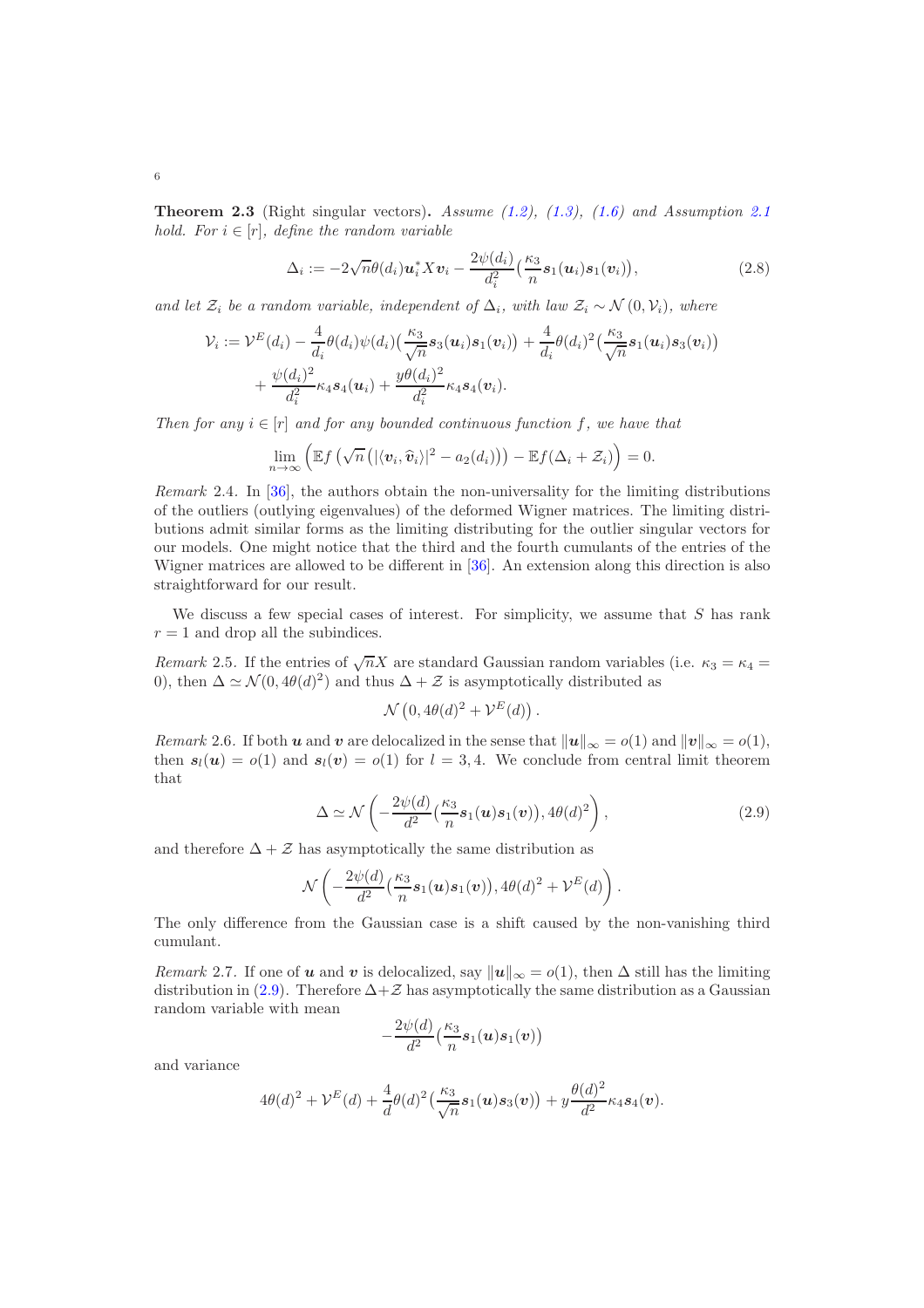**Theorem 2.3** (Right singular vectors)**.** *Assume (1.2), (1.3), (1.6) and Assumption 2.1 hold. For $i \in [r]$, define the random variable*

$$\Delta_i := -2\sqrt{n}\theta(d_i)\boldsymbol{u}_i^* X \boldsymbol{v}_i - \frac{2\psi(d_i)}{d_i^2}\big(\frac{\kappa_3}{n}\boldsymbol{s}_1(\boldsymbol{u}_i)\boldsymbol{s}_1(\boldsymbol{v}_i)\big), \tag{2.8}$$

*and let $\mathcal{Z}_i$ be a random variable, independent of $\Delta_i$, with law $\mathcal{Z}_i \sim \mathcal{N}(0, \mathcal{V}_i)$, where*

$$\begin{aligned}\mathcal{V}_i := \mathcal{V}^E(d_i) &- \frac{4}{d_i}\theta(d_i)\psi(d_i)\big(\frac{\kappa_3}{\sqrt{n}}\boldsymbol{s}_3(\boldsymbol{u}_i)\boldsymbol{s}_1(\boldsymbol{v}_i)\big) + \frac{4}{d_i}\theta(d_i)^2\big(\frac{\kappa_3}{\sqrt{n}}\boldsymbol{s}_1(\boldsymbol{u}_i)\boldsymbol{s}_3(\boldsymbol{v}_i)\big) \\ &+ \frac{\psi(d_i)^2}{d_i^2}\kappa_4\boldsymbol{s}_4(\boldsymbol{u}_i) + \frac{y\theta(d_i)^2}{d_i^2}\kappa_4\boldsymbol{s}_4(\boldsymbol{v}_i).\end{aligned}$$

*Then for any $i \in [r]$ and for any bounded continuous function $f$, we have that*

$$\lim_{n\to\infty}\Big(\mathbb{E}f\left(\sqrt{n}\left(|\langle \boldsymbol{v}_i, \widehat{\boldsymbol{v}}_i\rangle|^2 - a_2(d_i)\right)\right) - \mathbb{E}f(\Delta_i + \mathcal{Z}_i)\Big) = 0.$$

*Remark* 2.4. In [36], the authors obtain the non-universality for the limiting distributions of the outliers (outlying eigenvalues) of the deformed Wigner matrices. The limiting distributions admit similar forms as the limiting distributing for the outlier singular vectors for our models. One might notice that the third and the fourth cumulants of the entries of the Wigner matrices are allowed to be different in [36]. An extension along this direction is also straightforward for our result.

We discuss a few special cases of interest. For simplicity, we assume that $S$ has rank $r = 1$ and drop all the subindices.

*Remark* 2.5. If the entries of $\sqrt{n}X$ are standard Gaussian random variables (i.e. $\kappa_3 = \kappa_4 = 0$), then $\Delta \simeq \mathcal{N}(0, 4\theta(d)^2)$ and thus $\Delta + \mathcal{Z}$ is asymptotically distributed as

$$\mathcal{N}\left(0, 4\theta(d)^2 + \mathcal{V}^E(d)\right).$$

*Remark* 2.6. If both $\boldsymbol{u}$ and $\boldsymbol{v}$ are delocalized in the sense that $\|\boldsymbol{u}\|_\infty = o(1)$ and $\|\boldsymbol{v}\|_\infty = o(1)$, then $\boldsymbol{s}_l(\boldsymbol{u}) = o(1)$ and $\boldsymbol{s}_l(\boldsymbol{v}) = o(1)$ for $l = 3, 4$. We conclude from central limit theorem that

$$\Delta \simeq \mathcal{N}\left(-\frac{2\psi(d)}{d^2}\big(\frac{\kappa_3}{n}\boldsymbol{s}_1(\boldsymbol{u})\boldsymbol{s}_1(\boldsymbol{v})\big), 4\theta(d)^2\right), \tag{2.9}$$

and therefore $\Delta + \mathcal{Z}$ has asymptotically the same distribution as

$$\mathcal{N}\left(-\frac{2\psi(d)}{d^2}\big(\frac{\kappa_3}{n}\boldsymbol{s}_1(\boldsymbol{u})\boldsymbol{s}_1(\boldsymbol{v})\big), 4\theta(d)^2 + \mathcal{V}^E(d)\right).$$

The only difference from the Gaussian case is a shift caused by the non-vanishing third cumulant.

*Remark* 2.7. If one of $\boldsymbol{u}$ and $\boldsymbol{v}$ is delocalized, say $\|\boldsymbol{u}\|_\infty = o(1)$, then $\Delta$ still has the limiting distribution in (2.9). Therefore $\Delta + \mathcal{Z}$ has asymptotically the same distribution as a Gaussian random variable with mean

$$-\frac{2\psi(d)}{d^2}\big(\frac{\kappa_3}{n}\boldsymbol{s}_1(\boldsymbol{u})\boldsymbol{s}_1(\boldsymbol{v})\big)$$

and variance

$$4\theta(d)^2 + \mathcal{V}^E(d) + \frac{4}{d}\theta(d)^2\big(\frac{\kappa_3}{\sqrt{n}}\boldsymbol{s}_1(\boldsymbol{u})\boldsymbol{s}_3(\boldsymbol{v})\big) + y\frac{\theta(d)^2}{d^2}\kappa_4\boldsymbol{s}_4(\boldsymbol{v}).$$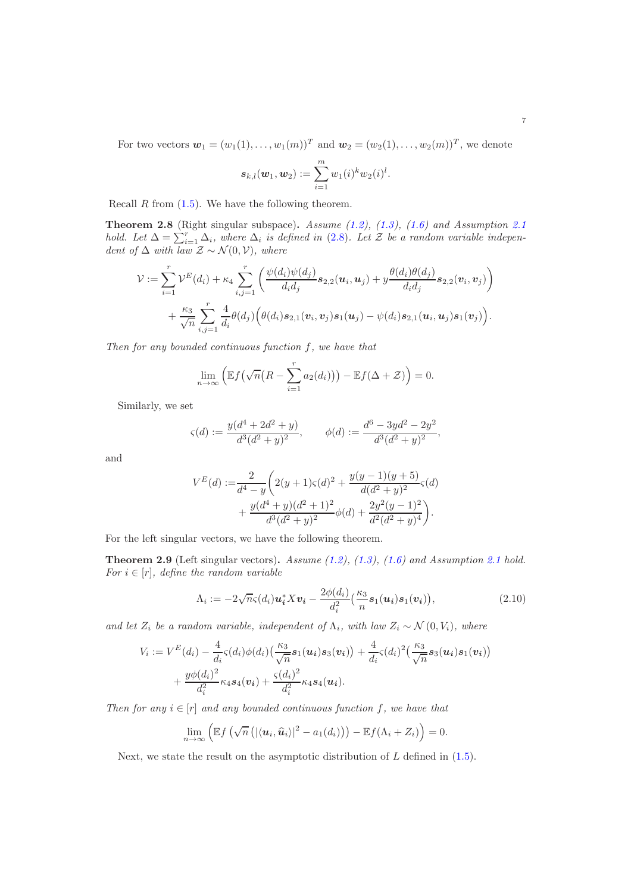For two vectors $\boldsymbol{w}_1 = (w_1(1), \ldots, w_1(m))^T$ and $\boldsymbol{w}_2 = (w_2(1), \ldots, w_2(m))^T$, we denote

$$\boldsymbol{s}_{k,l}(\boldsymbol{w}_1, \boldsymbol{w}_2) := \sum_{i=1}^{m} w_1(i)^k w_2(i)^l.$$

Recall $R$ from (1.5). We have the following theorem.

**Theorem 2.8** (Right singular subspace)**.** *Assume (1.2), (1.3), (1.6) and Assumption 2.1 hold. Let $\Delta = \sum_{i=1}^{r} \Delta_i$, where $\Delta_i$ is defined in (2.8). Let $\mathcal{Z}$ be a random variable independent of $\Delta$ with law $\mathcal{Z} \sim \mathcal{N}(0, \mathcal{V})$, where*

$$\mathcal{V} := \sum_{i=1}^{r} \mathcal{V}^E(d_i) + \kappa_4 \sum_{i,j=1}^{r} \Big( \frac{\psi(d_i)\psi(d_j)}{d_i d_j} \boldsymbol{s}_{2,2}(\boldsymbol{u}_i, \boldsymbol{u}_j) + y \frac{\theta(d_i)\theta(d_j)}{d_i d_j} \boldsymbol{s}_{2,2}(\boldsymbol{v}_i, \boldsymbol{v}_j) \Big)$$
$$+ \frac{\kappa_3}{\sqrt{n}} \sum_{i,j=1}^{r} \frac{4}{d_i} \theta(d_j) \Big( \theta(d_i) \boldsymbol{s}_{2,1}(\boldsymbol{v}_i, \boldsymbol{v}_j) \boldsymbol{s}_1(\boldsymbol{u}_j) - \psi(d_i) \boldsymbol{s}_{2,1}(\boldsymbol{u}_i, \boldsymbol{u}_j) \boldsymbol{s}_1(\boldsymbol{v}_j) \Big).$$

*Then for any bounded continuous function $f$, we have that*

$$\lim_{n \to \infty} \Big( \mathbb{E} f\big(\sqrt{n}\big(R - \sum_{i=1}^{r} a_2(d_i)\big)\big) - \mathbb{E} f(\Delta + \mathcal{Z}) \Big) = 0.$$

Similarly, we set

$$\varsigma(d) := \frac{y(d^4 + 2d^2 + y)}{d^3(d^2 + y)^2}, \qquad \phi(d) := \frac{d^6 - 3yd^2 - 2y^2}{d^3(d^2 + y)^2},$$

and

$$V^E(d) := \frac{2}{d^4 - y} \Big( 2(y+1)\varsigma(d)^2 + \frac{y(y-1)(y+5)}{d(d^2 + y)^2} \varsigma(d)$$
$$+ \frac{y(d^4 + y)(d^2 + 1)^2}{d^3(d^2 + y)^2} \phi(d) + \frac{2y^2(y-1)^2}{d^2(d^2 + y)^4} \Big).$$

For the left singular vectors, we have the following theorem.

**Theorem 2.9** (Left singular vectors)**.** *Assume (1.2), (1.3), (1.6) and Assumption 2.1 hold. For $i \in [r]$, define the random variable*

$$\Lambda_i := -2\sqrt{n}\varsigma(d_i) \boldsymbol{u}_i^* X \boldsymbol{v}_i - \frac{2\phi(d_i)}{d_i^2} \big( \frac{\kappa_3}{n} \boldsymbol{s}_1(\boldsymbol{u}_i) \boldsymbol{s}_1(\boldsymbol{v}_i) \big), \tag{2.10}$$

*and let $Z_i$ be a random variable, independent of $\Lambda_i$, with law $Z_i \sim \mathcal{N}(0, V_i)$, where*

$$V_i := V^E(d_i) - \frac{4}{d_i} \varsigma(d_i) \phi(d_i) \big( \frac{\kappa_3}{\sqrt{n}} \boldsymbol{s}_1(\boldsymbol{u}_i) \boldsymbol{s}_3(\boldsymbol{v}_i) \big) + \frac{4}{d_i} \varsigma(d_i)^2 \big( \frac{\kappa_3}{\sqrt{n}} \boldsymbol{s}_3(\boldsymbol{u}_i) \boldsymbol{s}_1(\boldsymbol{v}_i) \big)$$
$$+ \frac{y\phi(d_i)^2}{d_i^2} \kappa_4 \boldsymbol{s}_4(\boldsymbol{v}_i) + \frac{\varsigma(d_i)^2}{d_i^2} \kappa_4 \boldsymbol{s}_4(\boldsymbol{u}_i).$$

*Then for any $i \in [r]$ and any bounded continuous function $f$, we have that*

$$\lim_{n \to \infty} \Big( \mathbb{E} f\left( \sqrt{n} \left( |\langle \boldsymbol{u}_i, \widehat{\boldsymbol{u}}_i \rangle|^2 - a_1(d_i) \right) \right) - \mathbb{E} f(\Lambda_i + Z_i) \Big) = 0.$$

Next, we state the result on the asymptotic distribution of $L$ defined in (1.5).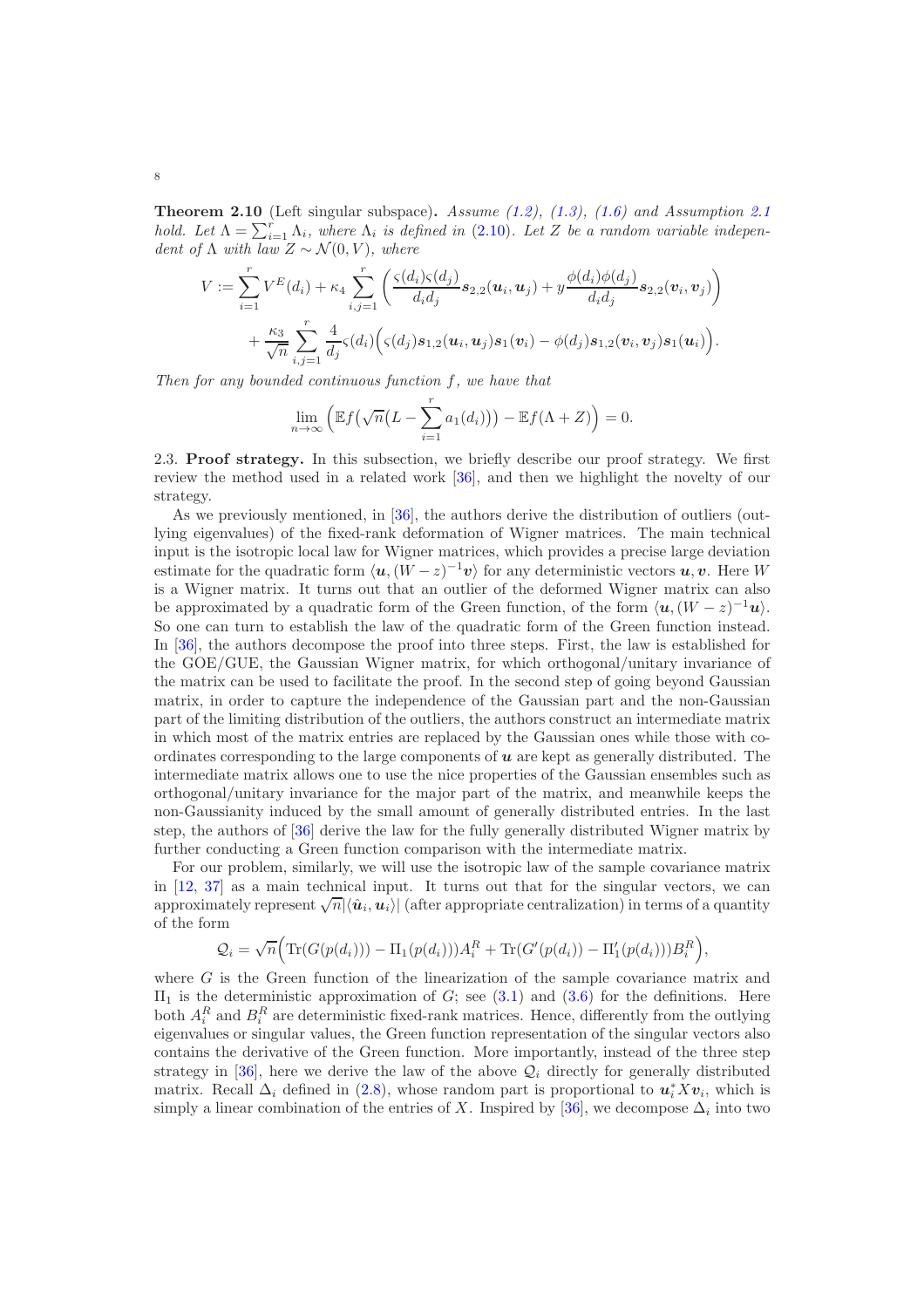**Theorem 2.10** (Left singular subspace)**.** *Assume (1.2), (1.3), (1.6) and Assumption 2.1 hold. Let $\Lambda = \sum_{i=1}^r \Lambda_i$, where $\Lambda_i$ is defined in* (2.10)*. Let $Z$ be a random variable independent of $\Lambda$ with law $Z \sim \mathcal{N}(0, V)$, where*

$$V := \sum_{i=1}^r V^E(d_i) + \kappa_4 \sum_{i,j=1}^r \Big( \frac{\varsigma(d_i)\varsigma(d_j)}{d_i d_j} \boldsymbol{s}_{2,2}(\boldsymbol{u}_i, \boldsymbol{u}_j) + y \frac{\phi(d_i)\phi(d_j)}{d_i d_j} \boldsymbol{s}_{2,2}(\boldsymbol{v}_i, \boldsymbol{v}_j) \Big)$$

$$+ \frac{\kappa_3}{\sqrt{n}} \sum_{i,j=1}^r \frac{4}{d_j} \varsigma(d_i) \Big( \varsigma(d_j) \boldsymbol{s}_{1,2}(\boldsymbol{u}_i, \boldsymbol{u}_j) \boldsymbol{s}_1(\boldsymbol{v}_i) - \phi(d_j) \boldsymbol{s}_{1,2}(\boldsymbol{v}_i, \boldsymbol{v}_j) \boldsymbol{s}_1(\boldsymbol{u}_i) \Big).$$

*Then for any bounded continuous function $f$, we have that*

$$\lim_{n\to\infty} \Big( \mathbb{E} f\big(\sqrt{n}(L - \sum_{i=1}^r a_1(d_i))\big) - \mathbb{E} f(\Lambda + Z) \Big) = 0.$$

2.3. **Proof strategy.** In this subsection, we briefly describe our proof strategy. We first review the method used in a related work [36], and then we highlight the novelty of our strategy.

As we previously mentioned, in [36], the authors derive the distribution of outliers (outlying eigenvalues) of the fixed-rank deformation of Wigner matrices. The main technical input is the isotropic local law for Wigner matrices, which provides a precise large deviation estimate for the quadratic form $\langle \boldsymbol{u}, (W - z)^{-1} \boldsymbol{v} \rangle$ for any deterministic vectors $\boldsymbol{u}, \boldsymbol{v}$. Here $W$ is a Wigner matrix. It turns out that an outlier of the deformed Wigner matrix can also be approximated by a quadratic form of the Green function, of the form $\langle \boldsymbol{u}, (W - z)^{-1} \boldsymbol{u} \rangle$. So one can turn to establish the law of the quadratic form of the Green function instead. In [36], the authors decompose the proof into three steps. First, the law is established for the GOE/GUE, the Gaussian Wigner matrix, for which orthogonal/unitary invariance of the matrix can be used to facilitate the proof. In the second step of going beyond Gaussian matrix, in order to capture the independence of the Gaussian part and the non-Gaussian part of the limiting distribution of the outliers, the authors construct an intermediate matrix in which most of the matrix entries are replaced by the Gaussian ones while those with coordinates corresponding to the large components of $\boldsymbol{u}$ are kept as generally distributed. The intermediate matrix allows one to use the nice properties of the Gaussian ensembles such as orthogonal/unitary invariance for the major part of the matrix, and meanwhile keeps the non-Gaussianity induced by the small amount of generally distributed entries. In the last step, the authors of [36] derive the law for the fully generally distributed Wigner matrix by further conducting a Green function comparison with the intermediate matrix.

For our problem, similarly, we will use the isotropic law of the sample covariance matrix in [12, 37] as a main technical input. It turns out that for the singular vectors, we can approximately represent $\sqrt{n}|\langle \hat{\boldsymbol{u}}_i, \boldsymbol{u}_i \rangle|$ (after appropriate centralization) in terms of a quantity of the form

$$\mathcal{Q}_i = \sqrt{n} \Big( \mathrm{Tr}(G(p(d_i))) - \Pi_1(p(d_i))) A_i^R + \mathrm{Tr}(G'(p(d_i)) - \Pi_1'(p(d_i))) B_i^R \Big),$$

where $G$ is the Green function of the linearization of the sample covariance matrix and $\Pi_1$ is the deterministic approximation of $G$; see (3.1) and (3.6) for the definitions. Here both $A_i^R$ and $B_i^R$ are deterministic fixed-rank matrices. Hence, differently from the outlying eigenvalues or singular values, the Green function representation of the singular vectors also contains the derivative of the Green function. More importantly, instead of the three step strategy in [36], here we derive the law of the above $\mathcal{Q}_i$ directly for generally distributed matrix. Recall $\Delta_i$ defined in (2.8), whose random part is proportional to $\boldsymbol{u}_i^* X \boldsymbol{v}_i$, which is simply a linear combination of the entries of $X$. Inspired by [36], we decompose $\Delta_i$ into two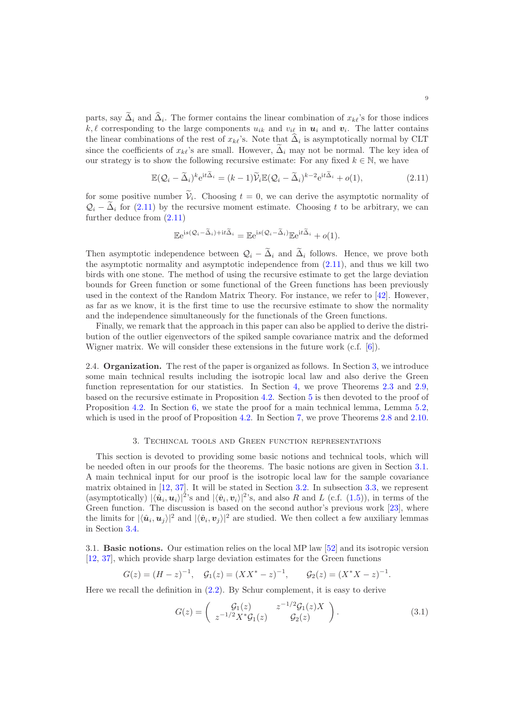parts, say $\widetilde{\Delta}_i$ and $\widehat{\Delta}_i$. The former contains the linear combination of $x_{k\ell}$'s for those indices $k, \ell$ corresponding to the large components $u_{ik}$ and $v_{i\ell}$ in $\boldsymbol{u}_i$ and $\boldsymbol{v}_i$. The latter contains the linear combinations of the rest of $x_{k\ell}$'s. Note that $\widehat{\Delta}_i$ is asymptotically normal by CLT since the coefficients of $x_{k\ell}$'s are small. However, $\widetilde{\Delta}_i$ may not be normal. The key idea of our strategy is to show the following recursive estimate: For any fixed $k \in \mathbb{N}$, we have

$$\mathbb{E}(\mathcal{Q}_i - \widetilde{\Delta}_i)^k \mathrm{e}^{\mathrm{i}t\widetilde{\Delta}_i} = (k-1)\widetilde{\mathcal{V}}_i \mathbb{E}(\mathcal{Q}_i - \widetilde{\Delta}_i)^{k-2}\mathrm{e}^{\mathrm{i}t\widetilde{\Delta}_i} + o(1), \tag{2.11}$$

for some positive number $\widetilde{\mathcal{V}}_i$. Choosing $t = 0$, we can derive the asymptotic normality of $\mathcal{Q}_i - \widetilde{\Delta}_i$ for (2.11) by the recursive moment estimate. Choosing $t$ to be arbitrary, we can further deduce from (2.11)

$$\mathbb{E}\mathrm{e}^{\mathrm{i}s(\mathcal{Q}_i - \widetilde{\Delta}_i) + \mathrm{i}t\widetilde{\Delta}_i} = \mathbb{E}\mathrm{e}^{\mathrm{i}s(\mathcal{Q}_i - \widetilde{\Delta}_i)}\mathbb{E}\mathrm{e}^{\mathrm{i}t\widetilde{\Delta}_i} + o(1).$$

Then asymptotic independence between $\mathcal{Q}_i - \widetilde{\Delta}_i$ and $\widetilde{\Delta}_i$ follows. Hence, we prove both the asymptotic normality and asymptotic independence from (2.11), and thus we kill two birds with one stone. The method of using the recursive estimate to get the large deviation bounds for Green function or some functional of the Green functions has been previously used in the context of the Random Matrix Theory. For instance, we refer to [42]. However, as far as we know, it is the first time to use the recursive estimate to show the normality and the independence simultaneously for the functionals of the Green functions.

Finally, we remark that the approach in this paper can also be applied to derive the distribution of the outlier eigenvectors of the spiked sample covariance matrix and the deformed Wigner matrix. We will consider these extensions in the future work (c.f. [6]).

2.4. **Organization.** The rest of the paper is organized as follows. In Section 3, we introduce some main technical results including the isotropic local law and also derive the Green function representation for our statistics. In Section 4, we prove Theorems 2.3 and 2.9, based on the recursive estimate in Proposition 4.2. Section 5 is then devoted to the proof of Proposition 4.2. In Section 6, we state the proof for a main technical lemma, Lemma 5.2, which is used in the proof of Proposition 4.2. In Section 7, we prove Theorems 2.8 and 2.10.

## 3. Techincal tools and Green function representations

This section is devoted to providing some basic notions and technical tools, which will be needed often in our proofs for the theorems. The basic notions are given in Section 3.1. A main technical input for our proof is the isotropic local law for the sample covariance matrix obtained in [12, 37]. It will be stated in Section 3.2. In subsection 3.3, we represent (asymptotically) $|\langle \hat{\boldsymbol{u}}_i, \boldsymbol{u}_i\rangle|^2$'s and $|\langle \hat{\boldsymbol{v}}_i, \boldsymbol{v}_i\rangle|^2$'s, and also $R$ and $L$ (c.f. (1.5)), in terms of the Green function. The discussion is based on the second author's previous work [23], where the limits for $|\langle \hat{\boldsymbol{u}}_i, \boldsymbol{u}_j\rangle|^2$ and $|\langle \hat{\boldsymbol{v}}_i, \boldsymbol{v}_j\rangle|^2$ are studied. We then collect a few auxiliary lemmas in Section 3.4.

3.1. **Basic notions.** Our estimation relies on the local MP law [52] and its isotropic version [12, 37], which provide sharp large deviation estimates for the Green functions

$$G(z) = (H - z)^{-1}, \quad \mathcal{G}_1(z) = (XX^* - z)^{-1}, \qquad \mathcal{G}_2(z) = (X^*X - z)^{-1}.$$

Here we recall the definition in (2.2). By Schur complement, it is easy to derive

$$G(z) = \left( \begin{array}{cc} \mathcal{G}_1(z) & z^{-1/2}\mathcal{G}_1(z)X \\ z^{-1/2}X^*\mathcal{G}_1(z) & \mathcal{G}_2(z) \end{array} \right). \tag{3.1}$$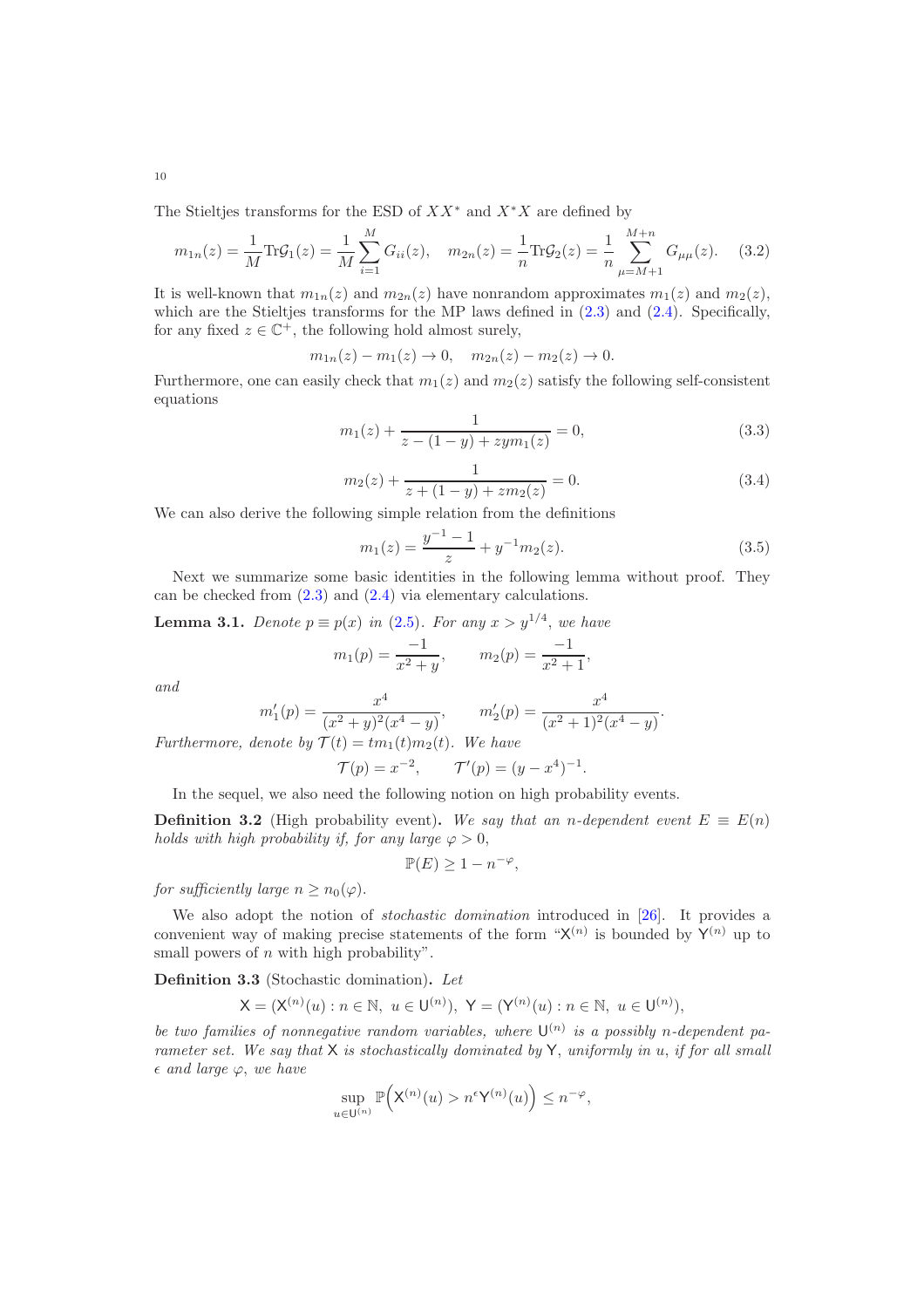The Stieltjes transforms for the ESD of $XX^*$ and $X^*X$ are defined by

$$m_{1n}(z) = \frac{1}{M}\mathrm{Tr}\mathcal{G}_1(z) = \frac{1}{M}\sum_{i=1}^{M} G_{ii}(z), \quad m_{2n}(z) = \frac{1}{n}\mathrm{Tr}\mathcal{G}_2(z) = \frac{1}{n}\sum_{\mu=M+1}^{M+n} G_{\mu\mu}(z). \tag{3.2}$$

It is well-known that $m_{1n}(z)$ and $m_{2n}(z)$ have nonrandom approximates $m_1(z)$ and $m_2(z)$, which are the Stieltjes transforms for the MP laws defined in (2.3) and (2.4). Specifically, for any fixed $z \in \mathbb{C}^+$, the following hold almost surely,

$$m_{1n}(z) - m_1(z) \to 0, \quad m_{2n}(z) - m_2(z) \to 0.$$

Furthermore, one can easily check that $m_1(z)$ and $m_2(z)$ satisfy the following self-consistent equations

$$m_1(z) + \frac{1}{z - (1-y) + zym_1(z)} = 0, \tag{3.3}$$

$$m_2(z) + \frac{1}{z + (1-y) + zm_2(z)} = 0. \tag{3.4}$$

We can also derive the following simple relation from the definitions

$$m_1(z) = \frac{y^{-1}-1}{z} + y^{-1}m_2(z). \tag{3.5}$$

Next we summarize some basic identities in the following lemma without proof. They can be checked from (2.3) and (2.4) via elementary calculations.

**Lemma 3.1.** *Denote $p \equiv p(x)$ in (2.5). For any $x > y^{1/4}$, we have*

$$m_1(p) = \frac{-1}{x^2+y}, \qquad m_2(p) = \frac{-1}{x^2+1},$$

*and*

$$m_1'(p) = \frac{x^4}{(x^2+y)^2(x^4-y)}, \qquad m_2'(p) = \frac{x^4}{(x^2+1)^2(x^4-y)}.$$

*Furthermore, denote by $\mathcal{T}(t) = tm_1(t)m_2(t)$. We have*

$$\mathcal{T}(p) = x^{-2}, \qquad \mathcal{T}'(p) = (y-x^4)^{-1}.$$

In the sequel, we also need the following notion on high probability events.

**Definition 3.2** (High probability event)**.** *We say that an $n$-dependent event $E \equiv E(n)$ holds with high probability if, for any large $\varphi > 0$,*

$$\mathbb{P}(E) \geq 1 - n^{-\varphi},$$

*for sufficiently large $n \geq n_0(\varphi)$.*

We also adopt the notion of *stochastic domination* introduced in [26]. It provides a convenient way of making precise statements of the form "$\mathsf{X}^{(n)}$ is bounded by $\mathsf{Y}^{(n)}$ up to small powers of $n$ with high probability".

**Definition 3.3** (Stochastic domination)**.** *Let*

$$\mathsf{X} = (\mathsf{X}^{(n)}(u) : n \in \mathbb{N},\ u \in \mathsf{U}^{(n)}),\ \mathsf{Y} = (\mathsf{Y}^{(n)}(u) : n \in \mathbb{N},\ u \in \mathsf{U}^{(n)}),$$

*be two families of nonnegative random variables, where $\mathsf{U}^{(n)}$ is a possibly $n$-dependent parameter set. We say that $\mathsf{X}$ is stochastically dominated by $\mathsf{Y}$, uniformly in $u$, if for all small $\epsilon$ and large $\varphi$, we have*

$$\sup_{u \in \mathsf{U}^{(n)}} \mathbb{P}\Big(\mathsf{X}^{(n)}(u) > n^{\epsilon}\mathsf{Y}^{(n)}(u)\Big) \leq n^{-\varphi},$$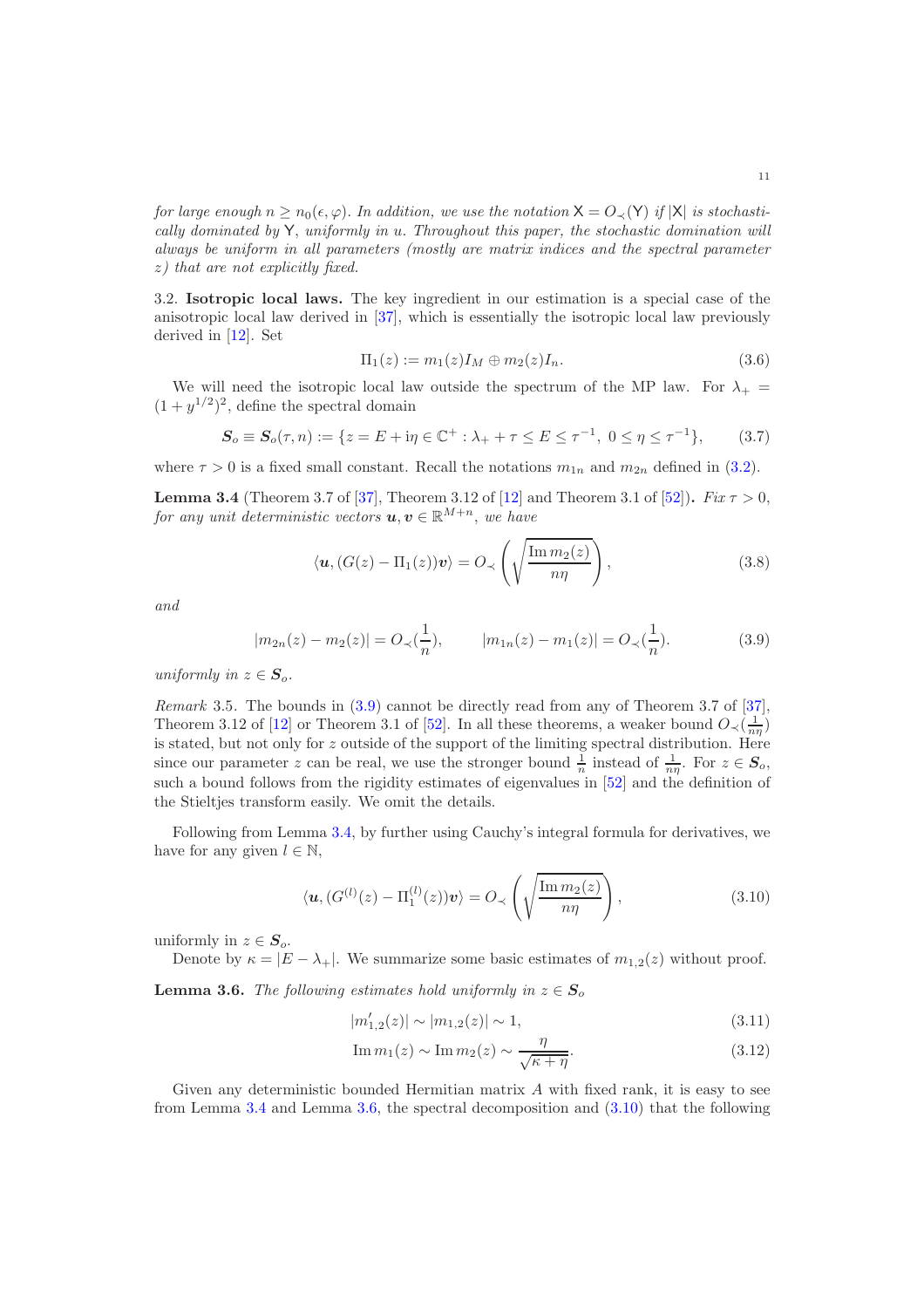*for large enough $n \geq n_0(\epsilon, \varphi)$. In addition, we use the notation $\mathsf{X} = O_\prec(\mathsf{Y})$ if $|\mathsf{X}|$ is stochastically dominated by $\mathsf{Y}$, uniformly in $u$. Throughout this paper, the stochastic domination will always be uniform in all parameters (mostly are matrix indices and the spectral parameter $z$) that are not explicitly fixed.*

3.2. **Isotropic local laws.** The key ingredient in our estimation is a special case of the anisotropic local law derived in [37], which is essentially the isotropic local law previously derived in [12]. Set

$$\Pi_1(z) := m_1(z)I_M \oplus m_2(z)I_n. \tag{3.6}$$

We will need the isotropic local law outside the spectrum of the MP law. For $\lambda_+ = (1+y^{1/2})^2$, define the spectral domain

$$\boldsymbol{S}_o \equiv \boldsymbol{S}_o(\tau, n) := \{z = E + \mathrm{i}\eta \in \mathbb{C}^+ : \lambda_+ + \tau \leq E \leq \tau^{-1},\ 0 \leq \eta \leq \tau^{-1}\}, \tag{3.7}$$

where $\tau > 0$ is a fixed small constant. Recall the notations $m_{1n}$ and $m_{2n}$ defined in (3.2).

**Lemma 3.4** (Theorem 3.7 of [37], Theorem 3.12 of [12] and Theorem 3.1 of [52])**.** *Fix $\tau > 0$, for any unit deterministic vectors $\boldsymbol{u}, \boldsymbol{v} \in \mathbb{R}^{M+n}$, we have*

$$\langle \boldsymbol{u}, (G(z) - \Pi_1(z))\boldsymbol{v}\rangle = O_\prec\left(\sqrt{\frac{\operatorname{Im} m_2(z)}{n\eta}}\right), \tag{3.8}$$

*and*

$$|m_{2n}(z) - m_2(z)| = O_\prec(\frac{1}{n}), \qquad |m_{1n}(z) - m_1(z)| = O_\prec(\frac{1}{n}). \tag{3.9}$$

*uniformly in $z \in \boldsymbol{S}_o$.*

*Remark* 3.5. The bounds in (3.9) cannot be directly read from any of Theorem 3.7 of [37], Theorem 3.12 of [12] or Theorem 3.1 of [52]. In all these theorems, a weaker bound $O_\prec(\frac{1}{n\eta})$ is stated, but not only for $z$ outside of the support of the limiting spectral distribution. Here since our parameter $z$ can be real, we use the stronger bound $\frac{1}{n}$ instead of $\frac{1}{n\eta}$. For $z \in \boldsymbol{S}_o$, such a bound follows from the rigidity estimates of eigenvalues in [52] and the definition of the Stieltjes transform easily. We omit the details.

Following from Lemma 3.4, by further using Cauchy's integral formula for derivatives, we have for any given $l \in \mathbb{N}$,

$$\langle \boldsymbol{u}, (G^{(l)}(z) - \Pi_1^{(l)}(z))\boldsymbol{v}\rangle = O_\prec\left(\sqrt{\frac{\operatorname{Im} m_2(z)}{n\eta}}\right), \tag{3.10}$$

uniformly in $z \in \boldsymbol{S}_o$.

Denote by $\kappa = |E - \lambda_+|$. We summarize some basic estimates of $m_{1,2}(z)$ without proof.

**Lemma 3.6.** *The following estimates hold uniformly in $z \in \boldsymbol{S}_o$*

$$|m_{1,2}'(z)| \sim |m_{1,2}(z)| \sim 1, \tag{3.11}$$

$$\operatorname{Im} m_1(z) \sim \operatorname{Im} m_2(z) \sim \frac{\eta}{\sqrt{\kappa + \eta}}. \tag{3.12}$$

Given any deterministic bounded Hermitian matrix $A$ with fixed rank, it is easy to see from Lemma 3.4 and Lemma 3.6, the spectral decomposition and (3.10) that the following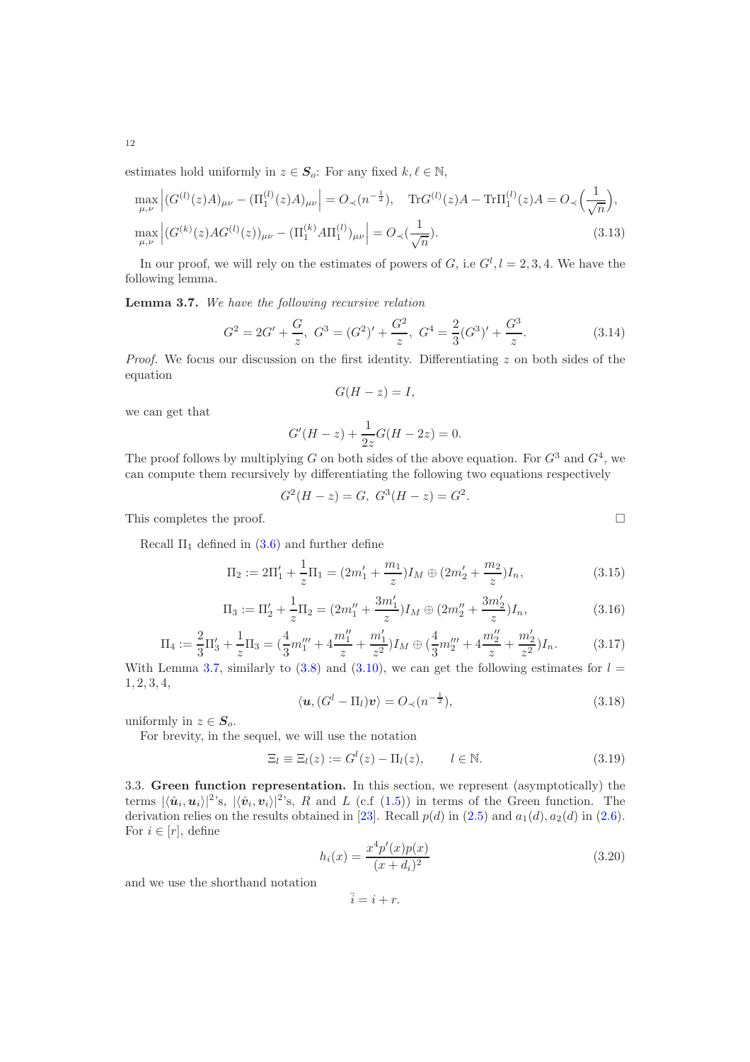estimates hold uniformly in $z \in \boldsymbol{S}_o$: For any fixed $k, \ell \in \mathbb{N}$,

$$\max_{\mu,\nu} \left| (G^{(l)}(z)A)_{\mu\nu} - (\Pi_1^{(l)}(z)A)_{\mu\nu} \right| = O_{\prec}(n^{-\frac{1}{2}}), \quad \mathrm{Tr} G^{(l)}(z)A - \mathrm{Tr}\Pi_1^{(l)}(z)A = O_{\prec}\Big(\frac{1}{\sqrt{n}}\Big),$$
$$\max_{\mu,\nu} \left| (G^{(k)}(z)AG^{(l)}(z))_{\mu\nu} - (\Pi_1^{(k)}A\Pi_1^{(l)})_{\mu\nu} \right| = O_{\prec}(\frac{1}{\sqrt{n}}). \tag{3.13}$$

In our proof, we will rely on the estimates of powers of $G$, i.e $G^l, l = 2, 3, 4$. We have the following lemma.

**Lemma 3.7.** *We have the following recursive relation*

$$G^2 = 2G' + \frac{G}{z}, \; G^3 = (G^2)' + \frac{G^2}{z}, \; G^4 = \frac{2}{3}(G^3)' + \frac{G^3}{z}. \tag{3.14}$$

*Proof.* We focus our discussion on the first identity. Differentiating $z$ on both sides of the equation

$$G(H - z) = I,$$

we can get that

$$G'(H - z) + \frac{1}{2z}G(H - 2z) = 0.$$

The proof follows by multiplying $G$ on both sides of the above equation. For $G^3$ and $G^4$, we can compute them recursively by differentiating the following two equations respectively

$$G^2(H - z) = G, \; G^3(H - z) = G^2.$$

This completes the proof. $\square$

Recall $\Pi_1$ defined in (3.6) and further define

$$\Pi_2 := 2\Pi_1' + \frac{1}{z}\Pi_1 = (2m_1' + \frac{m_1}{z})I_M \oplus (2m_2' + \frac{m_2}{z})I_n, \tag{3.15}$$

$$\Pi_3 := \Pi_2' + \frac{1}{z}\Pi_2 = (2m_1'' + \frac{3m_1'}{z})I_M \oplus (2m_2'' + \frac{3m_2'}{z})I_n, \tag{3.16}$$

$$\Pi_4 := \frac{2}{3}\Pi_3' + \frac{1}{z}\Pi_3 = (\frac{4}{3}m_1''' + 4\frac{m_1''}{z} + \frac{m_1'}{z^2})I_M \oplus (\frac{4}{3}m_2''' + 4\frac{m_2''}{z} + \frac{m_2'}{z^2})I_n. \tag{3.17}$$

With Lemma 3.7, similarly to (3.8) and (3.10), we can get the following estimates for $l = 1, 2, 3, 4$,

$$\langle \boldsymbol{u}, (G^l - \Pi_l)\boldsymbol{v} \rangle = O_{\prec}(n^{-\frac{1}{2}}), \tag{3.18}$$

uniformly in $z \in \boldsymbol{S}_o$.

For brevity, in the sequel, we will use the notation

$$\Xi_l \equiv \Xi_l(z) := G^l(z) - \Pi_l(z), \qquad l \in \mathbb{N}. \tag{3.19}$$

3.3. **Green function representation.** In this section, we represent (asymptotically) the terms $|\langle \hat{\boldsymbol{u}}_i, \boldsymbol{u}_i \rangle|^2$'s, $|\langle \hat{\boldsymbol{v}}_i, \boldsymbol{v}_i \rangle|^2$'s, $R$ and $L$ (c.f (1.5)) in terms of the Green function. The derivation relies on the results obtained in [23]. Recall $p(d)$ in (2.5) and $a_1(d), a_2(d)$ in (2.6). For $i \in [r]$, define

$$h_i(x) = \frac{x^4 p'(x)p(x)}{(x + d_i)^2} \tag{3.20}$$

and we use the shorthand notation

$$\bar{i} = i + r.$$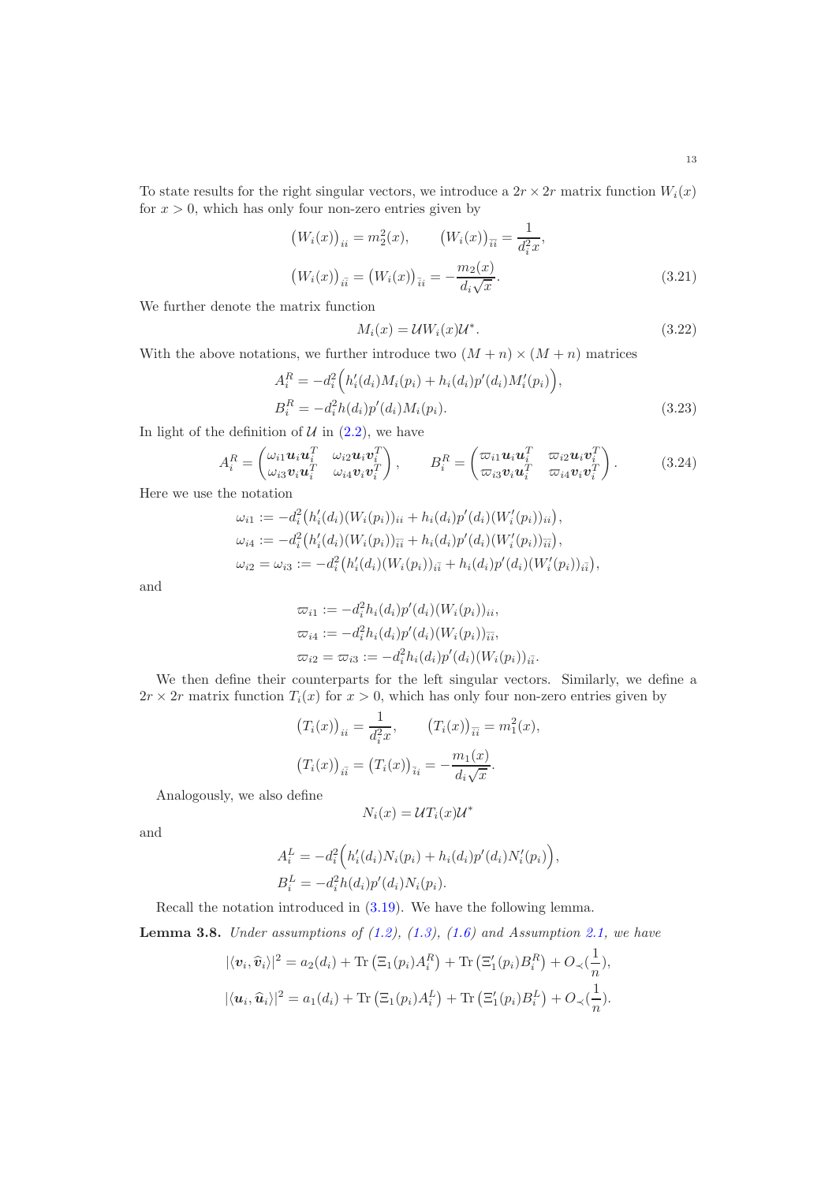To state results for the right singular vectors, we introduce a $2r \times 2r$ matrix function $W_i(x)$ for $x > 0$, which has only four non-zero entries given by

$$
\begin{aligned}
\big(W_i(x)\big)_{ii} &= m_2^2(x), \qquad \big(W_i(x)\big)_{\bar{i}\bar{i}} = \frac{1}{d_i^2 x}, \\
\big(W_i(x)\big)_{i\bar{i}} &= \big(W_i(x)\big)_{\bar{i}i} = -\frac{m_2(x)}{d_i\sqrt{x}}.
\end{aligned} \tag{3.21}
$$

We further denote the matrix function

$$
M_i(x) = \mathcal{U} W_i(x) \mathcal{U}^*. \tag{3.22}
$$

With the above notations, we further introduce two $(M+n)\times(M+n)$ matrices

$$
\begin{aligned}
A_i^R &= -d_i^2\Big(h_i'(d_i)M_i(p_i) + h_i(d_i)p'(d_i)M_i'(p_i)\Big), \\
B_i^R &= -d_i^2 h(d_i)p'(d_i)M_i(p_i).
\end{aligned} \tag{3.23}
$$

In light of the definition of $\mathcal{U}$ in (2.2), we have

$$
A_i^R = \begin{pmatrix} \omega_{i1}\boldsymbol{u}_i\boldsymbol{u}_i^T & \omega_{i2}\boldsymbol{u}_i\boldsymbol{v}_i^T \\ \omega_{i3}\boldsymbol{v}_i\boldsymbol{u}_i^T & \omega_{i4}\boldsymbol{v}_i\boldsymbol{v}_i^T \end{pmatrix}, \qquad B_i^R = \begin{pmatrix} \varpi_{i1}\boldsymbol{u}_i\boldsymbol{u}_i^T & \varpi_{i2}\boldsymbol{u}_i\boldsymbol{v}_i^T \\ \varpi_{i3}\boldsymbol{v}_i\boldsymbol{u}_i^T & \varpi_{i4}\boldsymbol{v}_i\boldsymbol{v}_i^T \end{pmatrix}. \tag{3.24}
$$

Here we use the notation

$$
\begin{aligned}
\omega_{i1} &:= -d_i^2\big(h_i'(d_i)(W_i(p_i))_{ii} + h_i(d_i)p'(d_i)(W_i'(p_i))_{ii}\big), \\
\omega_{i4} &:= -d_i^2\big(h_i'(d_i)(W_i(p_i))_{\bar{i}\bar{i}} + h_i(d_i)p'(d_i)(W_i'(p_i))_{\bar{i}\bar{i}}\big), \\
\omega_{i2} = \omega_{i3} &:= -d_i^2\big(h_i'(d_i)(W_i(p_i))_{i\bar{i}} + h_i(d_i)p'(d_i)(W_i'(p_i))_{i\bar{i}}\big),
\end{aligned}
$$

and

$$
\begin{aligned}
\varpi_{i1} &:= -d_i^2 h_i(d_i)p'(d_i)(W_i(p_i))_{ii}, \\
\varpi_{i4} &:= -d_i^2 h_i(d_i)p'(d_i)(W_i(p_i))_{\bar{i}\bar{i}}, \\
\varpi_{i2} = \varpi_{i3} &:= -d_i^2 h_i(d_i)p'(d_i)(W_i(p_i))_{i\bar{i}}.
\end{aligned}
$$

We then define their counterparts for the left singular vectors. Similarly, we define a $2r \times 2r$ matrix function $T_i(x)$ for $x > 0$, which has only four non-zero entries given by

$$
\begin{aligned}
\big(T_i(x)\big)_{ii} &= \frac{1}{d_i^2 x}, \qquad \big(T_i(x)\big)_{\bar{i}\bar{i}} = m_1^2(x), \\
\big(T_i(x)\big)_{i\bar{i}} &= \big(T_i(x)\big)_{\bar{i}i} = -\frac{m_1(x)}{d_i\sqrt{x}}.
\end{aligned}
$$

Analogously, we also define

$$
N_i(x) = \mathcal{U} T_i(x) \mathcal{U}^*
$$

and

$$
\begin{aligned}
A_i^L &= -d_i^2\Big(h_i'(d_i)N_i(p_i) + h_i(d_i)p'(d_i)N_i'(p_i)\Big), \\
B_i^L &= -d_i^2 h(d_i)p'(d_i)N_i(p_i).
\end{aligned}
$$

Recall the notation introduced in (3.19). We have the following lemma.

**Lemma 3.8.** *Under assumptions of (1.2), (1.3), (1.6) and Assumption 2.1, we have*

$$
\begin{aligned}
|\langle \boldsymbol{v}_i, \widehat{\boldsymbol{v}}_i\rangle|^2 &= a_2(d_i) + \operatorname{Tr}\big(\Xi_1(p_i)A_i^R\big) + \operatorname{Tr}\big(\Xi_1'(p_i)B_i^R\big) + O_{\prec}(\frac{1}{n}), \\
|\langle \boldsymbol{u}_i, \widehat{\boldsymbol{u}}_i\rangle|^2 &= a_1(d_i) + \operatorname{Tr}\big(\Xi_1(p_i)A_i^L\big) + \operatorname{Tr}\big(\Xi_1'(p_i)B_i^L\big) + O_{\prec}(\frac{1}{n}).
\end{aligned}
$$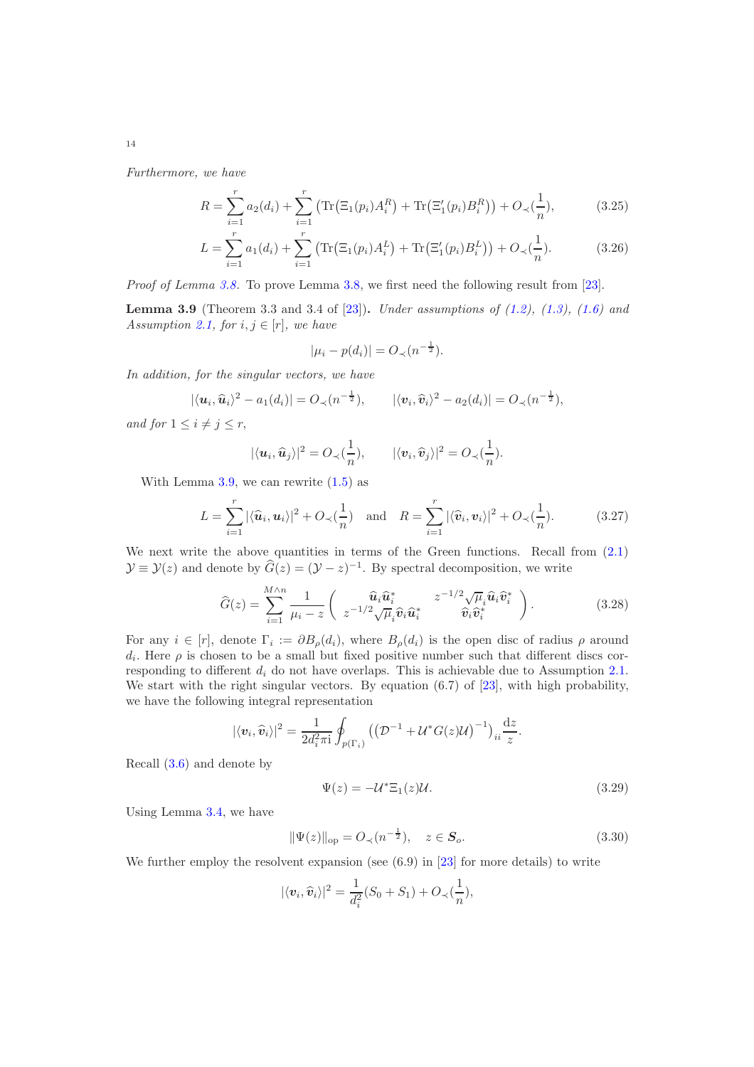*Furthermore, we have*

$$R=\sum_{i=1}^{r} a_2(d_i)+\sum_{i=1}^{r}\big(\mathrm{Tr}\big(\Xi_1(p_i)A_i^R\big)+\mathrm{Tr}\big(\Xi_1'(p_i)B_i^R\big)\big)+O_{\prec}(\frac{1}{n}), \tag{3.25}$$

$$L=\sum_{i=1}^{r} a_1(d_i)+\sum_{i=1}^{r}\big(\mathrm{Tr}\big(\Xi_1(p_i)A_i^L\big)+\mathrm{Tr}\big(\Xi_1'(p_i)B_i^L\big)\big)+O_{\prec}(\frac{1}{n}). \tag{3.26}$$

*Proof of Lemma 3.8.* To prove Lemma 3.8, we first need the following result from [23].

**Lemma 3.9** (Theorem 3.3 and 3.4 of [23])**.** *Under assumptions of (1.2), (1.3), (1.6) and Assumption 2.1, for $i,j\in[r]$, we have*

$$|\mu_i-p(d_i)|=O_{\prec}(n^{-\frac{1}{2}}).$$

*In addition, for the singular vectors, we have*

$$|\langle \boldsymbol{u}_i,\widehat{\boldsymbol{u}}_i\rangle^2-a_1(d_i)|=O_{\prec}(n^{-\frac{1}{2}}),\qquad |\langle \boldsymbol{v}_i,\widehat{\boldsymbol{v}}_i\rangle^2-a_2(d_i)|=O_{\prec}(n^{-\frac{1}{2}}),$$

*and for $1\le i\neq j\le r$,*

$$|\langle \boldsymbol{u}_i,\widehat{\boldsymbol{u}}_j\rangle|^2=O_{\prec}(\frac{1}{n}),\qquad |\langle \boldsymbol{v}_i,\widehat{\boldsymbol{v}}_j\rangle|^2=O_{\prec}(\frac{1}{n}).$$

With Lemma 3.9, we can rewrite (1.5) as

$$L=\sum_{i=1}^{r}|\langle \widehat{\boldsymbol{u}}_i,\boldsymbol{u}_i\rangle|^2+O_{\prec}(\frac{1}{n})\quad\text{and}\quad R=\sum_{i=1}^{r}|\langle \widehat{\boldsymbol{v}}_i,\boldsymbol{v}_i\rangle|^2+O_{\prec}(\frac{1}{n}). \tag{3.27}$$

We next write the above quantities in terms of the Green functions. Recall from (2.1) $\mathcal{Y}\equiv\mathcal{Y}(z)$ and denote by $\widehat{G}(z)=(\mathcal{Y}-z)^{-1}$. By spectral decomposition, we write

$$\widehat{G}(z)=\sum_{i=1}^{M\wedge n}\frac{1}{\mu_i-z}\begin{pmatrix}\widehat{\boldsymbol{u}}_i\widehat{\boldsymbol{u}}_i^* & z^{-1/2}\sqrt{\mu}_i\widehat{\boldsymbol{u}}_i\widehat{\boldsymbol{v}}_i^*\\ z^{-1/2}\sqrt{\mu}_i\widehat{\boldsymbol{v}}_i\widehat{\boldsymbol{u}}_i^* & \widehat{\boldsymbol{v}}_i\widehat{\boldsymbol{v}}_i^*\end{pmatrix}. \tag{3.28}$$

For any $i\in[r]$, denote $\Gamma_i:=\partial B_\rho(d_i)$, where $B_\rho(d_i)$ is the open disc of radius $\rho$ around $d_i$. Here $\rho$ is chosen to be a small but fixed positive number such that different discs corresponding to different $d_i$ do not have overlaps. This is achievable due to Assumption 2.1. We start with the right singular vectors. By equation (6.7) of [23], with high probability, we have the following integral representation

$$|\langle \boldsymbol{v}_i,\widehat{\boldsymbol{v}}_i\rangle|^2=\frac{1}{2d_i^2\pi\mathrm{i}}\oint_{p(\Gamma_i)}\big(\big(\mathcal{D}^{-1}+\mathcal{U}^*G(z)\mathcal{U}\big)^{-1}\big)_{ii}\frac{\mathrm{d}z}{z}.$$

Recall (3.6) and denote by

$$\Psi(z)=-\mathcal{U}^*\Xi_1(z)\mathcal{U}. \tag{3.29}$$

Using Lemma 3.4, we have

$$\|\Psi(z)\|_{\mathrm{op}}=O_{\prec}(n^{-\frac{1}{2}}),\quad z\in\boldsymbol{S}_o. \tag{3.30}$$

We further employ the resolvent expansion (see (6.9) in [23] for more details) to write

$$|\langle \boldsymbol{v}_i,\widehat{\boldsymbol{v}}_i\rangle|^2=\frac{1}{d_i^2}(S_0+S_1)+O_{\prec}(\frac{1}{n}),$$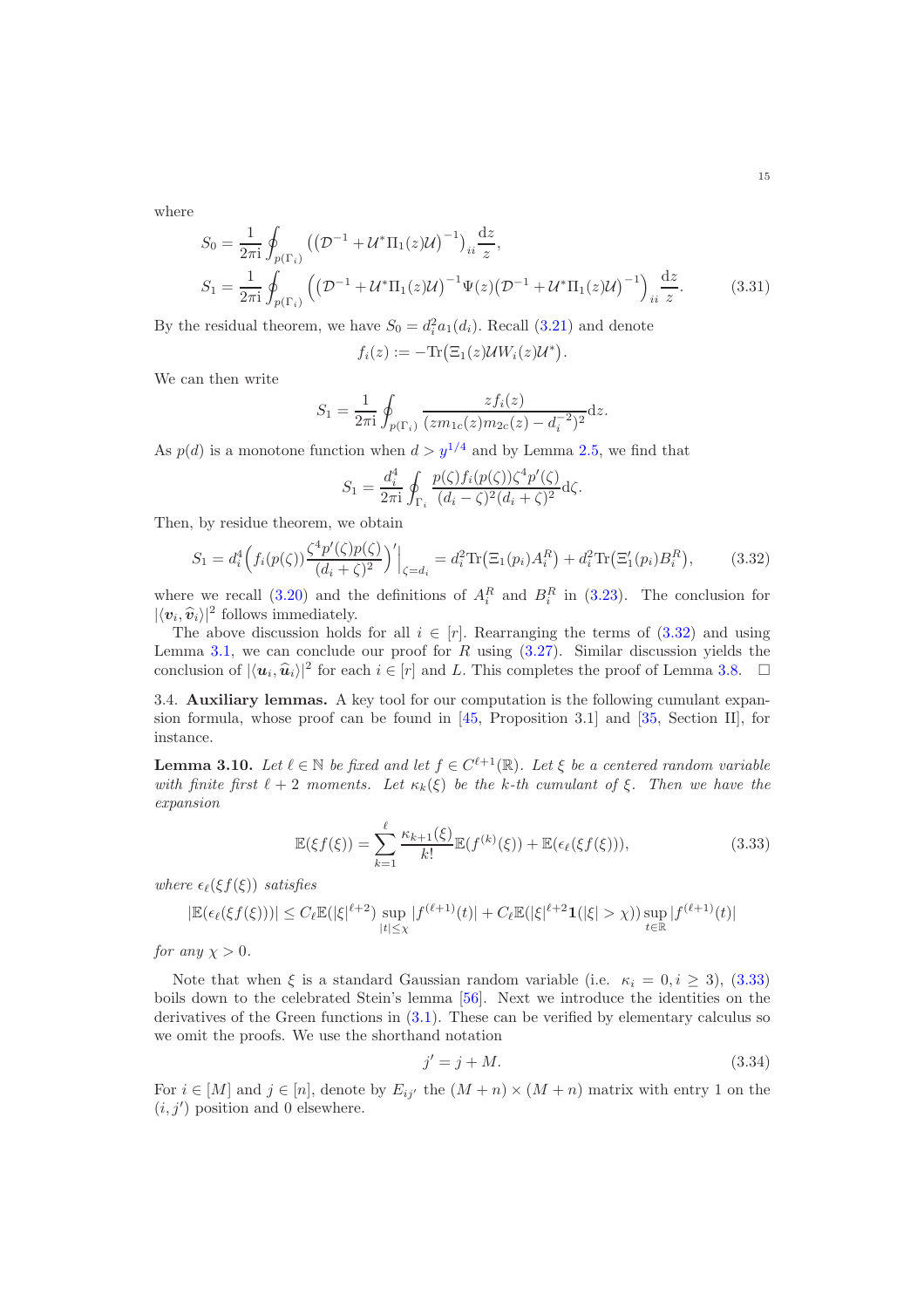where

$$
\begin{aligned}
S_0 &= \frac{1}{2\pi \mathrm{i}} \oint_{p(\Gamma_i)} \left( \left( \mathcal{D}^{-1} + \mathcal{U}^* \Pi_1(z) \mathcal{U} \right)^{-1} \right)_{ii} \frac{\mathrm{d}z}{z}, \\
S_1 &= \frac{1}{2\pi \mathrm{i}} \oint_{p(\Gamma_i)} \left( \left( \mathcal{D}^{-1} + \mathcal{U}^* \Pi_1(z) \mathcal{U} \right)^{-1} \Psi(z) \left( \mathcal{D}^{-1} + \mathcal{U}^* \Pi_1(z) \mathcal{U} \right)^{-1} \right)_{ii} \frac{\mathrm{d}z}{z}.
\end{aligned} \tag{3.31}
$$

By the residual theorem, we have $S_0 = d_i^2 a_1(d_i)$. Recall (3.21) and denote

$$
f_i(z) := -\mathrm{Tr}\big( \Xi_1(z) \mathcal{U} W_i(z) \mathcal{U}^* \big).
$$

We can then write

$$
S_1 = \frac{1}{2\pi \mathrm{i}} \oint_{p(\Gamma_i)} \frac{z f_i(z)}{(z m_{1c}(z) m_{2c}(z) - d_i^{-2})^2} \mathrm{d}z.
$$

As $p(d)$ is a monotone function when $d > y^{1/4}$ and by Lemma 2.5, we find that

$$
S_1 = \frac{d_i^4}{2\pi \mathrm{i}} \oint_{\Gamma_i} \frac{p(\zeta) f_i(p(\zeta)) \zeta^4 p'(\zeta)}{(d_i - \zeta)^2 (d_i + \zeta)^2} \mathrm{d}\zeta.
$$

Then, by residue theorem, we obtain

$$
S_1 = d_i^4 \Big( f_i(p(\zeta)) \frac{\zeta^4 p'(\zeta) p(\zeta)}{(d_i + \zeta)^2} \Big)' \Big|_{\zeta = d_i} = d_i^2 \mathrm{Tr}\big( \Xi_1(p_i) A_i^R \big) + d_i^2 \mathrm{Tr}\big( \Xi_1'(p_i) B_i^R \big), \tag{3.32}
$$

where we recall (3.20) and the definitions of $A_i^R$ and $B_i^R$ in (3.23). The conclusion for $|\langle \boldsymbol{v}_i, \widehat{\boldsymbol{v}}_i \rangle|^2$ follows immediately.

The above discussion holds for all $i \in [r]$. Rearranging the terms of (3.32) and using Lemma 3.1, we can conclude our proof for $R$ using (3.27). Similar discussion yields the conclusion of $|\langle \boldsymbol{u}_i, \widehat{\boldsymbol{u}}_i \rangle|^2$ for each $i \in [r]$ and $L$. This completes the proof of Lemma 3.8. $\square$

3.4. **Auxiliary lemmas.** A key tool for our computation is the following cumulant expansion formula, whose proof can be found in [45, Proposition 3.1] and [35, Section II], for instance.

**Lemma 3.10.** *Let $\ell \in \mathbb{N}$ be fixed and let $f \in C^{\ell+1}(\mathbb{R})$. Let $\xi$ be a centered random variable with finite first $\ell + 2$ moments. Let $\kappa_k(\xi)$ be the $k$-th cumulant of $\xi$. Then we have the expansion*

$$
\mathbb{E}(\xi f(\xi)) = \sum_{k=1}^{\ell} \frac{\kappa_{k+1}(\xi)}{k!} \mathbb{E}(f^{(k)}(\xi)) + \mathbb{E}(\epsilon_\ell(\xi f(\xi))), \tag{3.33}
$$

*where $\epsilon_\ell(\xi f(\xi))$ satisfies*

$$
|\mathbb{E}(\epsilon_\ell(\xi f(\xi)))| \leq C_\ell \mathbb{E}(|\xi|^{\ell+2}) \sup_{|t| \leq \chi} |f^{(\ell+1)}(t)| + C_\ell \mathbb{E}(|\xi|^{\ell+2} \mathbf{1}(|\xi| > \chi)) \sup_{t \in \mathbb{R}} |f^{(\ell+1)}(t)|
$$

*for any $\chi > 0$.*

Note that when $\xi$ is a standard Gaussian random variable (i.e. $\kappa_i = 0, i \geq 3$), (3.33) boils down to the celebrated Stein's lemma [56]. Next we introduce the identities on the derivatives of the Green functions in (3.1). These can be verified by elementary calculus so we omit the proofs. We use the shorthand notation

$$
j' = j + M. \tag{3.34}
$$

For $i \in [M]$ and $j \in [n]$, denote by $E_{ij'}$ the $(M+n) \times (M+n)$ matrix with entry 1 on the $(i, j')$ position and 0 elsewhere.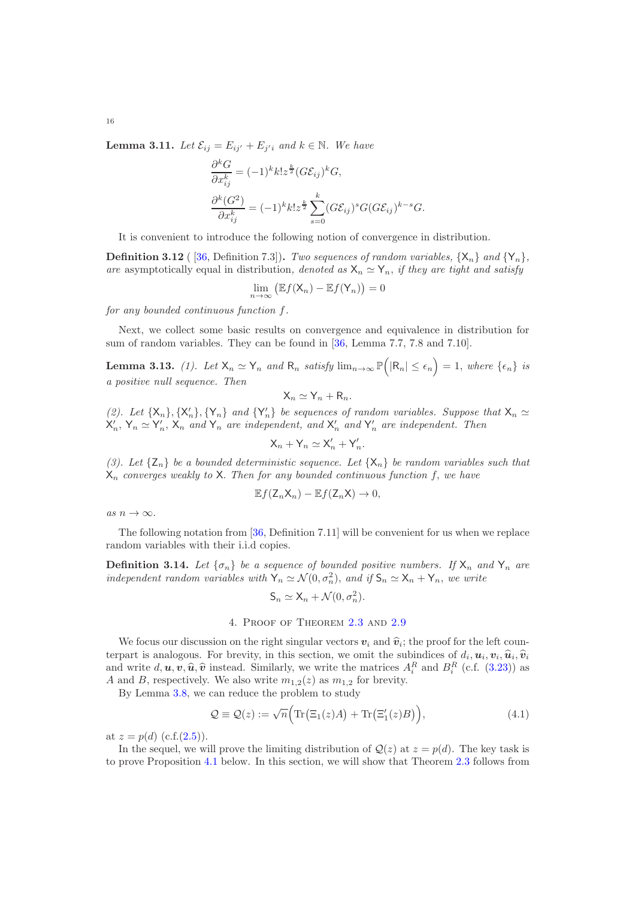**Lemma 3.11.** *Let $\mathcal{E}_{ij} = E_{ij'} + E_{j'i}$ and $k \in \mathbb{N}$. We have*

$$
\frac{\partial^k G}{\partial x_{ij}^k} = (-1)^k k! z^{\frac{k}{2}} (G\mathcal{E}_{ij})^k G,
$$

$$
\frac{\partial^k (G^2)}{\partial x_{ij}^k} = (-1)^k k! z^{\frac{k}{2}} \sum_{s=0}^{k} (G\mathcal{E}_{ij})^s G (G\mathcal{E}_{ij})^{k-s} G.
$$

It is convenient to introduce the following notion of convergence in distribution.

**Definition 3.12** ( [36, Definition 7.3]). *Two sequences of random variables, $\{\mathsf{X}_n\}$ and $\{\mathsf{Y}_n\}$, are* asymptotically equal in distribution, *denoted as $\mathsf{X}_n \simeq \mathsf{Y}_n$, if they are tight and satisfy*

$$
\lim_{n\to\infty} \big(\mathbb{E} f(\mathsf{X}_n) - \mathbb{E} f(\mathsf{Y}_n)\big) = 0
$$

*for any bounded continuous function $f$.*

Next, we collect some basic results on convergence and equivalence in distribution for sum of random variables. They can be found in [36, Lemma 7.7, 7.8 and 7.10].

**Lemma 3.13.** *(1). Let $\mathsf{X}_n \simeq \mathsf{Y}_n$ and $\mathsf{R}_n$ satisfy $\lim_{n\to\infty} \mathbb{P}\Big(|\mathsf{R}_n| \leq \epsilon_n\Big) = 1$, where $\{\epsilon_n\}$ is a positive null sequence. Then*

$$
\mathsf{X}_n \simeq \mathsf{Y}_n + \mathsf{R}_n.
$$

*(2). Let $\{\mathsf{X}_n\}, \{\mathsf{X}_n'\}, \{\mathsf{Y}_n\}$ and $\{\mathsf{Y}_n'\}$ be sequences of random variables. Suppose that $\mathsf{X}_n \simeq \mathsf{X}_n'$, $\mathsf{Y}_n \simeq \mathsf{Y}_n'$, $\mathsf{X}_n$ and $\mathsf{Y}_n$ are independent, and $\mathsf{X}_n'$ and $\mathsf{Y}_n'$ are independent. Then*

$$
\mathsf{X}_n + \mathsf{Y}_n \simeq \mathsf{X}_n' + \mathsf{Y}_n'.
$$

*(3). Let $\{\mathsf{Z}_n\}$ be a bounded deterministic sequence. Let $\{\mathsf{X}_n\}$ be random variables such that $\mathsf{X}_n$ converges weakly to $\mathsf{X}$. Then for any bounded continuous function $f$, we have*

$$
\mathbb{E} f(\mathsf{Z}_n \mathsf{X}_n) - \mathbb{E} f(\mathsf{Z}_n \mathsf{X}) \to 0,
$$

*as $n \to \infty$.*

The following notation from [36, Definition 7.11] will be convenient for us when we replace random variables with their i.i.d copies.

**Definition 3.14.** *Let $\{\sigma_n\}$ be a sequence of bounded positive numbers. If $\mathsf{X}_n$ and $\mathsf{Y}_n$ are independent random variables with $\mathsf{Y}_n \simeq \mathcal{N}(0, \sigma_n^2)$, and if $\mathsf{S}_n \simeq \mathsf{X}_n + \mathsf{Y}_n$, we write*

$$
\mathsf{S}_n \simeq \mathsf{X}_n + \mathcal{N}(0, \sigma_n^2).
$$

## 4. Proof of Theorem 2.3 and 2.9

We focus our discussion on the right singular vectors $\boldsymbol{v}_i$ and $\widehat{\boldsymbol{v}}_i$; the proof for the left counterpart is analogous. For brevity, in this section, we omit the subindices of $d_i, \boldsymbol{u}_i, \boldsymbol{v}_i, \widehat{\boldsymbol{u}}_i, \widehat{\boldsymbol{v}}_i$ and write $d, \boldsymbol{u}, \boldsymbol{v}, \widehat{\boldsymbol{u}}, \widehat{\boldsymbol{v}}$ instead. Similarly, we write the matrices $A_i^R$ and $B_i^R$ (c.f. (3.23)) as $A$ and $B$, respectively. We also write $m_{1,2}(z)$ as $m_{1,2}$ for brevity.

By Lemma 3.8, we can reduce the problem to study

$$
\mathcal{Q} \equiv \mathcal{Q}(z) := \sqrt{n}\Big(\mathrm{Tr}\big(\Xi_1(z)A\big) + \mathrm{Tr}\big(\Xi_1'(z)B\big)\Big), \tag{4.1}
$$

at $z = p(d)$ (c.f.(2.5)).

In the sequel, we will prove the limiting distribution of $\mathcal{Q}(z)$ at $z = p(d)$. The key task is to prove Proposition 4.1 below. In this section, we will show that Theorem 2.3 follows from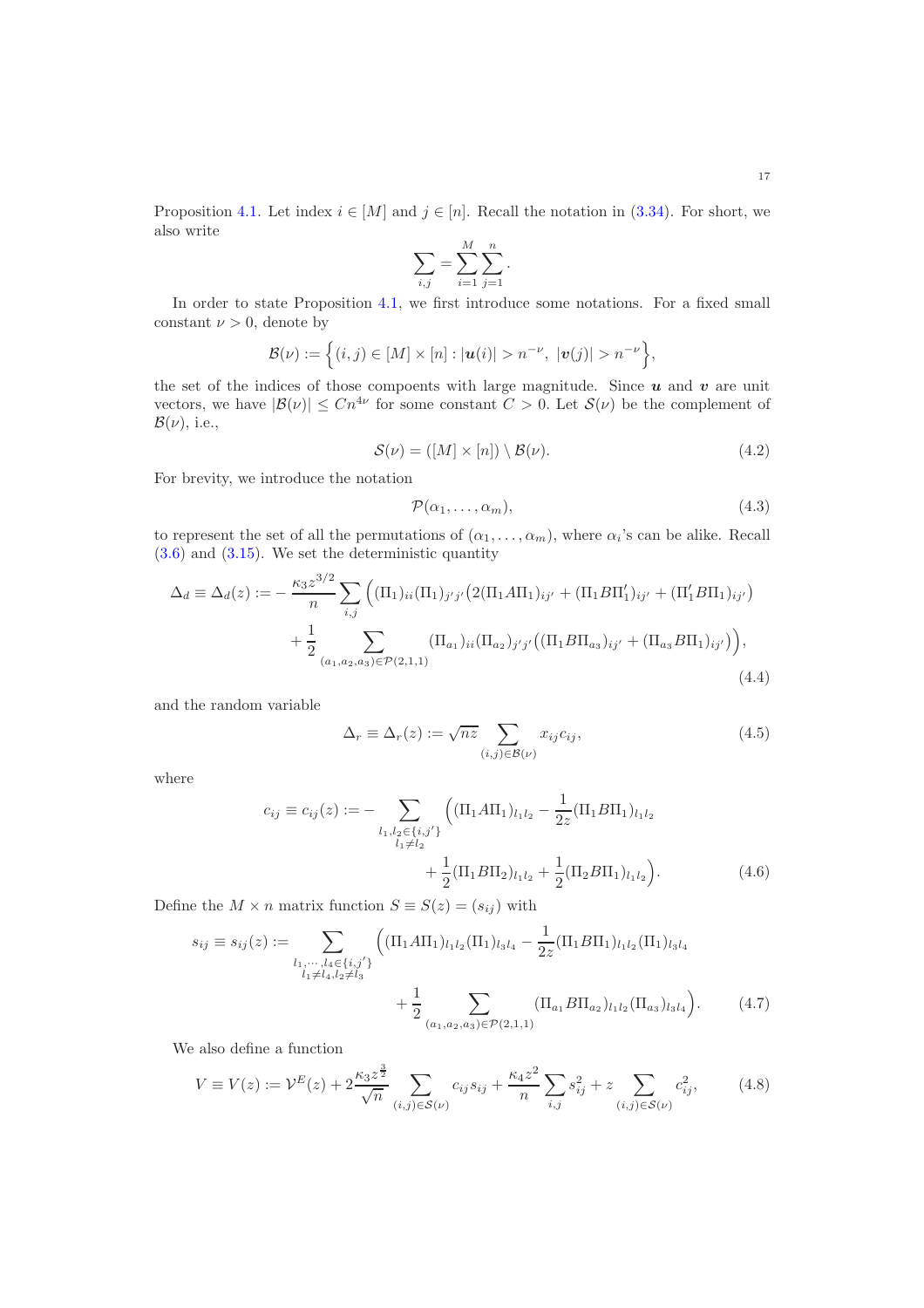Proposition 4.1. Let index $i \in [M]$ and $j \in [n]$. Recall the notation in (3.34). For short, we also write

$$\sum_{i,j} = \sum_{i=1}^{M} \sum_{j=1}^{n}.$$

In order to state Proposition 4.1, we first introduce some notations. For a fixed small constant $\nu > 0$, denote by

$$\mathcal{B}(\nu) := \Big\{ (i,j) \in [M] \times [n] : |\boldsymbol{u}(i)| > n^{-\nu},\ |\boldsymbol{v}(j)| > n^{-\nu} \Big\},$$

the set of the indices of those compoents with large magnitude. Since $\boldsymbol{u}$ and $\boldsymbol{v}$ are unit vectors, we have $|\mathcal{B}(\nu)| \leq Cn^{4\nu}$ for some constant $C > 0$. Let $\mathcal{S}(\nu)$ be the complement of $\mathcal{B}(\nu)$, i.e.,

$$\mathcal{S}(\nu) = ([M] \times [n]) \setminus \mathcal{B}(\nu). \tag{4.2}$$

For brevity, we introduce the notation

$$\mathcal{P}(\alpha_1, \ldots, \alpha_m), \tag{4.3}$$

to represent the set of all the permutations of $(\alpha_1, \ldots, \alpha_m)$, where $\alpha_i$'s can be alike. Recall (3.6) and (3.15). We set the deterministic quantity

$$\begin{aligned}
\Delta_d \equiv \Delta_d(z) := & -\frac{\kappa_3 z^{3/2}}{n} \sum_{i,j} \Big( (\Pi_1)_{ii} (\Pi_1)_{j'j'} \big( 2(\Pi_1 A \Pi_1)_{ij'} + (\Pi_1 B \Pi_1')_{ij'} + (\Pi_1' B \Pi_1)_{ij'} \big) \\
& + \frac{1}{2} \sum_{(a_1,a_2,a_3) \in \mathcal{P}(2,1,1)} (\Pi_{a_1})_{ii} (\Pi_{a_2})_{j'j'} \big( (\Pi_1 B \Pi_{a_3})_{ij'} + (\Pi_{a_3} B \Pi_1)_{ij'} \big) \Big),
\end{aligned} \tag{4.4}$$

and the random variable

$$\Delta_r \equiv \Delta_r(z) := \sqrt{nz} \sum_{(i,j) \in \mathcal{B}(\nu)} x_{ij} c_{ij}, \tag{4.5}$$

where

$$\begin{aligned}
c_{ij} \equiv c_{ij}(z) := - \sum_{\substack{l_1, l_2 \in \{i, j'\} \\ l_1 \neq l_2}} \Big( & (\Pi_1 A \Pi_1)_{l_1 l_2} - \frac{1}{2z} (\Pi_1 B \Pi_1)_{l_1 l_2} \\
& + \frac{1}{2} (\Pi_1 B \Pi_2)_{l_1 l_2} + \frac{1}{2} (\Pi_2 B \Pi_1)_{l_1 l_2} \Big).
\end{aligned} \tag{4.6}$$

Define the $M \times n$ matrix function $S \equiv S(z) = (s_{ij})$ with

$$\begin{aligned}
s_{ij} \equiv s_{ij}(z) := \sum_{\substack{l_1, \cdots, l_4 \in \{i, j'\} \\ l_1 \neq l_4, l_2 \neq l_3}} \Big( & (\Pi_1 A \Pi_1)_{l_1 l_2} (\Pi_1)_{l_3 l_4} - \frac{1}{2z} (\Pi_1 B \Pi_1)_{l_1 l_2} (\Pi_1)_{l_3 l_4} \\
& + \frac{1}{2} \sum_{(a_1,a_2,a_3) \in \mathcal{P}(2,1,1)} (\Pi_{a_1} B \Pi_{a_2})_{l_1 l_2} (\Pi_{a_3})_{l_3 l_4} \Big).
\end{aligned} \tag{4.7}$$

We also define a function

$$V \equiv V(z) := \mathcal{V}^E(z) + 2 \frac{\kappa_3 z^{\frac{3}{2}}}{\sqrt{n}} \sum_{(i,j) \in \mathcal{S}(\nu)} c_{ij} s_{ij} + \frac{\kappa_4 z^2}{n} \sum_{i,j} s_{ij}^2 + z \sum_{(i,j) \in \mathcal{S}(\nu)} c_{ij}^2, \tag{4.8}$$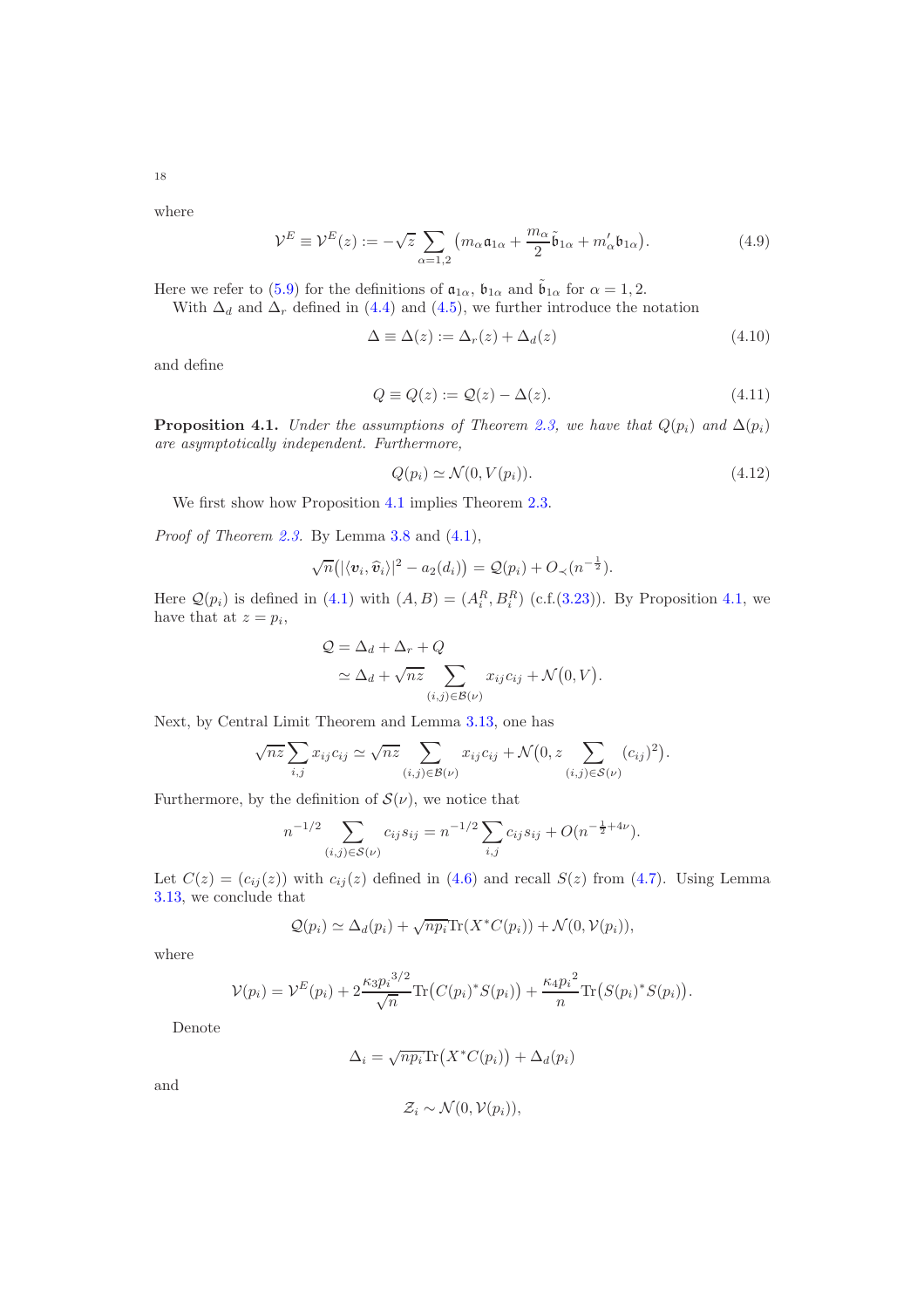where

$$\mathcal{V}^E \equiv \mathcal{V}^E(z) := -\sqrt{z} \sum_{\alpha=1,2} \big( m_\alpha \mathfrak{a}_{1\alpha} + \frac{m_\alpha}{2} \tilde{\mathfrak{b}}_{1\alpha} + m'_\alpha \mathfrak{b}_{1\alpha} \big). \tag{4.9}$$

Here we refer to (5.9) for the definitions of $\mathfrak{a}_{1\alpha}$, $\mathfrak{b}_{1\alpha}$ and $\tilde{\mathfrak{b}}_{1\alpha}$ for $\alpha = 1, 2$.

With $\Delta_d$ and $\Delta_r$ defined in (4.4) and (4.5), we further introduce the notation

$$\Delta \equiv \Delta(z) := \Delta_r(z) + \Delta_d(z) \tag{4.10}$$

and define

$$Q \equiv Q(z) := \mathcal{Q}(z) - \Delta(z). \tag{4.11}$$

**Proposition 4.1.** *Under the assumptions of Theorem 2.3, we have that $Q(p_i)$ and $\Delta(p_i)$ are asymptotically independent. Furthermore,*

$$Q(p_i) \simeq \mathcal{N}(0, V(p_i)). \tag{4.12}$$

We first show how Proposition 4.1 implies Theorem 2.3.

*Proof of Theorem 2.3.* By Lemma 3.8 and (4.1),

$$\sqrt{n}\big(|\langle \boldsymbol{v}_i, \widehat{\boldsymbol{v}}_i\rangle|^2 - a_2(d_i)\big) = \mathcal{Q}(p_i) + O_\prec(n^{-\frac{1}{2}}).$$

Here $\mathcal{Q}(p_i)$ is defined in (4.1) with $(A, B) = (A_i^R, B_i^R)$ (c.f.(3.23)). By Proposition 4.1, we have that at $z = p_i$,

$$\begin{aligned} \mathcal{Q} &= \Delta_d + \Delta_r + Q \\ &\simeq \Delta_d + \sqrt{nz} \sum_{(i,j)\in\mathcal{B}(\nu)} x_{ij} c_{ij} + \mathcal{N}\big(0, V\big). \end{aligned}$$

Next, by Central Limit Theorem and Lemma 3.13, one has

$$\sqrt{nz} \sum_{i,j} x_{ij} c_{ij} \simeq \sqrt{nz} \sum_{(i,j)\in\mathcal{B}(\nu)} x_{ij} c_{ij} + \mathcal{N}\big(0, z \sum_{(i,j)\in\mathcal{S}(\nu)} (c_{ij})^2\big).$$

Furthermore, by the definition of $\mathcal{S}(\nu)$, we notice that

$$n^{-1/2} \sum_{(i,j)\in\mathcal{S}(\nu)} c_{ij} s_{ij} = n^{-1/2} \sum_{i,j} c_{ij} s_{ij} + O(n^{-\frac{1}{2}+4\nu}).$$

Let $C(z) = (c_{ij}(z))$ with $c_{ij}(z)$ defined in (4.6) and recall $S(z)$ from (4.7). Using Lemma 3.13, we conclude that

$$\mathcal{Q}(p_i) \simeq \Delta_d(p_i) + \sqrt{np_i}\mathrm{Tr}(X^* C(p_i)) + \mathcal{N}(0, \mathcal{V}(p_i)),$$

where

$$\mathcal{V}(p_i) = \mathcal{V}^E(p_i) + 2\frac{\kappa_3 {p_i}^{3/2}}{\sqrt{n}} \mathrm{Tr}\big(C(p_i)^* S(p_i)\big) + \frac{\kappa_4 {p_i}^2}{n} \mathrm{Tr}\big(S(p_i)^* S(p_i)\big).$$

Denote

$$\Delta_i = \sqrt{np_i}\mathrm{Tr}\big(X^* C(p_i)\big) + \Delta_d(p_i)$$

and

$$\mathcal{Z}_i \sim \mathcal{N}(0, \mathcal{V}(p_i)),$$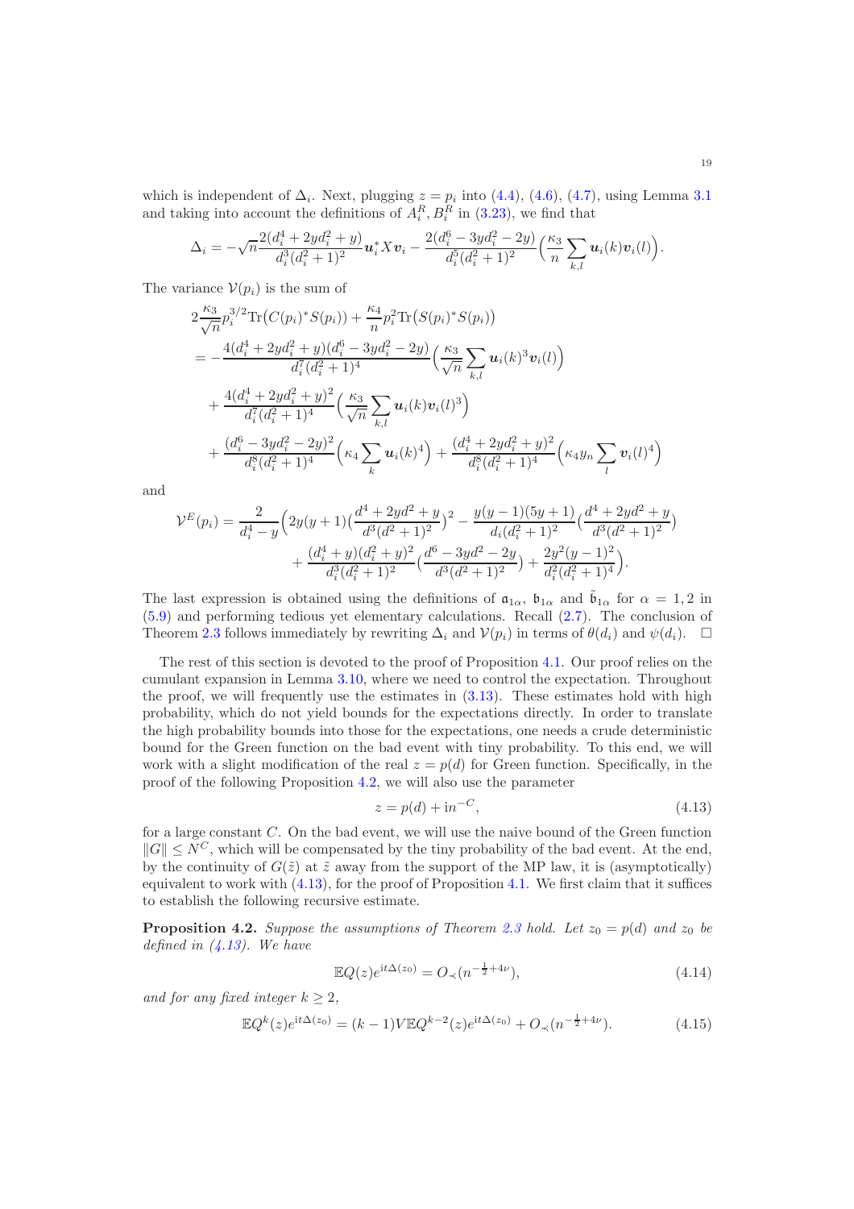which is independent of $\Delta_i$. Next, plugging $z = p_i$ into (4.4), (4.6), (4.7), using Lemma 3.1 and taking into account the definitions of $A_i^R, B_i^R$ in (3.23), we find that

$$\Delta_i = -\sqrt{n}\frac{2(d_i^4 + 2yd_i^2 + y)}{d_i^3(d_i^2+1)^2}\boldsymbol{u}_i^* X \boldsymbol{v}_i - \frac{2(d_i^6 - 3yd_i^2 - 2y)}{d_i^5(d_i^2+1)^2}\Big(\frac{\kappa_3}{n}\sum_{k,l}\boldsymbol{u}_i(k)\boldsymbol{v}_i(l)\Big).$$

The variance $\mathcal{V}(p_i)$ is the sum of

$$\begin{aligned}
&2\frac{\kappa_3}{\sqrt{n}}p_i^{3/2}\mathrm{Tr}\big(C(p_i)^* S(p_i)\big) + \frac{\kappa_4}{n}p_i^2 \mathrm{Tr}\big(S(p_i)^* S(p_i)\big)\\
&= -\frac{4(d_i^4 + 2yd_i^2 + y)(d_i^6 - 3yd_i^2 - 2y)}{d_i^7(d_i^2+1)^4}\Big(\frac{\kappa_3}{\sqrt{n}}\sum_{k,l}\boldsymbol{u}_i(k)^3\boldsymbol{v}_i(l)\Big)\\
&\quad + \frac{4(d_i^4 + 2yd_i^2 + y)^2}{d_i^7(d_i^2+1)^4}\Big(\frac{\kappa_3}{\sqrt{n}}\sum_{k,l}\boldsymbol{u}_i(k)\boldsymbol{v}_i(l)^3\Big)\\
&\quad + \frac{(d_i^6 - 3yd_i^2 - 2y)^2}{d_i^8(d_i^2+1)^4}\Big(\kappa_4\sum_k \boldsymbol{u}_i(k)^4\Big) + \frac{(d_i^4 + 2yd_i^2 + y)^2}{d_i^8(d_i^2+1)^4}\Big(\kappa_4 y_n \sum_l \boldsymbol{v}_i(l)^4\Big)
\end{aligned}$$

and

$$\begin{aligned}
\mathcal{V}^E(p_i) = \frac{2}{d_i^4 - y}\Big(&2y(y+1)\big(\frac{d^4 + 2yd^2 + y}{d^3(d^2+1)^2}\big)^2 - \frac{y(y-1)(5y+1)}{d_i(d_i^2+1)^2}\big(\frac{d^4 + 2yd^2 + y}{d^3(d^2+1)^2}\big)\\
&+ \frac{(d_i^4 + y)(d_i^2 + y)^2}{d_i^3(d_i^2+1)^2}\big(\frac{d^6 - 3yd^2 - 2y}{d^3(d^2+1)^2}\big) + \frac{2y^2(y-1)^2}{d_i^2(d_i^2+1)^4}\Big).
\end{aligned}$$

The last expression is obtained using the definitions of $\mathfrak{a}_{1\alpha}$, $\mathfrak{b}_{1\alpha}$ and $\tilde{\mathfrak{b}}_{1\alpha}$ for $\alpha = 1, 2$ in (5.9) and performing tedious yet elementary calculations. Recall (2.7). The conclusion of Theorem 2.3 follows immediately by rewriting $\Delta_i$ and $\mathcal{V}(p_i)$ in terms of $\theta(d_i)$ and $\psi(d_i)$. $\square$

The rest of this section is devoted to the proof of Proposition 4.1. Our proof relies on the cumulant expansion in Lemma 3.10, where we need to control the expectation. Throughout the proof, we will frequently use the estimates in (3.13). These estimates hold with high probability, which do not yield bounds for the expectations directly. In order to translate the high probability bounds into those for the expectations, one needs a crude deterministic bound for the Green function on the bad event with tiny probability. To this end, we will work with a slight modification of the real $z = p(d)$ for Green function. Specifically, in the proof of the following Proposition 4.2, we will also use the parameter

$$z = p(d) + \mathrm{i}n^{-C}, \tag{4.13}$$

for a large constant $C$. On the bad event, we will use the naive bound of the Green function $\|G\| \le N^C$, which will be compensated by the tiny probability of the bad event. At the end, by the continuity of $G(\tilde{z})$ at $\tilde{z}$ away from the support of the MP law, it is (asymptotically) equivalent to work with (4.13), for the proof of Proposition 4.1. We first claim that it suffices to establish the following recursive estimate.

**Proposition 4.2.** *Suppose the assumptions of Theorem 2.3 hold. Let $z_0 = p(d)$ and $z_0$ be defined in (4.13). We have*

$$\mathbb{E}Q(z)e^{\mathrm{i}t\Delta(z_0)} = O_\prec(n^{-\frac{1}{2}+4\nu}), \tag{4.14}$$

*and for any fixed integer $k \ge 2$,*

$$\mathbb{E}Q^k(z)e^{\mathrm{i}t\Delta(z_0)} = (k-1)V\mathbb{E}Q^{k-2}(z)e^{\mathrm{i}t\Delta(z_0)} + O_\prec(n^{-\frac{1}{2}+4\nu}). \tag{4.15}$$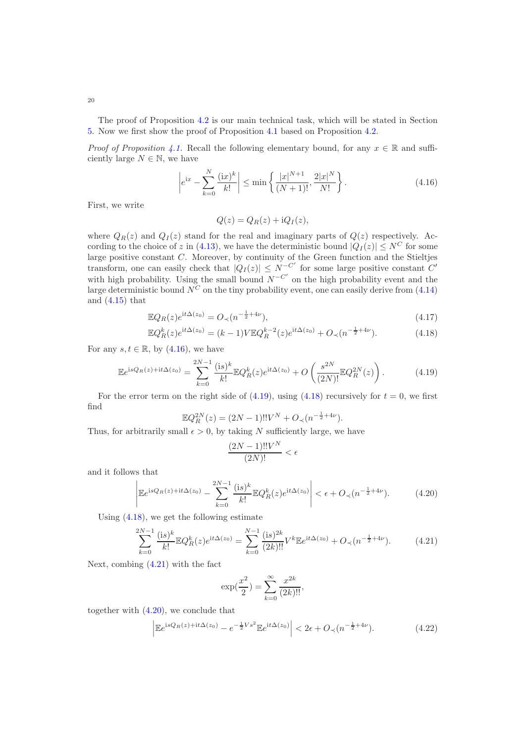The proof of Proposition 4.2 is our main technical task, which will be stated in Section 5. Now we first show the proof of Proposition 4.1 based on Proposition 4.2.

*Proof of Proposition 4.1.* Recall the following elementary bound, for any $x \in \mathbb{R}$ and sufficiently large $N \in \mathbb{N}$, we have

$$\left| e^{\mathrm{i}x} - \sum_{k=0}^{N} \frac{(\mathrm{i}x)^k}{k!} \right| \le \min\left\{ \frac{|x|^{N+1}}{(N+1)!}, \frac{2|x|^N}{N!} \right\}. \tag{4.16}$$

First, we write

$$Q(z) = Q_R(z) + \mathrm{i}Q_I(z),$$

where $Q_R(z)$ and $Q_I(z)$ stand for the real and imaginary parts of $Q(z)$ respectively. According to the choice of $z$ in (4.13), we have the deterministic bound $|Q_I(z)| \le N^C$ for some large positive constant $C$. Moreover, by continuity of the Green function and the Stieltjes transform, one can easily check that $|Q_I(z)| \le N^{-C'}$ for some large positive constant $C'$ with high probability. Using the small bound $N^{-C'}$ on the high probability event and the large deterministic bound $N^C$ on the tiny probability event, one can easily derive from (4.14) and (4.15) that

$$\mathbb{E}Q_R(z)e^{\mathrm{i}t\Delta(z_0)} = O_\prec(n^{-\frac{1}{2}+4\nu}), \tag{4.17}$$

$$\mathbb{E}Q_R^k(z)e^{\mathrm{i}t\Delta(z_0)} = (k-1)V\mathbb{E}Q_R^{k-2}(z)e^{\mathrm{i}t\Delta(z_0)} + O_\prec(n^{-\frac{1}{2}+4\nu}). \tag{4.18}$$

For any $s, t \in \mathbb{R}$, by (4.16), we have

$$\mathbb{E}e^{\mathrm{i}sQ_R(z)+\mathrm{i}t\Delta(z_0)} = \sum_{k=0}^{2N-1} \frac{(\mathrm{i}s)^k}{k!}\mathbb{E}Q_R^k(z)e^{\mathrm{i}t\Delta(z_0)} + O\left(\frac{s^{2N}}{(2N)!}\mathbb{E}Q_R^{2N}(z)\right). \tag{4.19}$$

For the error term on the right side of (4.19), using (4.18) recursively for $t = 0$, we first find

$$\mathbb{E}Q_R^{2N}(z) = (2N-1)!!V^N + O_\prec(n^{-\frac{1}{2}+4\nu}).$$

Thus, for arbitrarily small $\epsilon > 0$, by taking $N$ sufficiently large, we have

$$\frac{(2N-1)!!V^N}{(2N)!} < \epsilon$$

and it follows that

$$\left| \mathbb{E}e^{\mathrm{i}sQ_R(z)+\mathrm{i}t\Delta(z_0)} - \sum_{k=0}^{2N-1} \frac{(\mathrm{i}s)^k}{k!}\mathbb{E}Q_R^k(z)e^{\mathrm{i}t\Delta(z_0)} \right| < \epsilon + O_\prec(n^{-\frac{1}{2}+4\nu}). \tag{4.20}$$

Using (4.18), we get the following estimate

$$\sum_{k=0}^{2N-1} \frac{(\mathrm{i}s)^k}{k!}\mathbb{E}Q_R^k(z)e^{\mathrm{i}t\Delta(z_0)} = \sum_{k=0}^{N-1} \frac{(\mathrm{i}s)^{2k}}{(2k)!!}V^k\mathbb{E}e^{\mathrm{i}t\Delta(z_0)} + O_\prec(n^{-\frac{1}{2}+4\nu}). \tag{4.21}$$

Next, combining (4.21) with the fact

$$\exp(\frac{x^2}{2}) = \sum_{k=0}^{\infty} \frac{x^{2k}}{(2k)!!},$$

together with (4.20), we conclude that

$$\left| \mathbb{E}e^{\mathrm{i}sQ_R(z)+\mathrm{i}t\Delta(z_0)} - e^{-\frac{1}{2}Vs^2}\mathbb{E}e^{\mathrm{i}t\Delta(z_0)} \right| < 2\epsilon + O_\prec(n^{-\frac{1}{2}+4\nu}). \tag{4.22}$$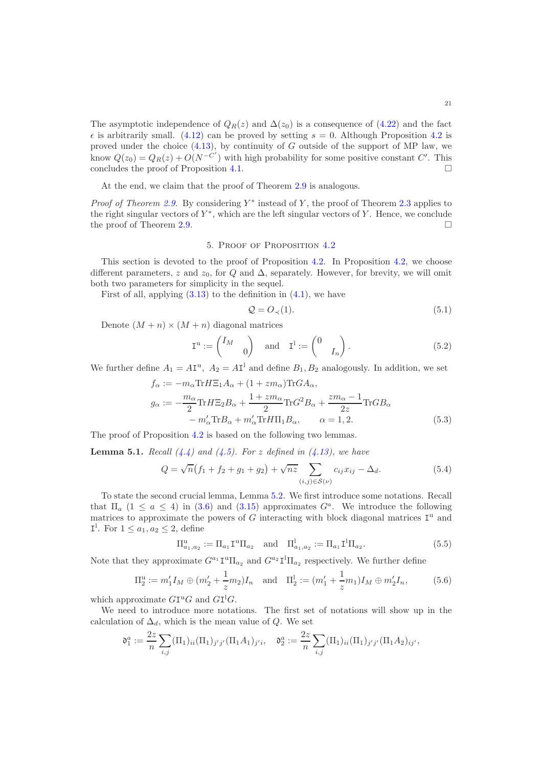The asymptotic independence of $Q_R(z)$ and $\Delta(z_0)$ is a consequence of (4.22) and the fact $\epsilon$ is arbitrarily small. (4.12) can be proved by setting $s = 0$. Although Proposition 4.2 is proved under the choice (4.13), by continuity of $G$ outside of the support of MP law, we know $Q(z_0) = Q_R(z) + O(N^{-C'})$ with high probability for some positive constant $C'$. This concludes the proof of Proposition 4.1. □

At the end, we claim that the proof of Theorem 2.9 is analogous.

*Proof of Theorem 2.9.* By considering $Y^*$ instead of $Y$, the proof of Theorem 2.3 applies to the right singular vectors of $Y^*$, which are the left singular vectors of $Y$. Hence, we conclude the proof of Theorem 2.9. □

## 5. Proof of Proposition 4.2

This section is devoted to the proof of Proposition 4.2. In Proposition 4.2, we choose different parameters, $z$ and $z_0$, for $Q$ and $\Delta$, separately. However, for brevity, we will omit both two parameters for simplicity in the sequel.

First of all, applying (3.13) to the definition in (4.1), we have

$$\mathcal{Q} = O_{\prec}(1). \tag{5.1}$$

Denote $(M+n)\times(M+n)$ diagonal matrices

$$\mathtt{I}^{\mathrm{u}} := \begin{pmatrix} I_M & \\ & 0 \end{pmatrix} \quad \text{and} \quad \mathtt{I}^{\mathrm{l}} := \begin{pmatrix} 0 & \\ & I_n \end{pmatrix}. \tag{5.2}$$

We further define $A_1 = A\mathtt{I}^{\mathrm{u}},\ A_2 = A\mathtt{I}^{\mathrm{l}}$ and define $B_1, B_2$ analogously. In addition, we set

$$\begin{aligned} f_\alpha &:= -m_\alpha \mathrm{Tr} H\Xi_1 A_\alpha + (1+zm_\alpha)\mathrm{Tr} G A_\alpha, \\ g_\alpha &:= -\frac{m_\alpha}{2}\mathrm{Tr} H\Xi_2 B_\alpha + \frac{1+zm_\alpha}{2}\mathrm{Tr} G^2 B_\alpha + \frac{zm_\alpha - 1}{2z}\mathrm{Tr} G B_\alpha \\ &\quad - m_\alpha' \mathrm{Tr} B_\alpha + m_\alpha' \mathrm{Tr} H\Pi_1 B_\alpha, \qquad \alpha = 1,2. \end{aligned} \tag{5.3}$$

The proof of Proposition 4.2 is based on the following two lemmas.

**Lemma 5.1.** *Recall (4.4) and (4.5). For $z$ defined in (4.13), we have*

$$Q = \sqrt{n}\big(f_1 + f_2 + g_1 + g_2\big) + \sqrt{nz}\sum_{(i,j)\in\mathcal{S}(\nu)} c_{ij}x_{ij} - \Delta_d. \tag{5.4}$$

To state the second crucial lemma, Lemma 5.2. We first introduce some notations. Recall that $\Pi_a$ $(1 \le a \le 4)$ in (3.6) and (3.15) approximates $G^a$. We introduce the following matrices to approximate the powers of $G$ interacting with block diagonal matrices $\mathtt{I}^{\mathrm{u}}$ and $\mathtt{I}^{\mathrm{l}}$. For $1 \le a_1, a_2 \le 2$, define

$$\Pi^{\mathrm{u}}_{a_1,a_2} := \Pi_{a_1}\mathtt{I}^{\mathrm{u}}\Pi_{a_2} \quad \text{and} \quad \Pi^{\mathrm{l}}_{a_1,a_2} := \Pi_{a_1}\mathtt{I}^{\mathrm{l}}\Pi_{a_2}. \tag{5.5}$$

Note that they approximate $G^{a_1}\mathtt{I}^{\mathrm{u}}\Pi_{a_2}$ and $G^{a_2}\mathtt{I}^{\mathrm{l}}\Pi_{a_2}$ respectively. We further define

$$\Pi^{\mathrm{u}}_2 := m_1' I_M \oplus (m_2' + \frac{1}{z}m_2)I_n \quad \text{and} \quad \Pi^{\mathrm{l}}_2 := (m_1' + \frac{1}{z}m_1)I_M \oplus m_2' I_n, \tag{5.6}$$

which approximate $G\mathtt{I}^{\mathrm{u}}G$ and $G\mathtt{I}^{\mathrm{l}}G$.

We need to introduce more notations. The first set of notations will show up in the calculation of $\Delta_d$, which is the mean value of $Q$. We set

$$\mathfrak{d}^a_1 := \frac{2z}{n}\sum_{i,j}(\Pi_1)_{ii}(\Pi_1)_{j'j'}(\Pi_1 A_1)_{j'i}, \quad \mathfrak{d}^a_2 := \frac{2z}{n}\sum_{i,j}(\Pi_1)_{ii}(\Pi_1)_{j'j'}(\Pi_1 A_2)_{ij'},$$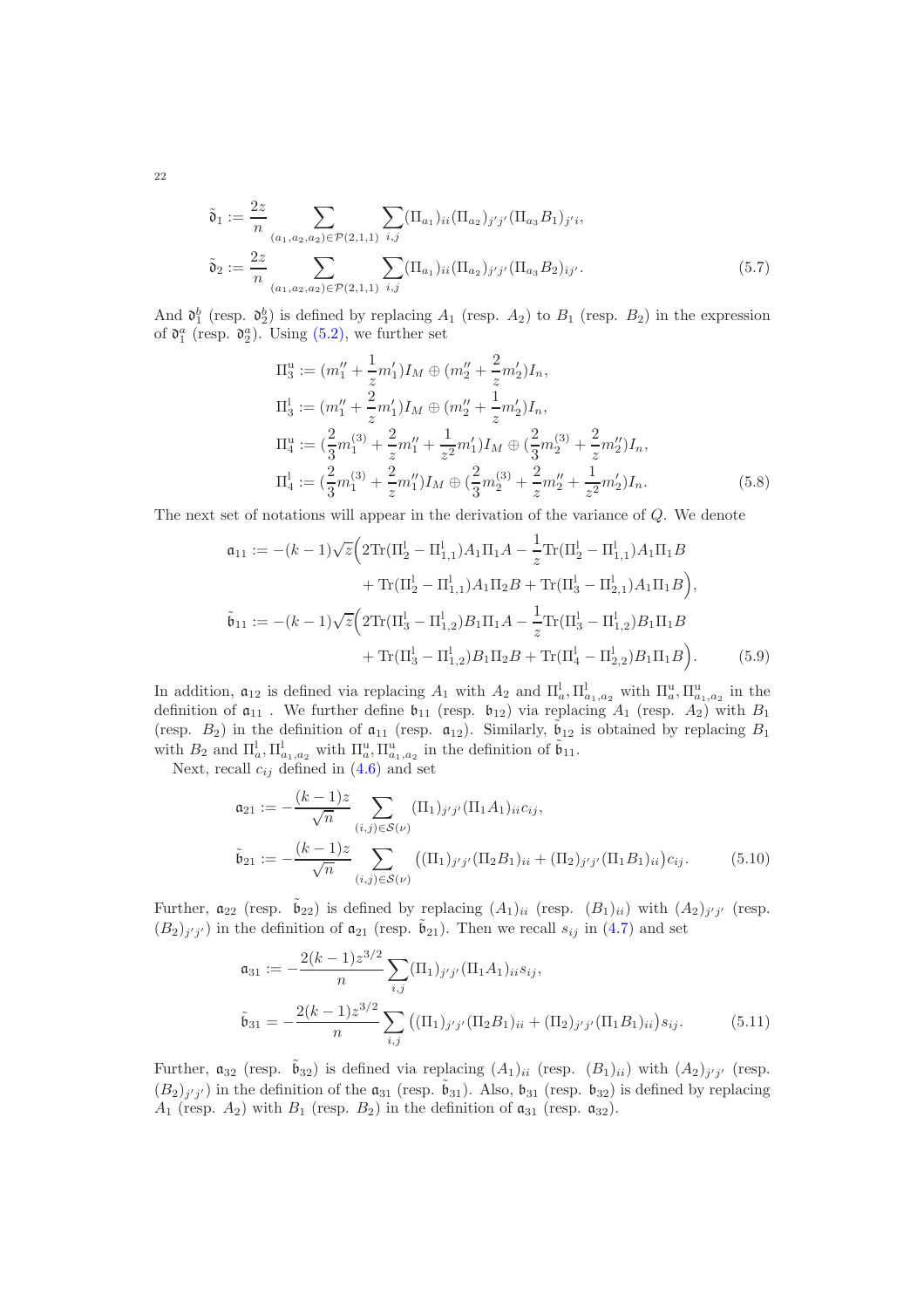$$
\tilde{\mathfrak{d}}_1 := \frac{2z}{n} \sum_{(a_1,a_2,a_2)\in\mathcal{P}(2,1,1)} \sum_{i,j} (\Pi_{a_1})_{ii} (\Pi_{a_2})_{j'j'} (\Pi_{a_3} B_1)_{j'i},
$$

$$
\tilde{\mathfrak{d}}_2 := \frac{2z}{n} \sum_{(a_1,a_2,a_2)\in\mathcal{P}(2,1,1)} \sum_{i,j} (\Pi_{a_1})_{ii} (\Pi_{a_2})_{j'j'} (\Pi_{a_3} B_2)_{ij'}. \tag{5.7}
$$

And $\mathfrak{d}_1^b$ (resp. $\mathfrak{d}_2^b$) is defined by replacing $A_1$ (resp. $A_2$) to $B_1$ (resp. $B_2$) in the expression of $\mathfrak{d}_1^a$ (resp. $\mathfrak{d}_2^a$). Using (5.2), we further set

$$
\Pi_3^{\mathrm{u}} := (m_1'' + \frac{1}{z} m_1') I_M \oplus (m_2'' + \frac{2}{z} m_2') I_n,
$$

$$
\Pi_3^{\mathrm{l}} := (m_1'' + \frac{2}{z} m_1') I_M \oplus (m_2'' + \frac{1}{z} m_2') I_n,
$$

$$
\Pi_4^{\mathrm{u}} := (\frac{2}{3} m_1^{(3)} + \frac{2}{z} m_1'' + \frac{1}{z^2} m_1') I_M \oplus (\frac{2}{3} m_2^{(3)} + \frac{2}{z} m_2'') I_n,
$$

$$
\Pi_4^{\mathrm{l}} := (\frac{2}{3} m_1^{(3)} + \frac{2}{z} m_1'') I_M \oplus (\frac{2}{3} m_2^{(3)} + \frac{2}{z} m_2'' + \frac{1}{z^2} m_2') I_n. \tag{5.8}
$$

The next set of notations will appear in the derivation of the variance of $Q$. We denote

$$
\begin{aligned}
\mathfrak{a}_{11} := -(k-1)\sqrt{z}\Big( & 2\mathrm{Tr}(\Pi_2^{\mathrm{l}} - \Pi_{1,1}^{\mathrm{l}}) A_1 \Pi_1 A - \frac{1}{z} \mathrm{Tr}(\Pi_2^{\mathrm{l}} - \Pi_{1,1}^{\mathrm{l}}) A_1 \Pi_1 B \\
& + \mathrm{Tr}(\Pi_2^{\mathrm{l}} - \Pi_{1,1}^{\mathrm{l}}) A_1 \Pi_2 B + \mathrm{Tr}(\Pi_3^{\mathrm{l}} - \Pi_{2,1}^{\mathrm{l}}) A_1 \Pi_1 B \Big),
\end{aligned}
$$

$$
\begin{aligned}
\tilde{\mathfrak{b}}_{11} := -(k-1)\sqrt{z}\Big( & 2\mathrm{Tr}(\Pi_3^{\mathrm{l}} - \Pi_{1,2}^{\mathrm{l}}) B_1 \Pi_1 A - \frac{1}{z} \mathrm{Tr}(\Pi_3^{\mathrm{l}} - \Pi_{1,2}^{\mathrm{l}}) B_1 \Pi_1 B \\
& + \mathrm{Tr}(\Pi_3^{\mathrm{l}} - \Pi_{1,2}^{\mathrm{l}}) B_1 \Pi_2 B + \mathrm{Tr}(\Pi_4^{\mathrm{l}} - \Pi_{2,2}^{\mathrm{l}}) B_1 \Pi_1 B \Big).
\end{aligned} \tag{5.9}
$$

In addition, $\mathfrak{a}_{12}$ is defined via replacing $A_1$ with $A_2$ and $\Pi_a^{\mathrm{l}}, \Pi_{a_1,a_2}^{\mathrm{l}}$ with $\Pi_a^{\mathrm{u}}, \Pi_{a_1,a_2}^{\mathrm{u}}$ in the definition of $\mathfrak{a}_{11}$ . We further define $\mathfrak{b}_{11}$ (resp. $\mathfrak{b}_{12}$) via replacing $A_1$ (resp. $A_2$) with $B_1$ (resp. $B_2$) in the definition of $\mathfrak{a}_{11}$ (resp. $\mathfrak{a}_{12}$). Similarly, $\tilde{\mathfrak{b}}_{12}$ is obtained by replacing $B_1$ with $B_2$ and $\Pi_a^{\mathrm{l}}, \Pi_{a_1,a_2}^{\mathrm{l}}$ with $\Pi_a^{\mathrm{u}}, \Pi_{a_1,a_2}^{\mathrm{u}}$ in the definition of $\tilde{\mathfrak{b}}_{11}$.

Next, recall $c_{ij}$ defined in (4.6) and set

$$
\mathfrak{a}_{21} := -\frac{(k-1)z}{\sqrt{n}} \sum_{(i,j)\in\mathcal{S}(\nu)} (\Pi_1)_{j'j'} (\Pi_1 A_1)_{ii} c_{ij},
$$

$$
\tilde{\mathfrak{b}}_{21} := -\frac{(k-1)z}{\sqrt{n}} \sum_{(i,j)\in\mathcal{S}(\nu)} \big( (\Pi_1)_{j'j'} (\Pi_2 B_1)_{ii} + (\Pi_2)_{j'j'} (\Pi_1 B_1)_{ii} \big) c_{ij}. \tag{5.10}
$$

Further, $\mathfrak{a}_{22}$ (resp. $\tilde{\mathfrak{b}}_{22}$) is defined by replacing $(A_1)_{ii}$ (resp. $(B_1)_{ii}$) with $(A_2)_{j'j'}$ (resp. $(B_2)_{j'j'}$) in the definition of $\mathfrak{a}_{21}$ (resp. $\tilde{\mathfrak{b}}_{21}$). Then we recall $s_{ij}$ in (4.7) and set

$$
\mathfrak{a}_{31} := -\frac{2(k-1)z^{3/2}}{n} \sum_{i,j} (\Pi_1)_{j'j'} (\Pi_1 A_1)_{ii} s_{ij},
$$

$$
\tilde{\mathfrak{b}}_{31} = -\frac{2(k-1)z^{3/2}}{n} \sum_{i,j} \big( (\Pi_1)_{j'j'} (\Pi_2 B_1)_{ii} + (\Pi_2)_{j'j'} (\Pi_1 B_1)_{ii} \big) s_{ij}. \tag{5.11}
$$

Further, $\mathfrak{a}_{32}$ (resp. $\tilde{\mathfrak{b}}_{32}$) is defined via replacing $(A_1)_{ii}$ (resp. $(B_1)_{ii}$) with $(A_2)_{j'j'}$ (resp. $(B_2)_{j'j'}$) in the definition of the $\mathfrak{a}_{31}$ (resp. $\tilde{\mathfrak{b}}_{31}$). Also, $\mathfrak{b}_{31}$ (resp. $\mathfrak{b}_{32}$) is defined by replacing $A_1$ (resp. $A_2$) with $B_1$ (resp. $B_2$) in the definition of $\mathfrak{a}_{31}$ (resp. $\mathfrak{a}_{32}$).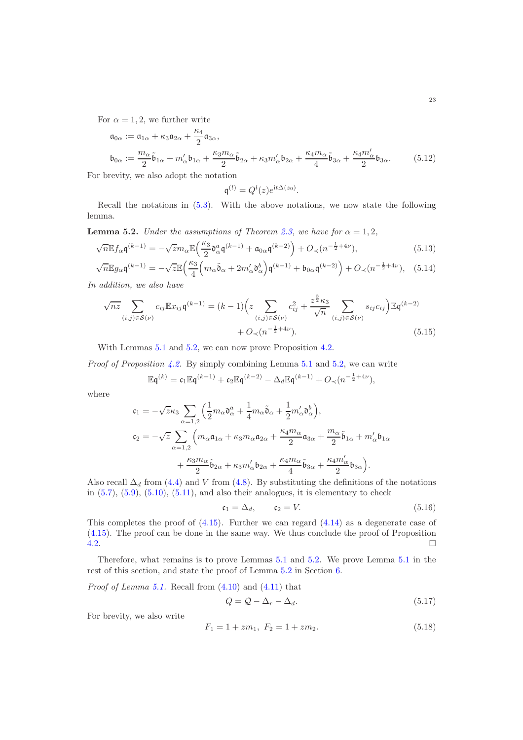For $\alpha = 1, 2$, we further write

$$
\begin{aligned}
\mathfrak{a}_{0\alpha} &:= \mathfrak{a}_{1\alpha} + \kappa_3 \mathfrak{a}_{2\alpha} + \frac{\kappa_4}{2}\mathfrak{a}_{3\alpha}, \\
\mathfrak{b}_{0\alpha} &:= \frac{m_\alpha}{2}\tilde{\mathfrak{b}}_{1\alpha} + m'_\alpha \mathfrak{b}_{1\alpha} + \frac{\kappa_3 m_\alpha}{2}\tilde{\mathfrak{b}}_{2\alpha} + \kappa_3 m'_\alpha \mathfrak{b}_{2\alpha} + \frac{\kappa_4 m_\alpha}{4}\tilde{\mathfrak{b}}_{3\alpha} + \frac{\kappa_4 m'_\alpha}{2}\mathfrak{b}_{3\alpha}.
\end{aligned} \tag{5.12}
$$

For brevity, we also adopt the notation

$$
\mathfrak{q}^{(l)} = Q^l(z) e^{\mathrm{i}t\Delta(z_0)}.
$$

Recall the notations in (5.3). With the above notations, we now state the following lemma.

**Lemma 5.2.** *Under the assumptions of Theorem 2.3, we have for $\alpha = 1, 2$,*

$$
\sqrt{n}\mathbb{E} f_\alpha \mathfrak{q}^{(k-1)} = -\sqrt{z} m_\alpha \mathbb{E}\Big(\frac{\kappa_3}{2}\mathfrak{d}^a_\alpha \mathfrak{q}^{(k-1)} + \mathfrak{a}_{0\alpha}\mathfrak{q}^{(k-2)}\Big) + O_\prec(n^{-\frac{1}{2}+4\nu}), \tag{5.13}
$$

$$
\sqrt{n}\mathbb{E} g_\alpha \mathfrak{q}^{(k-1)} = -\sqrt{z}\mathbb{E}\Big(\frac{\kappa_3}{4}\Big(m_\alpha \tilde{\mathfrak{d}}_\alpha + 2m'_\alpha \mathfrak{d}^b_\alpha\Big)\mathfrak{q}^{(k-1)} + \mathfrak{b}_{0\alpha}\mathfrak{q}^{(k-2)}\Big) + O_\prec(n^{-\frac{1}{2}+4\nu}), \tag{5.14}
$$

*In addition, we also have*

$$
\begin{aligned}
\sqrt{nz}\sum_{(i,j)\in\mathcal{S}(\nu)} c_{ij}\mathbb{E} x_{ij}\mathfrak{q}^{(k-1)} = (k-1)\Big(z\sum_{(i,j)\in\mathcal{S}(\nu)} c_{ij}^2 + \frac{z^{\frac{3}{2}}\kappa_3}{\sqrt{n}}\sum_{(i,j)\in\mathcal{S}(\nu)} s_{ij}c_{ij}\Big)\mathbb{E}\mathfrak{q}^{(k-2)} \\
+ O_\prec(n^{-\frac{1}{2}+4\nu}).
\end{aligned} \tag{5.15}
$$

With Lemmas 5.1 and 5.2, we can now prove Proposition 4.2.

*Proof of Proposition 4.2.* By simply combining Lemma 5.1 and 5.2, we can write

$$
\mathbb{E}\mathfrak{q}^{(k)} = \mathfrak{c}_1\mathbb{E}\mathfrak{q}^{(k-1)} + \mathfrak{c}_2\mathbb{E}\mathfrak{q}^{(k-2)} - \Delta_d\mathbb{E}\mathfrak{q}^{(k-1)} + O_\prec(n^{-\frac{1}{2}+4\nu}),
$$

where

$$
\begin{aligned}
\mathfrak{c}_1 &= -\sqrt{z}\kappa_3\sum_{\alpha=1,2}\Big(\frac{1}{2}m_\alpha\mathfrak{d}^a_\alpha + \frac{1}{4}m_\alpha\tilde{\mathfrak{d}}_\alpha + \frac{1}{2}m'_\alpha\mathfrak{d}^b_\alpha\Big), \\
\mathfrak{c}_2 &= -\sqrt{z}\sum_{\alpha=1,2}\Big(m_\alpha\mathfrak{a}_{1\alpha} + \kappa_3 m_\alpha\mathfrak{a}_{2\alpha} + \frac{\kappa_4 m_\alpha}{2}\mathfrak{a}_{3\alpha} + \frac{m_\alpha}{2}\tilde{\mathfrak{b}}_{1\alpha} + m'_\alpha\mathfrak{b}_{1\alpha} \\
&\qquad + \frac{\kappa_3 m_\alpha}{2}\tilde{\mathfrak{b}}_{2\alpha} + \kappa_3 m'_\alpha\mathfrak{b}_{2\alpha} + \frac{\kappa_4 m_\alpha}{4}\tilde{\mathfrak{b}}_{3\alpha} + \frac{\kappa_4 m'_\alpha}{2}\mathfrak{b}_{3\alpha}\Big).
\end{aligned}
$$

Also recall $\Delta_d$ from (4.4) and $V$ from (4.8). By substituting the definitions of the notations in (5.7), (5.9), (5.10), (5.11), and also their analogues, it is elementary to check

$$
\mathfrak{c}_1 = \Delta_d, \qquad \mathfrak{c}_2 = V. \tag{5.16}
$$

This completes the proof of (4.15). Further we can regard (4.14) as a degenerate case of (4.15). The proof can be done in the same way. We thus conclude the proof of Proposition 4.2. □

Therefore, what remains is to prove Lemmas 5.1 and 5.2. We prove Lemma 5.1 in the rest of this section, and state the proof of Lemma 5.2 in Section 6.

*Proof of Lemma 5.1.* Recall from (4.10) and (4.11) that

$$
Q = \mathcal{Q} - \Delta_r - \Delta_d. \tag{5.17}
$$

For brevity, we also write

$$
F_1 = 1 + zm_1,\ F_2 = 1 + zm_2. \tag{5.18}
$$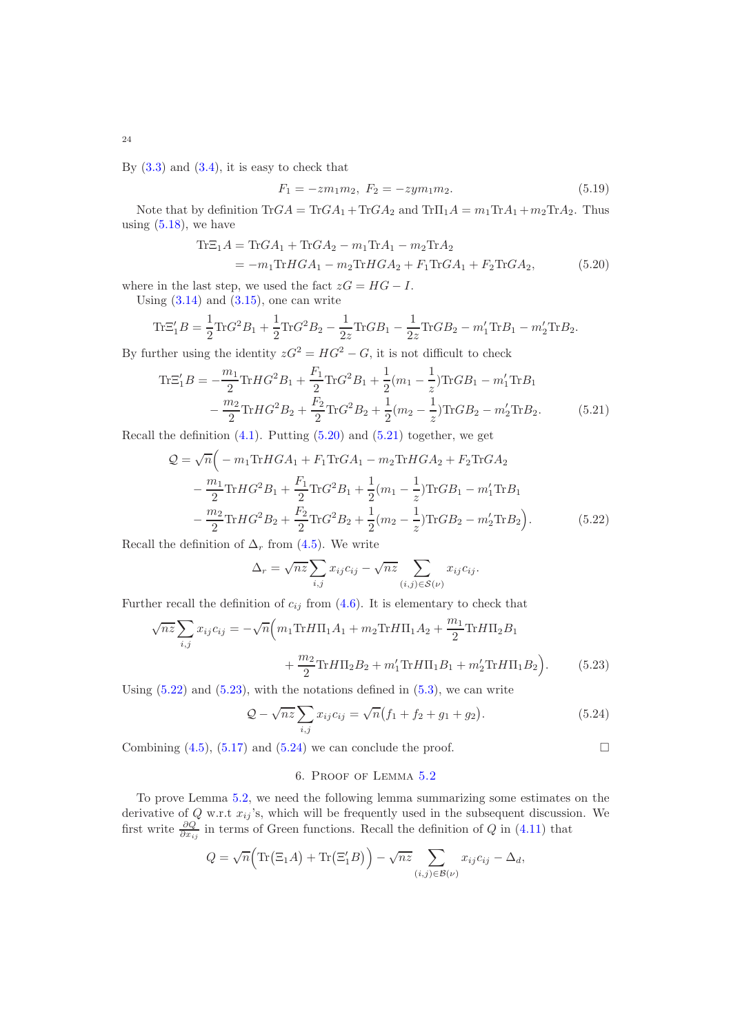By (3.3) and (3.4), it is easy to check that

$$F_1 = -zm_1m_2, \; F_2 = -zym_1m_2. \tag{5.19}$$

Note that by definition $\mathrm{Tr}GA = \mathrm{Tr}GA_1 + \mathrm{Tr}GA_2$ and $\mathrm{Tr}\Pi_1 A = m_1\mathrm{Tr}A_1 + m_2\mathrm{Tr}A_2$. Thus using (5.18), we have

$$\begin{aligned}\mathrm{Tr}\Xi_1 A &= \mathrm{Tr}GA_1 + \mathrm{Tr}GA_2 - m_1\mathrm{Tr}A_1 - m_2\mathrm{Tr}A_2 \\ &= -m_1\mathrm{Tr}HGA_1 - m_2\mathrm{Tr}HGA_2 + F_1\mathrm{Tr}GA_1 + F_2\mathrm{Tr}GA_2,\end{aligned} \tag{5.20}$$

where in the last step, we used the fact $zG = HG - I$.

Using (3.14) and (3.15), one can write

$$\mathrm{Tr}\Xi_1' B = \frac{1}{2}\mathrm{Tr}G^2B_1 + \frac{1}{2}\mathrm{Tr}G^2B_2 - \frac{1}{2z}\mathrm{Tr}GB_1 - \frac{1}{2z}\mathrm{Tr}GB_2 - m_1'\mathrm{Tr}B_1 - m_2'\mathrm{Tr}B_2.$$

By further using the identity $zG^2 = HG^2 - G$, it is not difficult to check

$$\begin{aligned}\mathrm{Tr}\Xi_1' B = &-\frac{m_1}{2}\mathrm{Tr}HG^2B_1 + \frac{F_1}{2}\mathrm{Tr}G^2B_1 + \frac{1}{2}(m_1 - \frac{1}{z})\mathrm{Tr}GB_1 - m_1'\mathrm{Tr}B_1 \\ &-\frac{m_2}{2}\mathrm{Tr}HG^2B_2 + \frac{F_2}{2}\mathrm{Tr}G^2B_2 + \frac{1}{2}(m_2 - \frac{1}{z})\mathrm{Tr}GB_2 - m_2'\mathrm{Tr}B_2.\end{aligned} \tag{5.21}$$

Recall the definition (4.1). Putting (5.20) and (5.21) together, we get

$$\begin{aligned}\mathcal{Q} = \sqrt{n}\Big( &- m_1\mathrm{Tr}HGA_1 + F_1\mathrm{Tr}GA_1 - m_2\mathrm{Tr}HGA_2 + F_2\mathrm{Tr}GA_2 \\ &- \frac{m_1}{2}\mathrm{Tr}HG^2B_1 + \frac{F_1}{2}\mathrm{Tr}G^2B_1 + \frac{1}{2}(m_1 - \frac{1}{z})\mathrm{Tr}GB_1 - m_1'\mathrm{Tr}B_1 \\ &- \frac{m_2}{2}\mathrm{Tr}HG^2B_2 + \frac{F_2}{2}\mathrm{Tr}G^2B_2 + \frac{1}{2}(m_2 - \frac{1}{z})\mathrm{Tr}GB_2 - m_2'\mathrm{Tr}B_2\Big).\end{aligned} \tag{5.22}$$

Recall the definition of $\Delta_r$ from (4.5). We write

$$\Delta_r = \sqrt{nz}\sum_{i,j} x_{ij}c_{ij} - \sqrt{nz}\sum_{(i,j)\in\mathcal{S}(\nu)} x_{ij}c_{ij}.$$

Further recall the definition of $c_{ij}$ from (4.6). It is elementary to check that

$$\begin{aligned}\sqrt{nz}\sum_{i,j} x_{ij}c_{ij} = -\sqrt{n}\Big(& m_1\mathrm{Tr}H\Pi_1A_1 + m_2\mathrm{Tr}H\Pi_1A_2 + \frac{m_1}{2}\mathrm{Tr}H\Pi_2B_1 \\ &+ \frac{m_2}{2}\mathrm{Tr}H\Pi_2B_2 + m_1'\mathrm{Tr}H\Pi_1B_1 + m_2'\mathrm{Tr}H\Pi_1B_2\Big).\end{aligned} \tag{5.23}$$

Using (5.22) and (5.23), with the notations defined in (5.3), we can write

$$\mathcal{Q} - \sqrt{nz}\sum_{i,j} x_{ij}c_{ij} = \sqrt{n}\big(f_1 + f_2 + g_1 + g_2\big). \tag{5.24}$$

Combining (4.5), (5.17) and (5.24) we can conclude the proof. $\square$

## 6. Proof of Lemma 5.2

To prove Lemma 5.2, we need the following lemma summarizing some estimates on the derivative of $Q$ w.r.t $x_{ij}$'s, which will be frequently used in the subsequent discussion. We first write $\frac{\partial Q}{\partial x_{ij}}$ in terms of Green functions. Recall the definition of $Q$ in (4.11) that

$$Q = \sqrt{n}\Big(\mathrm{Tr}\big(\Xi_1 A\big) + \mathrm{Tr}\big(\Xi_1' B\big)\Big) - \sqrt{nz}\sum_{(i,j)\in\mathcal{B}(\nu)} x_{ij}c_{ij} - \Delta_d,$$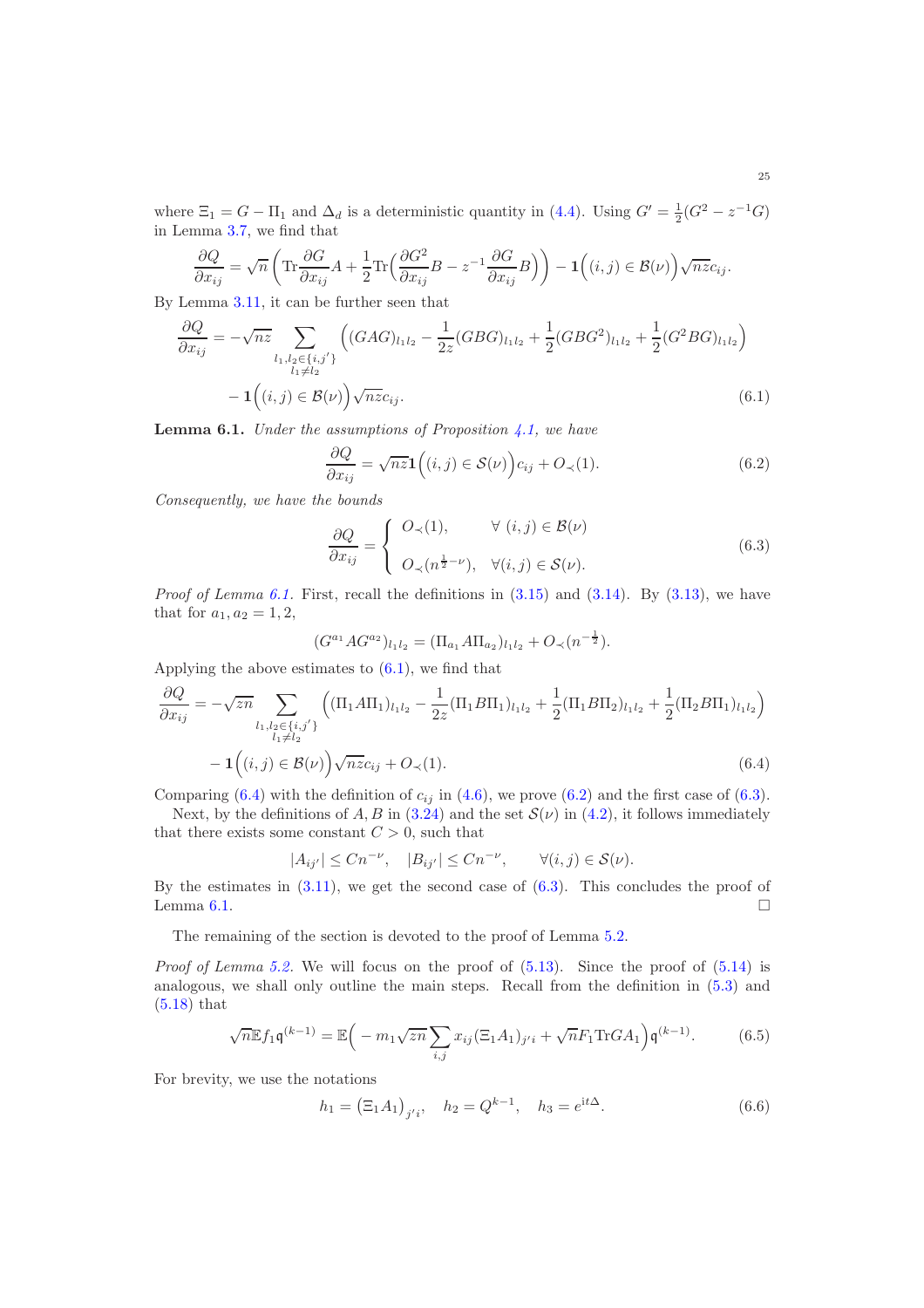where $\Xi_1 = G - \Pi_1$ and $\Delta_d$ is a deterministic quantity in (4.4). Using $G' = \frac{1}{2}(G^2 - z^{-1}G)$ in Lemma 3.7, we find that

$$\frac{\partial Q}{\partial x_{ij}} = \sqrt{n}\left(\mathrm{Tr}\frac{\partial G}{\partial x_{ij}}A + \frac{1}{2}\mathrm{Tr}\Big(\frac{\partial G^2}{\partial x_{ij}}B - z^{-1}\frac{\partial G}{\partial x_{ij}}B\Big)\right) - \mathbf{1}\Big((i,j) \in \mathcal{B}(\nu)\Big)\sqrt{nz}c_{ij}.$$

By Lemma 3.11, it can be further seen that

$$\frac{\partial Q}{\partial x_{ij}} = -\sqrt{nz}\sum_{\substack{l_1,l_2\in\{i,j'\}\\ l_1\neq l_2}}\Big((GAG)_{l_1l_2} - \frac{1}{2z}(GBG)_{l_1l_2} + \frac{1}{2}(GBG^2)_{l_1l_2} + \frac{1}{2}(G^2BG)_{l_1l_2}\Big)$$
$$- \mathbf{1}\Big((i,j) \in \mathcal{B}(\nu)\Big)\sqrt{nz}c_{ij}. \tag{6.1}$$

**Lemma 6.1.** *Under the assumptions of Proposition 4.1, we have*

$$\frac{\partial Q}{\partial x_{ij}} = \sqrt{nz}\mathbf{1}\Big((i,j) \in \mathcal{S}(\nu)\Big)c_{ij} + O_{\prec}(1). \tag{6.2}$$

*Consequently, we have the bounds*

$$\frac{\partial Q}{\partial x_{ij}} = \begin{cases} O_{\prec}(1), & \forall\ (i,j) \in \mathcal{B}(\nu) \\ O_{\prec}(n^{\frac{1}{2}-\nu}), & \forall (i,j) \in \mathcal{S}(\nu). \end{cases} \tag{6.3}$$

*Proof of Lemma 6.1.* First, recall the definitions in (3.15) and (3.14). By (3.13), we have that for $a_1, a_2 = 1, 2$,

$$(G^{a_1}AG^{a_2})_{l_1l_2} = (\Pi_{a_1}A\Pi_{a_2})_{l_1l_2} + O_{\prec}(n^{-\frac{1}{2}}).$$

Applying the above estimates to (6.1), we find that

$$\frac{\partial Q}{\partial x_{ij}} = -\sqrt{zn}\sum_{\substack{l_1,l_2\in\{i,j'\}\\ l_1\neq l_2}}\Big((\Pi_1A\Pi_1)_{l_1l_2} - \frac{1}{2z}(\Pi_1B\Pi_1)_{l_1l_2} + \frac{1}{2}(\Pi_1B\Pi_2)_{l_1l_2} + \frac{1}{2}(\Pi_2B\Pi_1)_{l_1l_2}\Big)$$
$$- \mathbf{1}\Big((i,j) \in \mathcal{B}(\nu)\Big)\sqrt{nz}c_{ij} + O_{\prec}(1). \tag{6.4}$$

Comparing (6.4) with the definition of $c_{ij}$ in (4.6), we prove (6.2) and the first case of (6.3).

Next, by the definitions of $A, B$ in (3.24) and the set $\mathcal{S}(\nu)$ in (4.2), it follows immediately that there exists some constant $C > 0$, such that

$$|A_{ij'}| \leq Cn^{-\nu}, \quad |B_{ij'}| \leq Cn^{-\nu}, \qquad \forall (i,j) \in \mathcal{S}(\nu).$$

By the estimates in (3.11), we get the second case of (6.3). This concludes the proof of Lemma 6.1. $\square$

The remaining of the section is devoted to the proof of Lemma 5.2.

*Proof of Lemma 5.2.* We will focus on the proof of (5.13). Since the proof of (5.14) is analogous, we shall only outline the main steps. Recall from the definition in (5.3) and (5.18) that

$$\sqrt{n}\mathbb{E}f_1\mathfrak{q}^{(k-1)} = \mathbb{E}\Big(-m_1\sqrt{zn}\sum_{i,j}x_{ij}(\Xi_1A_1)_{j'i} + \sqrt{n}F_1\mathrm{Tr}GA_1\Big)\mathfrak{q}^{(k-1)}. \tag{6.5}$$

For brevity, we use the notations

$$h_1 = \big(\Xi_1A_1\big)_{j'i}, \quad h_2 = Q^{k-1}, \quad h_3 = e^{\mathrm{i}t\Delta}. \tag{6.6}$$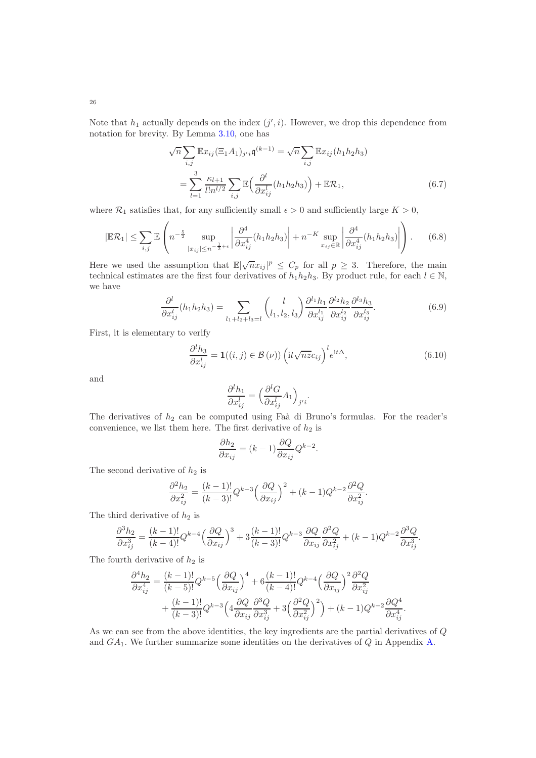Note that $h_1$ actually depends on the index $(j', i)$. However, we drop this dependence from notation for brevity. By Lemma 3.10, one has

$$
\begin{aligned}
\sqrt{n}\sum_{i,j}\mathbb{E}x_{ij}(\Xi_1 A_1)_{j'i}\mathfrak{q}^{(k-1)} &= \sqrt{n}\sum_{i,j}\mathbb{E}x_{ij}(h_1h_2h_3) \\
&= \sum_{l=1}^{3}\frac{\kappa_{l+1}}{l!n^{l/2}}\sum_{i,j}\mathbb{E}\Big(\frac{\partial^l}{\partial x_{ij}^l}(h_1h_2h_3)\Big) + \mathbb{E}\mathcal{R}_1, \qquad (6.7)
\end{aligned}
$$

where $\mathcal{R}_1$ satisfies that, for any sufficiently small $\epsilon > 0$ and sufficiently large $K > 0$,

$$
|\mathbb{E}\mathcal{R}_1| \leq \sum_{i,j}\mathbb{E}\left(n^{-\frac{5}{2}}\sup_{|x_{ij}|\leq n^{-\frac{1}{2}+\epsilon}}\left|\frac{\partial^4}{\partial x_{ij}^4}(h_1h_2h_3)\right| + n^{-K}\sup_{x_{ij}\in\mathbb{R}}\left|\frac{\partial^4}{\partial x_{ij}^4}(h_1h_2h_3)\right|\right). \qquad (6.8)
$$

Here we used the assumption that $\mathbb{E}|\sqrt{n}x_{ij}|^p \leq C_p$ for all $p \geq 3$. Therefore, the main technical estimates are the first four derivatives of $h_1h_2h_3$. By product rule, for each $l \in \mathbb{N}$, we have

$$
\frac{\partial^l}{\partial x_{ij}^l}(h_1h_2h_3) = \sum_{l_1+l_2+l_3=l}\binom{l}{l_1, l_2, l_3}\frac{\partial^{l_1}h_1}{\partial x_{ij}^{l_1}}\frac{\partial^{l_2}h_2}{\partial x_{ij}^{l_2}}\frac{\partial^{l_3}h_3}{\partial x_{ij}^{l_3}}. \qquad (6.9)
$$

First, it is elementary to verify

$$
\frac{\partial^l h_3}{\partial x_{ij}^l} = \mathbf{1}((i,j)\in\mathcal{B}(\nu))\left(\mathrm{i}t\sqrt{nz}c_{ij}\right)^l e^{\mathrm{i}t\Delta}, \qquad (6.10)
$$

and

$$
\frac{\partial^l h_1}{\partial x_{ij}^l} = \Big(\frac{\partial^l G}{\partial x_{ij}^l}A_1\Big)_{j'i}.
$$

The derivatives of $h_2$ can be computed using Faà di Bruno's formulas. For the reader's convenience, we list them here. The first derivative of $h_2$ is

$$
\frac{\partial h_2}{\partial x_{ij}} = (k-1)\frac{\partial Q}{\partial x_{ij}}Q^{k-2}.
$$

The second derivative of $h_2$ is

$$
\frac{\partial^2 h_2}{\partial x_{ij}^2} = \frac{(k-1)!}{(k-3)!}Q^{k-3}\Big(\frac{\partial Q}{\partial x_{ij}}\Big)^2 + (k-1)Q^{k-2}\frac{\partial^2 Q}{\partial x_{ij}^2}.
$$

The third derivative of $h_2$ is

$$
\frac{\partial^3 h_2}{\partial x_{ij}^3} = \frac{(k-1)!}{(k-4)!}Q^{k-4}\Big(\frac{\partial Q}{\partial x_{ij}}\Big)^3 + 3\frac{(k-1)!}{(k-3)!}Q^{k-3}\frac{\partial Q}{\partial x_{ij}}\frac{\partial^2 Q}{\partial x_{ij}^2} + (k-1)Q^{k-2}\frac{\partial^3 Q}{\partial x_{ij}^3}.
$$

The fourth derivative of $h_2$ is

$$
\begin{aligned}
\frac{\partial^4 h_2}{\partial x_{ij}^4} &= \frac{(k-1)!}{(k-5)!}Q^{k-5}\Big(\frac{\partial Q}{\partial x_{ij}}\Big)^4 + 6\frac{(k-1)!}{(k-4)!}Q^{k-4}\Big(\frac{\partial Q}{\partial x_{ij}}\Big)^2\frac{\partial^2 Q}{\partial x_{ij}^2} \\
&\quad + \frac{(k-1)!}{(k-3)!}Q^{k-3}\Big(4\frac{\partial Q}{\partial x_{ij}}\frac{\partial^3 Q}{\partial x_{ij}^3} + 3\Big(\frac{\partial^2 Q}{\partial x_{ij}^2}\Big)^2\Big) + (k-1)Q^{k-2}\frac{\partial Q^4}{\partial x_{ij}^4}.
\end{aligned}
$$

As we can see from the above identities, the key ingredients are the partial derivatives of $Q$ and $GA_1$. We further summarize some identities on the derivatives of $Q$ in Appendix A.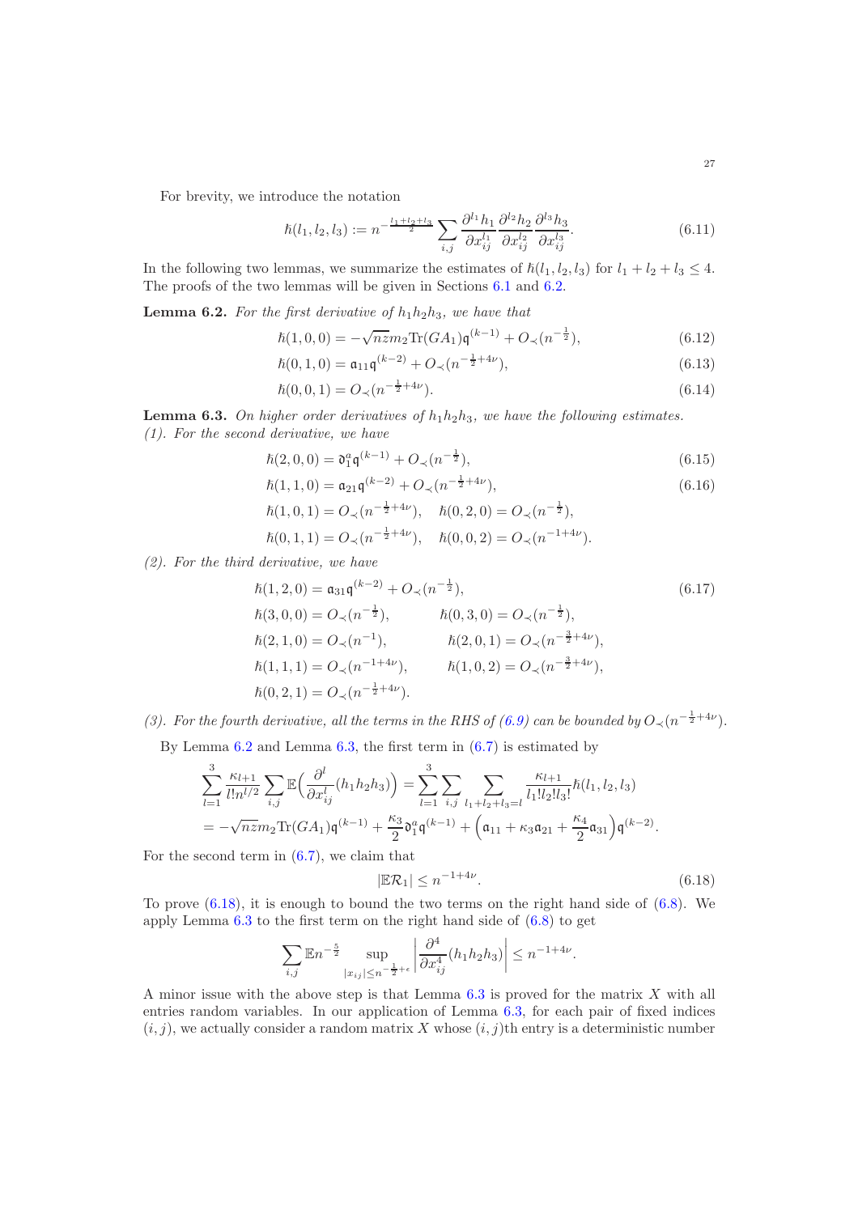For brevity, we introduce the notation

$$\hbar(l_1, l_2, l_3) := n^{-\frac{l_1+l_2+l_3}{2}} \sum_{i,j} \frac{\partial^{l_1} h_1}{\partial x_{ij}^{l_1}} \frac{\partial^{l_2} h_2}{\partial x_{ij}^{l_2}} \frac{\partial^{l_3} h_3}{\partial x_{ij}^{l_3}}. \tag{6.11}$$

In the following two lemmas, we summarize the estimates of $\hbar(l_1, l_2, l_3)$ for $l_1 + l_2 + l_3 \leq 4$. The proofs of the two lemmas will be given in Sections 6.1 and 6.2.

**Lemma 6.2.** *For the first derivative of $h_1 h_2 h_3$, we have that*

$$\hbar(1, 0, 0) = -\sqrt{nz} m_2 \mathrm{Tr}(GA_1)\mathfrak{q}^{(k-1)} + O_{\prec}(n^{-\frac{1}{2}}), \tag{6.12}$$

$$\hbar(0, 1, 0) = \mathfrak{a}_{11}\mathfrak{q}^{(k-2)} + O_{\prec}(n^{-\frac{1}{2}+4\nu}), \tag{6.13}$$

$$\hbar(0, 0, 1) = O_{\prec}(n^{-\frac{1}{2}+4\nu}). \tag{6.14}$$

**Lemma 6.3.** *On higher order derivatives of $h_1 h_2 h_3$, we have the following estimates.*
*(1). For the second derivative, we have*

$$\hbar(2, 0, 0) = \mathfrak{d}_1^a \mathfrak{q}^{(k-1)} + O_{\prec}(n^{-\frac{1}{2}}), \tag{6.15}$$

$$\hbar(1, 1, 0) = \mathfrak{a}_{21}\mathfrak{q}^{(k-2)} + O_{\prec}(n^{-\frac{1}{2}+4\nu}), \tag{6.16}$$

$$\hbar(1, 0, 1) = O_{\prec}(n^{-\frac{1}{2}+4\nu}), \quad \hbar(0, 2, 0) = O_{\prec}(n^{-\frac{1}{2}}),$$

$$\hbar(0, 1, 1) = O_{\prec}(n^{-\frac{1}{2}+4\nu}), \quad \hbar(0, 0, 2) = O_{\prec}(n^{-1+4\nu}).$$

*(2). For the third derivative, we have*

$$\hbar(1, 2, 0) = \mathfrak{a}_{31}\mathfrak{q}^{(k-2)} + O_{\prec}(n^{-\frac{1}{2}}), \tag{6.17}$$

$$\hbar(3, 0, 0) = O_{\prec}(n^{-\frac{1}{2}}), \qquad \hbar(0, 3, 0) = O_{\prec}(n^{-\frac{1}{2}}),$$

$$\hbar(2, 1, 0) = O_{\prec}(n^{-1}), \qquad \hbar(2, 0, 1) = O_{\prec}(n^{-\frac{3}{2}+4\nu}),$$

$$\hbar(1, 1, 1) = O_{\prec}(n^{-1+4\nu}), \qquad \hbar(1, 0, 2) = O_{\prec}(n^{-\frac{3}{2}+4\nu}),$$

$$\hbar(0, 2, 1) = O_{\prec}(n^{-\frac{1}{2}+4\nu}).$$

*(3). For the fourth derivative, all the terms in the RHS of (6.9) can be bounded by $O_{\prec}(n^{-\frac{1}{2}+4\nu})$.*

By Lemma 6.2 and Lemma 6.3, the first term in (6.7) is estimated by

$$\sum_{l=1}^{3} \frac{\kappa_{l+1}}{l! n^{l/2}} \sum_{i,j} \mathbb{E}\Big(\frac{\partial^l}{\partial x_{ij}^l}(h_1 h_2 h_3)\Big) = \sum_{l=1}^{3} \sum_{i,j} \sum_{l_1+l_2+l_3=l} \frac{\kappa_{l+1}}{l_1! l_2! l_3!} \hbar(l_1, l_2, l_3)$$

$$= -\sqrt{nz} m_2 \mathrm{Tr}(GA_1)\mathfrak{q}^{(k-1)} + \frac{\kappa_3}{2}\mathfrak{d}_1^a \mathfrak{q}^{(k-1)} + \Big(\mathfrak{a}_{11} + \kappa_3 \mathfrak{a}_{21} + \frac{\kappa_4}{2}\mathfrak{a}_{31}\Big)\mathfrak{q}^{(k-2)}.$$

For the second term in (6.7), we claim that

$$|\mathbb{E}\mathcal{R}_1| \leq n^{-1+4\nu}. \tag{6.18}$$

To prove (6.18), it is enough to bound the two terms on the right hand side of (6.8). We apply Lemma 6.3 to the first term on the right hand side of (6.8) to get

$$\sum_{i,j} \mathbb{E} n^{-\frac{5}{2}} \sup_{|x_{ij}| \leq n^{-\frac{1}{2}+\epsilon}} \left| \frac{\partial^4}{\partial x_{ij}^4}(h_1 h_2 h_3) \right| \leq n^{-1+4\nu}.$$

A minor issue with the above step is that Lemma 6.3 is proved for the matrix $X$ with all entries random variables. In our application of Lemma 6.3, for each pair of fixed indices $(i, j)$, we actually consider a random matrix $X$ whose $(i, j)$th entry is a deterministic number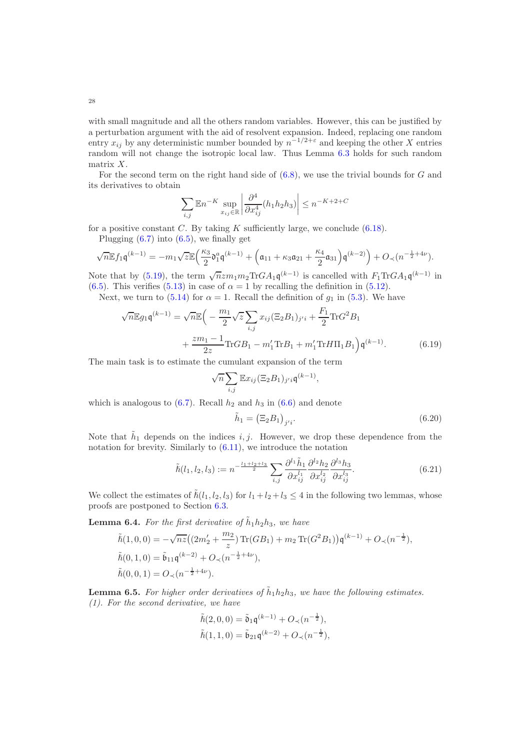with small magnitude and all the others random variables. However, this can be justified by a perturbation argument with the aid of resolvent expansion. Indeed, replacing one random entry $x_{ij}$ by any deterministic number bounded by $n^{-1/2+\varepsilon}$ and keeping the other $X$ entries random will not change the isotropic local law. Thus Lemma 6.3 holds for such random matrix $X$.

For the second term on the right hand side of (6.8), we use the trivial bounds for $G$ and its derivatives to obtain

$$\sum_{i,j} \mathbb{E} n^{-K} \sup_{x_{ij}\in\mathbb{R}} \left| \frac{\partial^4}{\partial x_{ij}^4}(h_1 h_2 h_3)\right| \le n^{-K+2+C}$$

for a positive constant $C$. By taking $K$ sufficiently large, we conclude (6.18).

Plugging (6.7) into (6.5), we finally get

$$\sqrt{n}\mathbb{E} f_1 \mathfrak{q}^{(k-1)} = -m_1\sqrt{z}\mathbb{E}\Big(\frac{\kappa_3}{2}\mathfrak{d}_1^a \mathfrak{q}^{(k-1)} + \Big(\mathfrak{a}_{11} + \kappa_3\mathfrak{a}_{21} + \frac{\kappa_4}{2}\mathfrak{a}_{31}\Big)\mathfrak{q}^{(k-2)}\Big) + O_\prec(n^{-\frac{1}{2}+4\nu}).$$

Note that by (5.19), the term $\sqrt{n} z m_1 m_2 \mathrm{Tr} G A_1 \mathfrak{q}^{(k-1)}$ is cancelled with $F_1 \mathrm{Tr} G A_1 \mathfrak{q}^{(k-1)}$ in (6.5). This verifies (5.13) in case of $\alpha = 1$ by recalling the definition in (5.12).

Next, we turn to (5.14) for $\alpha = 1$. Recall the definition of $g_1$ in (5.3). We have

$$\begin{aligned}\sqrt{n}\mathbb{E} g_1 \mathfrak{q}^{(k-1)} = \sqrt{n}\mathbb{E}\Big(&-\frac{m_1}{2}\sqrt{z}\sum_{i,j} x_{ij}(\Xi_2 B_1)_{j'i} + \frac{F_1}{2}\mathrm{Tr} G^2 B_1 \\ &+ \frac{z m_1 - 1}{2z}\mathrm{Tr} G B_1 - m_1' \mathrm{Tr} B_1 + m_1' \mathrm{Tr} H \Pi_1 B_1\Big)\mathfrak{q}^{(k-1)}. \end{aligned} \tag{6.19}$$

The main task is to estimate the cumulant expansion of the term

$$\sqrt{n}\sum_{i,j}\mathbb{E} x_{ij}(\Xi_2 B_1)_{j'i}\mathfrak{q}^{(k-1)},$$

which is analogous to (6.7). Recall $h_2$ and $h_3$ in (6.6) and denote

$$\tilde{h}_1 = \big(\Xi_2 B_1\big)_{j'i}. \tag{6.20}$$

Note that $\tilde{h}_1$ depends on the indices $i, j$. However, we drop these dependence from the notation for brevity. Similarly to (6.11), we introduce the notation

$$\tilde{\hbar}(l_1, l_2, l_3) := n^{-\frac{l_1+l_2+l_3}{2}} \sum_{i,j} \frac{\partial^{l_1}\tilde{h}_1}{\partial x_{ij}^{l_1}} \frac{\partial^{l_2} h_2}{\partial x_{ij}^{l_2}} \frac{\partial^{l_3} h_3}{\partial x_{ij}^{l_3}}. \tag{6.21}$$

We collect the estimates of $\tilde{\hbar}(l_1, l_2, l_3)$ for $l_1 + l_2 + l_3 \le 4$ in the following two lemmas, whose proofs are postponed to Section 6.3.

**Lemma 6.4.** *For the first derivative of $\tilde{h}_1 h_2 h_3$, we have*

$$\begin{aligned}
&\tilde{\hbar}(1,0,0) = -\sqrt{nz}\big((2m_2' + \frac{m_2}{z})\,\mathrm{Tr}(GB_1) + m_2\,\mathrm{Tr}(G^2 B_1)\big)\mathfrak{q}^{(k-1)} + O_\prec(n^{-\frac{1}{2}}),\\
&\tilde{\hbar}(0,1,0) = \tilde{\mathfrak{b}}_{11}\mathfrak{q}^{(k-2)} + O_\prec(n^{-\frac{1}{2}+4\nu}),\\
&\tilde{\hbar}(0,0,1) = O_\prec(n^{-\frac{1}{2}+4\nu}).
\end{aligned}$$

**Lemma 6.5.** *For higher order derivatives of $\tilde{h}_1 h_2 h_3$, we have the following estimates.*
*(1). For the second derivative, we have*

$$\begin{aligned}
&\tilde{\hbar}(2,0,0) = \tilde{\mathfrak{d}}_1\mathfrak{q}^{(k-1)} + O_\prec(n^{-\frac{1}{2}}),\\
&\tilde{\hbar}(1,1,0) = \tilde{\mathfrak{b}}_{21}\mathfrak{q}^{(k-2)} + O_\prec(n^{-\frac{1}{2}}),
\end{aligned}$$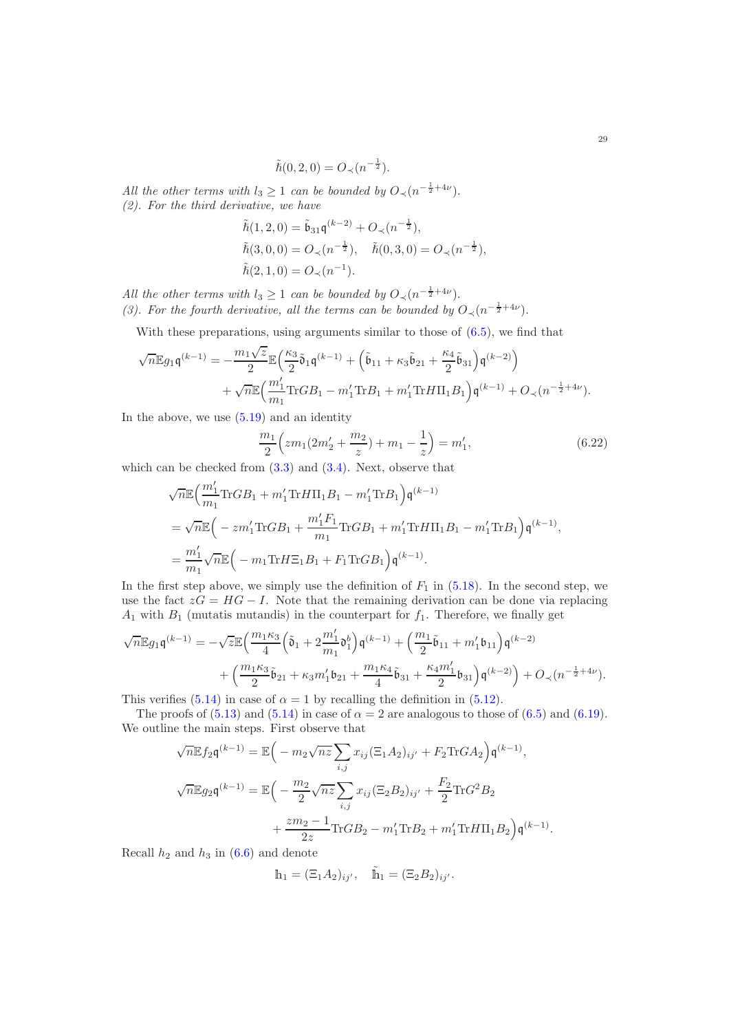$$\tilde{\hbar}(0,2,0) = O_{\prec}(n^{-\frac{1}{2}}).$$

*All the other terms with $l_3 \geq 1$ can be bounded by $O_{\prec}(n^{-\frac{1}{2}+4\nu})$.*
*(2). For the third derivative, we have*

$$\tilde{\hbar}(1,2,0) = \tilde{\mathfrak{b}}_{31}\mathfrak{q}^{(k-2)} + O_{\prec}(n^{-\frac{1}{2}}),$$
$$\tilde{\hbar}(3,0,0) = O_{\prec}(n^{-\frac{1}{2}}), \quad \tilde{\hbar}(0,3,0) = O_{\prec}(n^{-\frac{1}{2}}),$$
$$\tilde{\hbar}(2,1,0) = O_{\prec}(n^{-1}).$$

*All the other terms with $l_3 \geq 1$ can be bounded by $O_{\prec}(n^{-\frac{1}{2}+4\nu})$.*
*(3). For the fourth derivative, all the terms can be bounded by $O_{\prec}(n^{-\frac{1}{2}+4\nu})$.*

With these preparations, using arguments similar to those of (6.5), we find that

$$\begin{aligned}
\sqrt{n}\mathbb{E}g_1\mathfrak{q}^{(k-1)} = &-\frac{m_1\sqrt{z}}{2}\mathbb{E}\Big(\frac{\kappa_3}{2}\tilde{\mathfrak{d}}_1\mathfrak{q}^{(k-1)} + \Big(\tilde{\mathfrak{b}}_{11} + \kappa_3\tilde{\mathfrak{b}}_{21} + \frac{\kappa_4}{2}\tilde{\mathfrak{b}}_{31}\Big)\mathfrak{q}^{(k-2)}\Big) \\
&+ \sqrt{n}\mathbb{E}\Big(\frac{m_1'}{m_1}\mathrm{Tr}GB_1 - m_1'\mathrm{Tr}B_1 + m_1'\mathrm{Tr}H\Pi_1B_1\Big)\mathfrak{q}^{(k-1)} + O_{\prec}(n^{-\frac{1}{2}+4\nu}).
\end{aligned}$$

In the above, we use (5.19) and an identity

$$\frac{m_1}{2}\Big(zm_1(2m_2' + \frac{m_2}{z}) + m_1 - \frac{1}{z}\Big) = m_1', \tag{6.22}$$

which can be checked from (3.3) and (3.4). Next, observe that

$$\begin{aligned}
&\sqrt{n}\mathbb{E}\Big(\frac{m_1'}{m_1}\mathrm{Tr}GB_1 + m_1'\mathrm{Tr}H\Pi_1B_1 - m_1'\mathrm{Tr}B_1\Big)\mathfrak{q}^{(k-1)} \\
&= \sqrt{n}\mathbb{E}\Big( - zm_1'\mathrm{Tr}GB_1 + \frac{m_1'F_1}{m_1}\mathrm{Tr}GB_1 + m_1'\mathrm{Tr}H\Pi_1B_1 - m_1'\mathrm{Tr}B_1\Big)\mathfrak{q}^{(k-1)}, \\
&= \frac{m_1'}{m_1}\sqrt{n}\mathbb{E}\Big( - m_1\mathrm{Tr}H\Xi_1B_1 + F_1\mathrm{Tr}GB_1\Big)\mathfrak{q}^{(k-1)}.
\end{aligned}$$

In the first step above, we simply use the definition of $F_1$ in (5.18). In the second step, we use the fact $zG = HG - I$. Note that the remaining derivation can be done via replacing $A_1$ with $B_1$ (mutatis mutandis) in the counterpart for $f_1$. Therefore, we finally get

$$\begin{aligned}
\sqrt{n}\mathbb{E}g_1\mathfrak{q}^{(k-1)} = &-\sqrt{z}\mathbb{E}\Big(\frac{m_1\kappa_3}{4}\Big(\tilde{\mathfrak{d}}_1 + 2\frac{m_1'}{m_1}\mathfrak{d}_1^b\Big)\mathfrak{q}^{(k-1)} + \Big(\frac{m_1}{2}\tilde{\mathfrak{b}}_{11} + m_1'\mathfrak{b}_{11}\Big)\mathfrak{q}^{(k-2)} \\
&+ \Big(\frac{m_1\kappa_3}{2}\tilde{\mathfrak{b}}_{21} + \kappa_3 m_1'\mathfrak{b}_{21} + \frac{m_1\kappa_4}{4}\tilde{\mathfrak{b}}_{31} + \frac{\kappa_4 m_1'}{2}\mathfrak{b}_{31}\Big)\mathfrak{q}^{(k-2)}\Big) + O_{\prec}(n^{-\frac{1}{2}+4\nu}).
\end{aligned}$$

This verifies (5.14) in case of $\alpha = 1$ by recalling the definition in (5.12).

The proofs of (5.13) and (5.14) in case of $\alpha = 2$ are analogous to those of (6.5) and (6.19). We outline the main steps. First observe that

$$\sqrt{n}\mathbb{E}f_2\mathfrak{q}^{(k-1)} = \mathbb{E}\Big( - m_2\sqrt{nz}\sum_{i,j}x_{ij}(\Xi_1A_2)_{ij'} + F_2\mathrm{Tr}GA_2\Big)\mathfrak{q}^{(k-1)},$$

$$\begin{aligned}
\sqrt{n}\mathbb{E}g_2\mathfrak{q}^{(k-1)} = \mathbb{E}\Big( &- \frac{m_2}{2}\sqrt{nz}\sum_{i,j}x_{ij}(\Xi_2B_2)_{ij'} + \frac{F_2}{2}\mathrm{Tr}G^2B_2 \\
&+ \frac{zm_2 - 1}{2z}\mathrm{Tr}GB_2 - m_1'\mathrm{Tr}B_2 + m_1'\mathrm{Tr}H\Pi_1B_2\Big)\mathfrak{q}^{(k-1)}.
\end{aligned}$$

Recall $h_2$ and $h_3$ in (6.6) and denote

$$\mathbb{h}_1 = (\Xi_1A_2)_{ij'}, \quad \tilde{\mathbb{h}}_1 = (\Xi_2B_2)_{ij'}.$$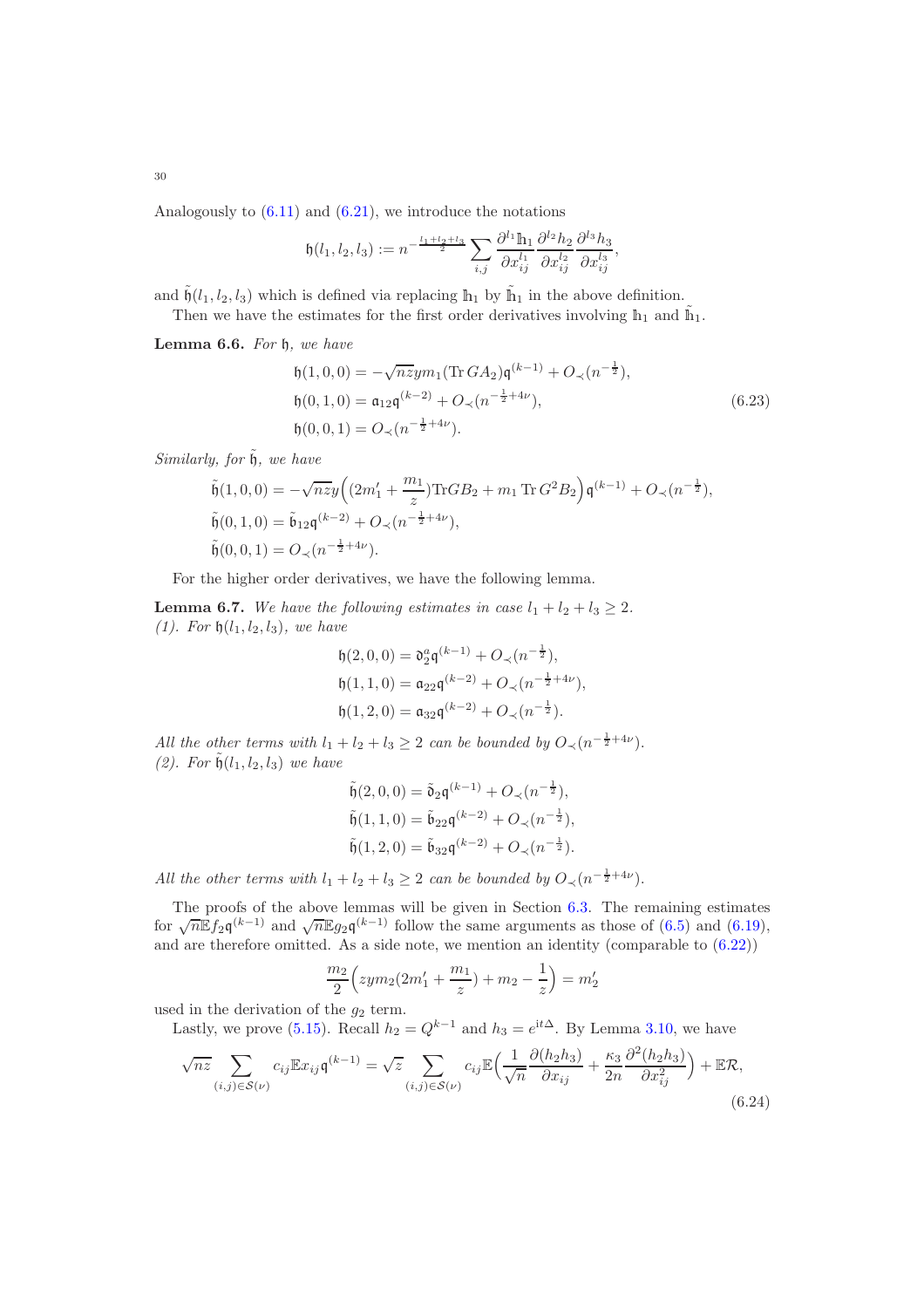Analogously to (6.11) and (6.21), we introduce the notations

$$\mathfrak{h}(l_1,l_2,l_3) := n^{-\frac{l_1+l_2+l_3}{2}} \sum_{i,j} \frac{\partial^{l_1} \mathbb{h}_1}{\partial x_{ij}^{l_1}} \frac{\partial^{l_2} h_2}{\partial x_{ij}^{l_2}} \frac{\partial^{l_3} h_3}{\partial x_{ij}^{l_3}},$$

and $\tilde{\mathfrak{h}}(l_1,l_2,l_3)$ which is defined via replacing $\mathbb{h}_1$ by $\tilde{\mathbb{h}}_1$ in the above definition.

Then we have the estimates for the first order derivatives involving $\mathbb{h}_1$ and $\tilde{\mathbb{h}}_1$.

**Lemma 6.6.** *For* $\mathfrak{h}$*, we have*

$$\begin{aligned}
&\mathfrak{h}(1,0,0) = -\sqrt{nz} y m_1 (\operatorname{Tr} GA_2)\mathfrak{q}^{(k-1)} + O_\prec(n^{-\frac{1}{2}}),\\
&\mathfrak{h}(0,1,0) = \mathfrak{a}_{12}\mathfrak{q}^{(k-2)} + O_\prec(n^{-\frac{1}{2}+4\nu}),\\
&\mathfrak{h}(0,0,1) = O_\prec(n^{-\frac{1}{2}+4\nu}).
\end{aligned} \tag{6.23}$$

*Similarly, for* $\tilde{\mathfrak{h}}$*, we have*

$$\begin{aligned}
&\tilde{\mathfrak{h}}(1,0,0) = -\sqrt{nz} y \Big( (2m_1' + \frac{m_1}{z}) \operatorname{Tr} GB_2 + m_1 \operatorname{Tr} G^2 B_2 \Big)\mathfrak{q}^{(k-1)} + O_\prec(n^{-\frac{1}{2}}),\\
&\tilde{\mathfrak{h}}(0,1,0) = \tilde{\mathfrak{b}}_{12}\mathfrak{q}^{(k-2)} + O_\prec(n^{-\frac{1}{2}+4\nu}),\\
&\tilde{\mathfrak{h}}(0,0,1) = O_\prec(n^{-\frac{1}{2}+4\nu}).
\end{aligned}$$

For the higher order derivatives, we have the following lemma.

**Lemma 6.7.** *We have the following estimates in case* $l_1+l_2+l_3 \geq 2$*.*
*(1). For* $\mathfrak{h}(l_1,l_2,l_3)$*, we have*

$$\begin{aligned}
&\mathfrak{h}(2,0,0) = \mathfrak{d}_2^a \mathfrak{q}^{(k-1)} + O_\prec(n^{-\frac{1}{2}}),\\
&\mathfrak{h}(1,1,0) = \mathfrak{a}_{22}\mathfrak{q}^{(k-2)} + O_\prec(n^{-\frac{1}{2}+4\nu}),\\
&\mathfrak{h}(1,2,0) = \mathfrak{a}_{32}\mathfrak{q}^{(k-2)} + O_\prec(n^{-\frac{1}{2}}).
\end{aligned}$$

*All the other terms with* $l_1+l_2+l_3 \geq 2$ *can be bounded by* $O_\prec(n^{-\frac{1}{2}+4\nu})$*.*
*(2). For* $\tilde{\mathfrak{h}}(l_1,l_2,l_3)$ *we have*

$$\begin{aligned}
&\tilde{\mathfrak{h}}(2,0,0) = \tilde{\mathfrak{d}}_2 \mathfrak{q}^{(k-1)} + O_\prec(n^{-\frac{1}{2}}),\\
&\tilde{\mathfrak{h}}(1,1,0) = \tilde{\mathfrak{b}}_{22}\mathfrak{q}^{(k-2)} + O_\prec(n^{-\frac{1}{2}}),\\
&\tilde{\mathfrak{h}}(1,2,0) = \tilde{\mathfrak{b}}_{32}\mathfrak{q}^{(k-2)} + O_\prec(n^{-\frac{1}{2}}).
\end{aligned}$$

*All the other terms with* $l_1+l_2+l_3 \geq 2$ *can be bounded by* $O_\prec(n^{-\frac{1}{2}+4\nu})$*.*

The proofs of the above lemmas will be given in Section 6.3. The remaining estimates for $\sqrt{n}\mathbb{E} f_2 \mathfrak{q}^{(k-1)}$ and $\sqrt{n}\mathbb{E} g_2 \mathfrak{q}^{(k-1)}$ follow the same arguments as those of (6.5) and (6.19), and are therefore omitted. As a side note, we mention an identity (comparable to (6.22))

$$\frac{m_2}{2}\Big( zym_2(2m_1' + \frac{m_1}{z}) + m_2 - \frac{1}{z}\Big) = m_2'$$

used in the derivation of the $g_2$ term.

Lastly, we prove (5.15). Recall $h_2 = Q^{k-1}$ and $h_3 = e^{\mathrm{i}t\Delta}$. By Lemma 3.10, we have

$$\sqrt{nz} \sum_{(i,j)\in\mathcal{S}(\nu)} c_{ij} \mathbb{E} x_{ij} \mathfrak{q}^{(k-1)} = \sqrt{z} \sum_{(i,j)\in\mathcal{S}(\nu)} c_{ij} \mathbb{E}\Big( \frac{1}{\sqrt{n}} \frac{\partial (h_2 h_3)}{\partial x_{ij}} + \frac{\kappa_3}{2n} \frac{\partial^2 (h_2 h_3)}{\partial x_{ij}^2} \Big) + \mathbb{E}\mathcal{R}, \tag{6.24}$$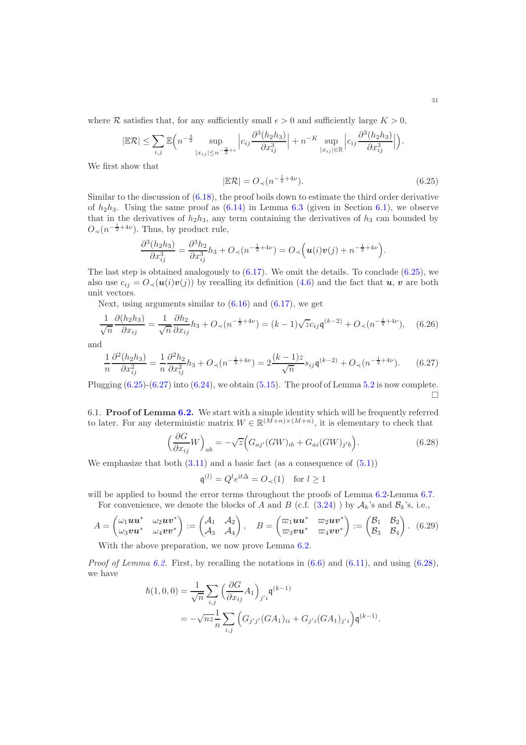where $\mathcal{R}$ satisfies that, for any sufficiently small $\epsilon > 0$ and sufficiently large $K > 0$,

$$|\mathbb{E}\mathcal{R}| \le \sum_{i,j} \mathbb{E}\Big( n^{-\frac{3}{2}} \sup_{|x_{ij}| \le n^{-\frac{3}{2}+\epsilon}} \Big| c_{ij} \frac{\partial^3 (h_2 h_3)}{\partial x_{ij}^3} \Big| + n^{-K} \sup_{|x_{ij}| \in \mathbb{R}} \Big| c_{ij} \frac{\partial^3 (h_2 h_3)}{\partial x_{ij}^3} \Big| \Big).$$

We first show that

$$|\mathbb{E}\mathcal{R}| = O_{\prec}(n^{-\frac{1}{2}+4\nu}). \tag{6.25}$$

Similar to the discussion of (6.18), the proof boils down to estimate the third order derivative of $h_2 h_3$. Using the same proof as (6.14) in Lemma 6.3 (given in Section 6.1), we observe that in the derivatives of $h_2 h_3$, any term containing the derivatives of $h_3$ can bounded by $O_{\prec}(n^{-\frac{1}{2}+4\nu})$. Thus, by product rule,

$$\frac{\partial^3 (h_2 h_3)}{\partial x_{ij}^3} = \frac{\partial^3 h_2}{\partial x_{ij}^3} h_3 + O_{\prec}(n^{-\frac{1}{2}+4\nu}) = O_{\prec}\Big( \boldsymbol{u}(i)\boldsymbol{v}(j) + n^{-\frac{1}{2}+4\nu} \Big).$$

The last step is obtained analogously to (6.17). We omit the details. To conclude (6.25), we also use $c_{ij} = O_{\prec}(\boldsymbol{u}(i)\boldsymbol{v}(j))$ by recalling its definition (4.6) and the fact that $\boldsymbol{u}$, $\boldsymbol{v}$ are both unit vectors.

Next, using arguments similar to (6.16) and (6.17), we get

$$\frac{1}{\sqrt{n}} \frac{\partial (h_2 h_3)}{\partial x_{ij}} = \frac{1}{\sqrt{n}} \frac{\partial h_2}{\partial x_{ij}} h_3 + O_{\prec}(n^{-\frac{1}{2}+4\nu}) = (k-1)\sqrt{z} c_{ij} \mathfrak{q}^{(k-2)} + O_{\prec}(n^{-\frac{1}{2}+4\nu}), \tag{6.26}$$

and

$$\frac{1}{n} \frac{\partial^2 (h_2 h_3)}{\partial x_{ij}^2} = \frac{1}{n} \frac{\partial^2 h_2}{\partial x_{ij}^2} h_3 + O_{\prec}(n^{-\frac{1}{2}+4\nu}) = 2\frac{(k-1)z}{\sqrt{n}} s_{ij} \mathfrak{q}^{(k-2)} + O_{\prec}(n^{-\frac{1}{2}+4\nu}). \tag{6.27}$$

Plugging (6.25)-(6.27) into (6.24), we obtain (5.15). The proof of Lemma 5.2 is now complete. □

## 6.1. Proof of Lemma 6.2.

We start with a simple identity which will be frequently referred to later. For any deterministic matrix $W \in \mathbb{R}^{(M+n)\times(M+n)}$, it is elementary to check that

$$\Big( \frac{\partial G}{\partial x_{ij}} W \Big)_{ab} = -\sqrt{z} \Big( G_{aj'} (GW)_{ib} + G_{ai} (GW)_{j'b} \Big). \tag{6.28}$$

We emphasize that both (3.11) and a basic fact (as a consequence of (5.1))

$$\mathfrak{q}^{(l)} = Q^l e^{\mathrm{i}t\Delta} = O_{\prec}(1) \quad \text{for } l \ge 1$$

will be applied to bound the error terms throughout the proofs of Lemma 6.2-Lemma 6.7.

For convenience, we denote the blocks of $A$ and $B$ (c.f. (3.24) ) by $\mathcal{A}_k$'s and $\mathcal{B}_k$'s, i.e.,

$$A = \begin{pmatrix} \omega_1 \boldsymbol{u}\boldsymbol{u}^* & \omega_2 \boldsymbol{u}\boldsymbol{v}^* \\ \omega_3 \boldsymbol{v}\boldsymbol{u}^* & \omega_4 \boldsymbol{v}\boldsymbol{v}^* \end{pmatrix} := \begin{pmatrix} \mathcal{A}_1 & \mathcal{A}_2 \\ \mathcal{A}_3 & \mathcal{A}_4 \end{pmatrix}, \quad B = \begin{pmatrix} \varpi_1 \boldsymbol{u}\boldsymbol{u}^* & \varpi_2 \boldsymbol{u}\boldsymbol{v}^* \\ \varpi_3 \boldsymbol{v}\boldsymbol{u}^* & \varpi_4 \boldsymbol{v}\boldsymbol{v}^* \end{pmatrix} := \begin{pmatrix} \mathcal{B}_1 & \mathcal{B}_2 \\ \mathcal{B}_3 & \mathcal{B}_4 \end{pmatrix}. \tag{6.29}$$

With the above preparation, we now prove Lemma 6.2.

*Proof of Lemma 6.2.* First, by recalling the notations in (6.6) and (6.11), and using (6.28), we have

$$\begin{aligned} \hbar(1,0,0) &= \frac{1}{\sqrt{n}} \sum_{i,j} \Big( \frac{\partial G}{\partial x_{ij}} A_1 \Big)_{j'i} \mathfrak{q}^{(k-1)} \\ &= -\sqrt{nz} \frac{1}{n} \sum_{i,j} \Big( G_{j'j'} (GA_1)_{ii} + G_{j'i} (GA_1)_{j'i} \Big) \mathfrak{q}^{(k-1)}. \end{aligned}$$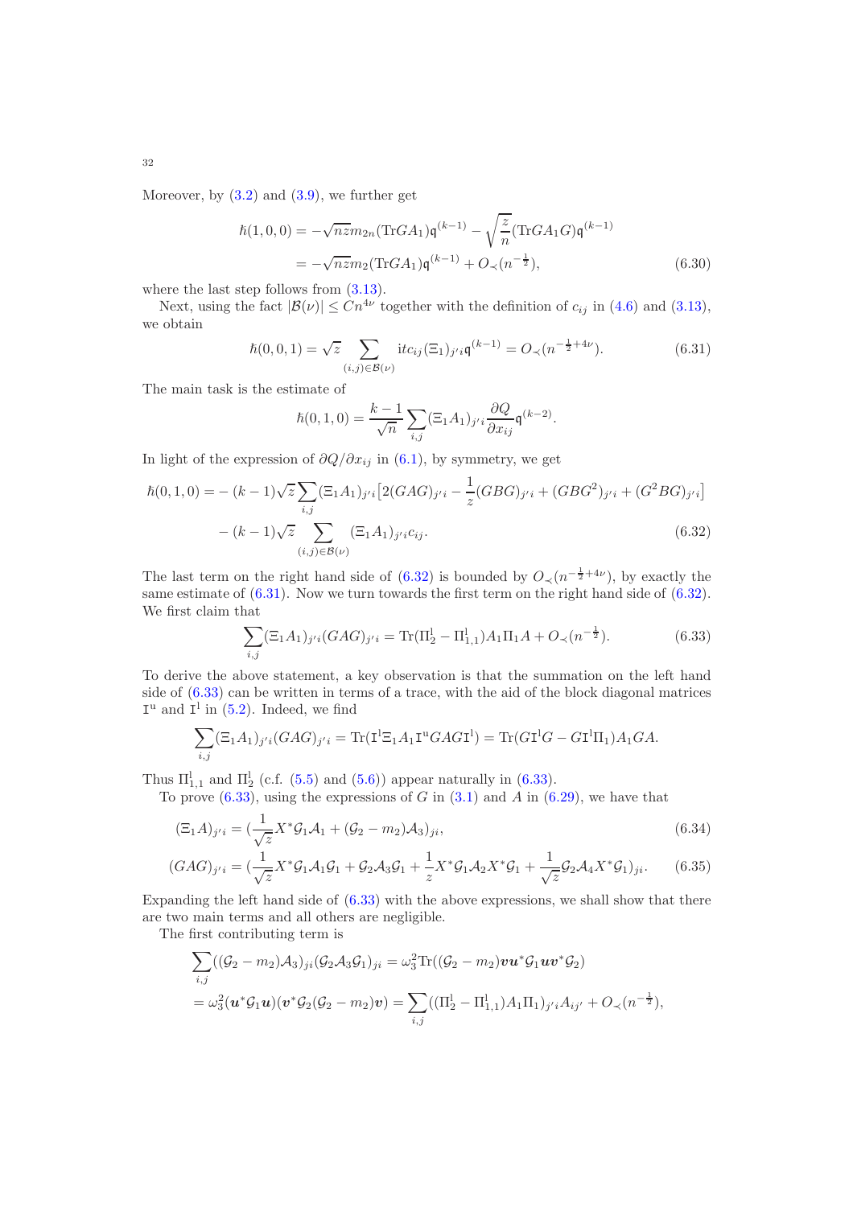Moreover, by (3.2) and (3.9), we further get

$$\begin{aligned}\hbar(1,0,0) &= -\sqrt{nz}m_{2n}(\mathrm{Tr}GA_1)\mathfrak{q}^{(k-1)} - \sqrt{\frac{z}{n}}(\mathrm{Tr}GA_1G)\mathfrak{q}^{(k-1)} \\ &= -\sqrt{nz}m_2(\mathrm{Tr}GA_1)\mathfrak{q}^{(k-1)} + O_\prec(n^{-\frac{1}{2}}),\end{aligned}\tag{6.30}$$

where the last step follows from (3.13).

Next, using the fact $|\mathcal{B}(\nu)| \le Cn^{4\nu}$ together with the definition of $c_{ij}$ in (4.6) and (3.13), we obtain

$$\hbar(0,0,1) = \sqrt{z}\sum_{(i,j)\in\mathcal{B}(\nu)} \mathrm{i}tc_{ij}(\Xi_1)_{j'i}\mathfrak{q}^{(k-1)} = O_\prec(n^{-\frac{1}{2}+4\nu}).\tag{6.31}$$

The main task is the estimate of

$$\hbar(0,1,0) = \frac{k-1}{\sqrt{n}}\sum_{i,j}(\Xi_1 A_1)_{j'i}\frac{\partial Q}{\partial x_{ij}}\mathfrak{q}^{(k-2)}.$$

In light of the expression of $\partial Q/\partial x_{ij}$ in (6.1), by symmetry, we get

$$\begin{aligned}\hbar(0,1,0) =& -(k-1)\sqrt{z}\sum_{i,j}(\Xi_1 A_1)_{j'i}\big[2(GAG)_{j'i} - \frac{1}{z}(GBG)_{j'i} + (GBG^2)_{j'i} + (G^2BG)_{j'i}\big] \\ &-(k-1)\sqrt{z}\sum_{(i,j)\in\mathcal{B}(\nu)}(\Xi_1 A_1)_{j'i}c_{ij}.\end{aligned}\tag{6.32}$$

The last term on the right hand side of (6.32) is bounded by $O_\prec(n^{-\frac{1}{2}+4\nu})$, by exactly the same estimate of (6.31). Now we turn towards the first term on the right hand side of (6.32). We first claim that

$$\sum_{i,j}(\Xi_1 A_1)_{j'i}(GAG)_{j'i} = \mathrm{Tr}(\Pi_2^{\mathrm{l}} - \Pi_{1,1}^{\mathrm{l}})A_1\Pi_1 A + O_\prec(n^{-\frac{1}{2}}).\tag{6.33}$$

To derive the above statement, a key observation is that the summation on the left hand side of (6.33) can be written in terms of a trace, with the aid of the block diagonal matrices $\mathtt{I}^{\mathrm{u}}$ and $\mathtt{I}^{\mathrm{l}}$ in (5.2). Indeed, we find

$$\sum_{i,j}(\Xi_1 A_1)_{j'i}(GAG)_{j'i} = \mathrm{Tr}(\mathtt{I}^{\mathrm{l}}\Xi_1 A_1\mathtt{I}^{\mathrm{u}}GAG\mathtt{I}^{\mathrm{l}}) = \mathrm{Tr}(G\mathtt{I}^{\mathrm{l}}G - G\mathtt{I}^{\mathrm{l}}\Pi_1)A_1 GA.$$

Thus $\Pi_{1,1}^{\mathrm{l}}$ and $\Pi_2^{\mathrm{l}}$ (c.f. (5.5) and (5.6)) appear naturally in (6.33).

To prove (6.33), using the expressions of $G$ in (3.1) and $A$ in (6.29), we have that

$$(\Xi_1 A)_{j'i} = (\frac{1}{\sqrt{z}}X^*\mathcal{G}_1\mathcal{A}_1 + (\mathcal{G}_2 - m_2)\mathcal{A}_3)_{ji},\tag{6.34}$$

$$(GAG)_{j'i} = (\frac{1}{\sqrt{z}}X^*\mathcal{G}_1\mathcal{A}_1\mathcal{G}_1 + \mathcal{G}_2\mathcal{A}_3\mathcal{G}_1 + \frac{1}{z}X^*\mathcal{G}_1\mathcal{A}_2X^*\mathcal{G}_1 + \frac{1}{\sqrt{z}}\mathcal{G}_2\mathcal{A}_4X^*\mathcal{G}_1)_{ji}.\tag{6.35}$$

Expanding the left hand side of (6.33) with the above expressions, we shall show that there are two main terms and all others are negligible.

The first contributing term is

$$\begin{aligned}&\sum_{i,j}((\mathcal{G}_2 - m_2)\mathcal{A}_3)_{ji}(\mathcal{G}_2\mathcal{A}_3\mathcal{G}_1)_{ji} = \omega_3^2\mathrm{Tr}((\mathcal{G}_2 - m_2)\boldsymbol{v}\boldsymbol{u}^*\mathcal{G}_1\boldsymbol{u}\boldsymbol{v}^*\mathcal{G}_2) \\ &= \omega_3^2(\boldsymbol{u}^*\mathcal{G}_1\boldsymbol{u})(\boldsymbol{v}^*\mathcal{G}_2(\mathcal{G}_2 - m_2)\boldsymbol{v}) = \sum_{i,j}((\Pi_2^{\mathrm{l}} - \Pi_{1,1}^{\mathrm{l}})A_1\Pi_1)_{j'i}A_{ij'} + O_\prec(n^{-\frac{1}{2}}),\end{aligned}$$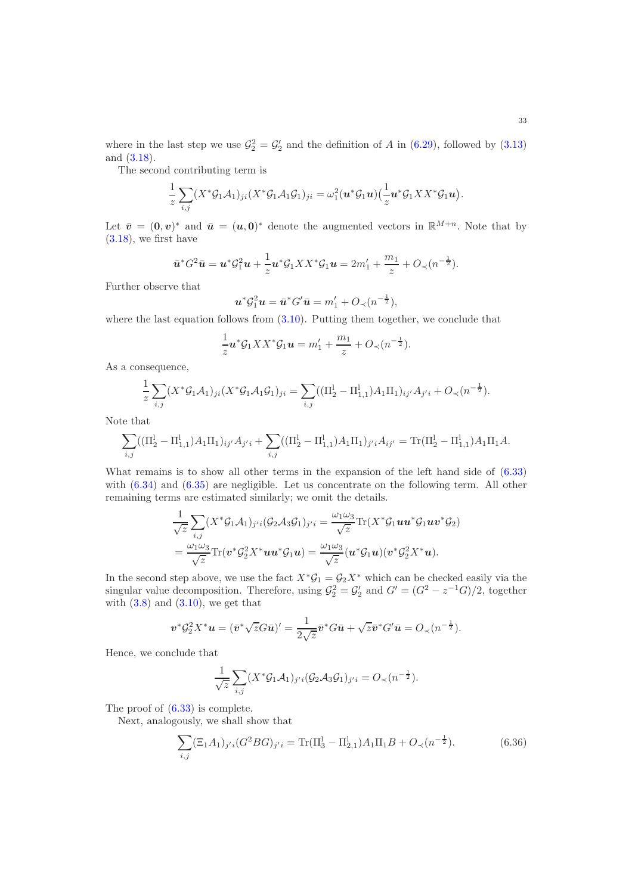where in the last step we use $\mathcal{G}_2^2 = \mathcal{G}_2'$ and the definition of $A$ in (6.29), followed by (3.13) and (3.18).

The second contributing term is

$$\frac{1}{z}\sum_{i,j}(X^*\mathcal{G}_1\mathcal{A}_1)_{ji}(X^*\mathcal{G}_1\mathcal{A}_1\mathcal{G}_1)_{ji} = \omega_1^2(\boldsymbol{u}^*\mathcal{G}_1\boldsymbol{u})\big(\frac{1}{z}\boldsymbol{u}^*\mathcal{G}_1XX^*\mathcal{G}_1\boldsymbol{u}\big).$$

Let $\bar{\boldsymbol{v}} = (\boldsymbol{0}, \boldsymbol{v})^*$ and $\bar{\boldsymbol{u}} = (\boldsymbol{u}, \boldsymbol{0})^*$ denote the augmented vectors in $\mathbb{R}^{M+n}$. Note that by (3.18), we first have

$$\bar{\boldsymbol{u}}^*G^2\bar{\boldsymbol{u}} = \boldsymbol{u}^*\mathcal{G}_1^2\boldsymbol{u} + \frac{1}{z}\boldsymbol{u}^*\mathcal{G}_1XX^*\mathcal{G}_1\boldsymbol{u} = 2m_1' + \frac{m_1}{z} + O_\prec(n^{-\frac{1}{2}}).$$

Further observe that

$$\boldsymbol{u}^*\mathcal{G}_1^2\boldsymbol{u} = \bar{\boldsymbol{u}}^*G'\bar{\boldsymbol{u}} = m_1' + O_\prec(n^{-\frac{1}{2}}),$$

where the last equation follows from (3.10). Putting them together, we conclude that

$$\frac{1}{z}\boldsymbol{u}^*\mathcal{G}_1XX^*\mathcal{G}_1\boldsymbol{u} = m_1' + \frac{m_1}{z} + O_\prec(n^{-\frac{1}{2}}).$$

As a consequence,

$$\frac{1}{z}\sum_{i,j}(X^*\mathcal{G}_1\mathcal{A}_1)_{ji}(X^*\mathcal{G}_1\mathcal{A}_1\mathcal{G}_1)_{ji} = \sum_{i,j}((\Pi_2^\mathrm{l} - \Pi_{1,1}^\mathrm{l})A_1\Pi_1)_{ij'}A_{j'i} + O_\prec(n^{-\frac{1}{2}}).$$

Note that

$$\sum_{i,j}((\Pi_2^\mathrm{l} - \Pi_{1,1}^\mathrm{l})A_1\Pi_1)_{ij'}A_{j'i} + \sum_{i,j}((\Pi_2^\mathrm{l} - \Pi_{1,1}^\mathrm{l})A_1\Pi_1)_{j'i}A_{ij'} = \mathrm{Tr}(\Pi_2^\mathrm{l} - \Pi_{1,1}^\mathrm{l})A_1\Pi_1A.$$

What remains is to show all other terms in the expansion of the left hand side of (6.33) with (6.34) and (6.35) are negligible. Let us concentrate on the following term. All other remaining terms are estimated similarly; we omit the details.

$$\begin{aligned}
&\frac{1}{\sqrt{z}}\sum_{i,j}(X^*\mathcal{G}_1\mathcal{A}_1)_{j'i}(\mathcal{G}_2\mathcal{A}_3\mathcal{G}_1)_{j'i} = \frac{\omega_1\omega_3}{\sqrt{z}}\mathrm{Tr}(X^*\mathcal{G}_1\boldsymbol{u}\boldsymbol{u}^*\mathcal{G}_1\boldsymbol{u}\boldsymbol{v}^*\mathcal{G}_2) \\
&= \frac{\omega_1\omega_3}{\sqrt{z}}\mathrm{Tr}(\boldsymbol{v}^*\mathcal{G}_2^2X^*\boldsymbol{u}\boldsymbol{u}^*\mathcal{G}_1\boldsymbol{u}) = \frac{\omega_1\omega_3}{\sqrt{z}}(\boldsymbol{u}^*\mathcal{G}_1\boldsymbol{u})(\boldsymbol{v}^*\mathcal{G}_2^2X^*\boldsymbol{u}).
\end{aligned}$$

In the second step above, we use the fact $X^*\mathcal{G}_1 = \mathcal{G}_2X^*$ which can be checked easily via the singular value decomposition. Therefore, using $\mathcal{G}_2^2 = \mathcal{G}_2'$ and $G' = (G^2 - z^{-1}G)/2$, together with (3.8) and (3.10), we get that

$$\boldsymbol{v}^*\mathcal{G}_2^2X^*\boldsymbol{u} = (\bar{\boldsymbol{v}}^*\sqrt{z}G\bar{\boldsymbol{u}})' = \frac{1}{2\sqrt{z}}\bar{\boldsymbol{v}}^*G\bar{\boldsymbol{u}} + \sqrt{z}\bar{\boldsymbol{v}}^*G'\bar{\boldsymbol{u}} = O_\prec(n^{-\frac{1}{2}}).$$

Hence, we conclude that

$$\frac{1}{\sqrt{z}}\sum_{i,j}(X^*\mathcal{G}_1\mathcal{A}_1)_{j'i}(\mathcal{G}_2\mathcal{A}_3\mathcal{G}_1)_{j'i} = O_\prec(n^{-\frac{1}{2}}).$$

The proof of (6.33) is complete.

Next, analogously, we shall show that

$$\sum_{i,j}(\Xi_1A_1)_{j'i}(G^2BG)_{j'i} = \mathrm{Tr}(\Pi_3^\mathrm{l} - \Pi_{2,1}^\mathrm{l})A_1\Pi_1B + O_\prec(n^{-\frac{1}{2}}). \tag{6.36}$$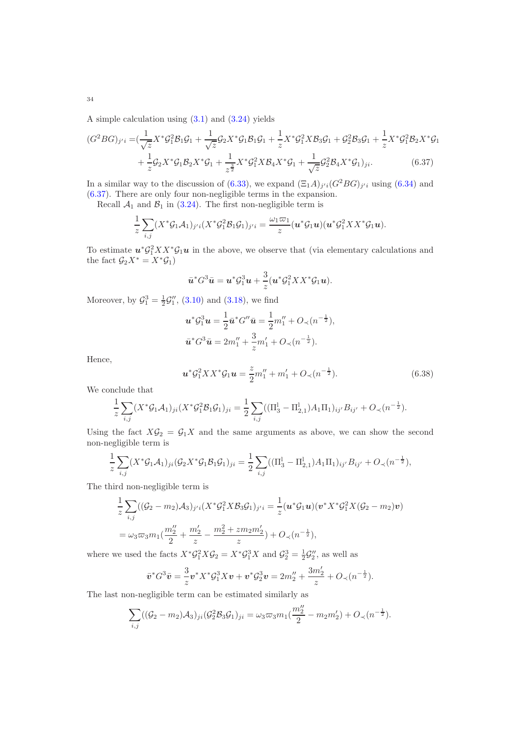A simple calculation using (3.1) and (3.24) yields

$$
\begin{aligned}
(G^2BG)_{j'i} =& \Big(\frac{1}{\sqrt{z}}X^*\mathcal{G}_1^2\mathcal{B}_1\mathcal{G}_1 + \frac{1}{\sqrt{z}}\mathcal{G}_2X^*\mathcal{G}_1\mathcal{B}_1\mathcal{G}_1 + \frac{1}{z}X^*\mathcal{G}_1^2X\mathcal{B}_3\mathcal{G}_1 + \mathcal{G}_2^2\mathcal{B}_3\mathcal{G}_1 + \frac{1}{z}X^*\mathcal{G}_1^2\mathcal{B}_2X^*\mathcal{G}_1 \\
&+ \frac{1}{z}\mathcal{G}_2X^*\mathcal{G}_1\mathcal{B}_2X^*\mathcal{G}_1 + \frac{1}{z^{\frac{3}{2}}}X^*\mathcal{G}_1^2X\mathcal{B}_4X^*\mathcal{G}_1 + \frac{1}{\sqrt{z}}\mathcal{G}_2^2\mathcal{B}_4X^*\mathcal{G}_1\Big)_{ji}. \qquad (6.37)
\end{aligned}
$$

In a similar way to the discussion of (6.33), we expand $(\Xi_1A)_{j'i}(G^2BG)_{j'i}$ using (6.34) and (6.37). There are only four non-negligible terms in the expansion.

Recall $\mathcal{A}_1$ and $\mathcal{B}_1$ in (3.24). The first non-negligible term is

$$
\frac{1}{z}\sum_{i,j}(X^*\mathcal{G}_1\mathcal{A}_1)_{j'i}(X^*\mathcal{G}_1^2\mathcal{B}_1\mathcal{G}_1)_{j'i} = \frac{\omega_1\varpi_1}{z}(\boldsymbol{u}^*\mathcal{G}_1\boldsymbol{u})(\boldsymbol{u}^*\mathcal{G}_1^2XX^*\mathcal{G}_1\boldsymbol{u}).
$$

To estimate $\boldsymbol{u}^*\mathcal{G}_1^2XX^*\mathcal{G}_1\boldsymbol{u}$ in the above, we observe that (via elementary calculations and the fact $\mathcal{G}_2X^* = X^*\mathcal{G}_1$)

$$
\bar{\boldsymbol{u}}^*G^3\bar{\boldsymbol{u}} = \boldsymbol{u}^*\mathcal{G}_1^3\boldsymbol{u} + \frac{3}{z}(\boldsymbol{u}^*\mathcal{G}_1^2XX^*\mathcal{G}_1\boldsymbol{u}).
$$

Moreover, by $\mathcal{G}_1^3 = \frac{1}{2}\mathcal{G}_1''$, (3.10) and (3.18), we find

$$
\begin{aligned}
\boldsymbol{u}^*\mathcal{G}_1^3\boldsymbol{u} &= \frac{1}{2}\bar{\boldsymbol{u}}^*G''\bar{\boldsymbol{u}} = \frac{1}{2}m_1'' + O_\prec(n^{-\frac{1}{2}}), \\
\bar{\boldsymbol{u}}^*G^3\bar{\boldsymbol{u}} &= 2m_1'' + \frac{3}{z}m_1' + O_\prec(n^{-\frac{1}{2}}).
\end{aligned}
$$

Hence,

$$
\boldsymbol{u}^*\mathcal{G}_1^2XX^*\mathcal{G}_1\boldsymbol{u} = \frac{z}{2}m_1'' + m_1' + O_\prec(n^{-\frac{1}{2}}). \qquad (6.38)
$$

We conclude that

$$
\frac{1}{z}\sum_{i,j}(X^*\mathcal{G}_1\mathcal{A}_1)_{ji}(X^*\mathcal{G}_1^2\mathcal{B}_1\mathcal{G}_1)_{ji} = \frac{1}{2}\sum_{i,j}((\Pi_3^{\mathfrak{l}} - \Pi_{2,1}^{\mathfrak{l}})A_1\Pi_1)_{ij'}B_{ij'} + O_\prec(n^{-\frac{1}{2}}).
$$

Using the fact $X\mathcal{G}_2 = \mathcal{G}_1X$ and the same arguments as above, we can show the second non-negligible term is

$$
\frac{1}{z}\sum_{i,j}(X^*\mathcal{G}_1\mathcal{A}_1)_{ji}(\mathcal{G}_2X^*\mathcal{G}_1\mathcal{B}_1\mathcal{G}_1)_{ji} = \frac{1}{2}\sum_{i,j}((\Pi_3^{\mathfrak{l}} - \Pi_{2,1}^{\mathfrak{l}})A_1\Pi_1)_{ij'}B_{ij'} + O_\prec(n^{-\frac{1}{2}}),
$$

The third non-negligible term is

$$
\begin{aligned}
&\frac{1}{z}\sum_{i,j}((\mathcal{G}_2 - m_2)\mathcal{A}_3)_{j'i}(X^*\mathcal{G}_1^2X\mathcal{B}_3\mathcal{G}_1)_{j'i} = \frac{1}{z}(\boldsymbol{u}^*\mathcal{G}_1\boldsymbol{u})(\boldsymbol{v}^*X^*\mathcal{G}_1^2X(\mathcal{G}_2 - m_2)\boldsymbol{v}) \\
&= \omega_3\varpi_3m_1\Big(\frac{m_2''}{2} + \frac{m_2'}{z} - \frac{m_2^2 + zm_2m_2'}{z}\Big) + O_\prec(n^{-\frac{1}{2}}),
\end{aligned}
$$

where we used the facts $X^*\mathcal{G}_1^2X\mathcal{G}_2 = X^*\mathcal{G}_1^3X$ and $\mathcal{G}_2^3 = \frac{1}{2}\mathcal{G}_2''$, as well as

$$
\bar{\boldsymbol{v}}^*G^3\bar{\boldsymbol{v}} = \frac{3}{z}\boldsymbol{v}^*X^*\mathcal{G}_1^3X\boldsymbol{v} + \boldsymbol{v}^*\mathcal{G}_2^3\boldsymbol{v} = 2m_2'' + \frac{3m_2'}{z} + O_\prec(n^{-\frac{1}{2}}).
$$

The last non-negligible term can be estimated similarly as

$$
\sum_{i,j}((\mathcal{G}_2 - m_2)\mathcal{A}_3)_{ji}(\mathcal{G}_2^2\mathcal{B}_3\mathcal{G}_1)_{ji} = \omega_3\varpi_3m_1\Big(\frac{m_2''}{2} - m_2m_2'\Big) + O_\prec(n^{-\frac{1}{2}}).
$$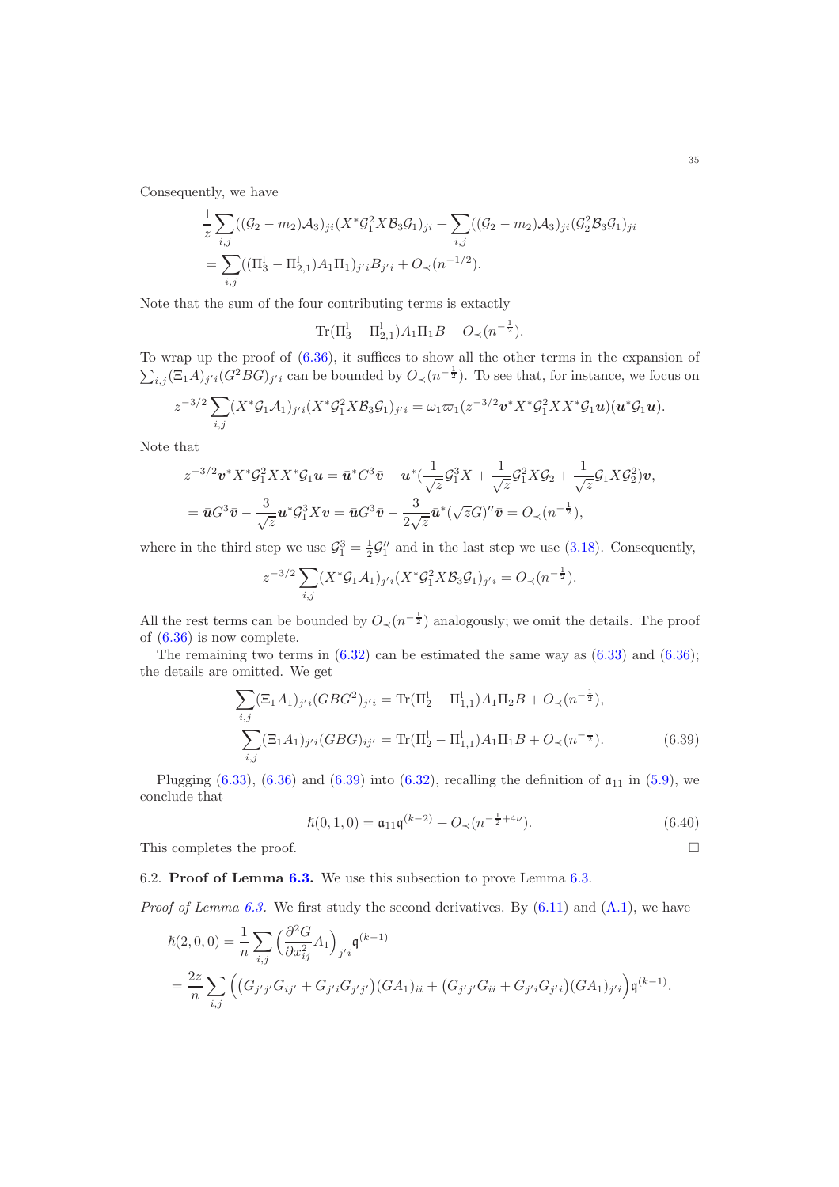Consequently, we have

$$\frac{1}{z}\sum_{i,j}((\mathcal{G}_2 - m_2)\mathcal{A}_3)_{ji}(X^*\mathcal{G}_1^2 X\mathcal{B}_3\mathcal{G}_1)_{ji} + \sum_{i,j}((\mathcal{G}_2 - m_2)\mathcal{A}_3)_{ji}(\mathcal{G}_2^2\mathcal{B}_3\mathcal{G}_1)_{ji}$$
$$= \sum_{i,j}((\Pi_3^{\mathfrak{l}} - \Pi_{2,1}^{\mathfrak{l}})A_1\Pi_1)_{j'i}B_{j'i} + O_\prec(n^{-1/2}).$$

Note that the sum of the four contributing terms is extactly

$$\mathrm{Tr}(\Pi_3^{\mathfrak{l}} - \Pi_{2,1}^{\mathfrak{l}})A_1\Pi_1 B + O_\prec(n^{-\frac{1}{2}}).$$

To wrap up the proof of (6.36), it suffices to show all the other terms in the expansion of $\sum_{i,j}(\Xi_1 A)_{j'i}(G^2BG)_{j'i}$ can be bounded by $O_\prec(n^{-\frac{1}{2}})$. To see that, for instance, we focus on

$$z^{-3/2}\sum_{i,j}(X^*\mathcal{G}_1\mathcal{A}_1)_{j'i}(X^*\mathcal{G}_1^2 X\mathcal{B}_3\mathcal{G}_1)_{j'i} = \omega_1\varpi_1(z^{-3/2}\boldsymbol{v}^* X^*\mathcal{G}_1^2 XX^*\mathcal{G}_1\boldsymbol{u})(\boldsymbol{u}^*\mathcal{G}_1\boldsymbol{u}).$$

Note that

$$z^{-3/2}\boldsymbol{v}^* X^*\mathcal{G}_1^2 XX^*\mathcal{G}_1\boldsymbol{u} = \bar{\boldsymbol{u}}^* G^3\bar{\boldsymbol{v}} - \boldsymbol{u}^*(\frac{1}{\sqrt{z}}\mathcal{G}_1^3 X + \frac{1}{\sqrt{z}}\mathcal{G}_1^2 X\mathcal{G}_2 + \frac{1}{\sqrt{z}}\mathcal{G}_1 X\mathcal{G}_2^2)\boldsymbol{v},$$
$$= \bar{\boldsymbol{u}}G^3\bar{\boldsymbol{v}} - \frac{3}{\sqrt{z}}\boldsymbol{u}^*\mathcal{G}_1^3 X\boldsymbol{v} = \bar{\boldsymbol{u}}G^3\bar{\boldsymbol{v}} - \frac{3}{2\sqrt{z}}\bar{\boldsymbol{u}}^*(\sqrt{z}G)''\bar{\boldsymbol{v}} = O_\prec(n^{-\frac{1}{2}}),$$

where in the third step we use $\mathcal{G}_1^3 = \frac{1}{2}\mathcal{G}_1''$ and in the last step we use (3.18). Consequently,

$$z^{-3/2}\sum_{i,j}(X^*\mathcal{G}_1\mathcal{A}_1)_{j'i}(X^*\mathcal{G}_1^2 X\mathcal{B}_3\mathcal{G}_1)_{j'i} = O_\prec(n^{-\frac{1}{2}}).$$

All the rest terms can be bounded by $O_\prec(n^{-\frac{1}{2}})$ analogously; we omit the details. The proof of (6.36) is now complete.

The remaining two terms in (6.32) can be estimated the same way as (6.33) and (6.36); the details are omitted. We get

$$\sum_{i,j}(\Xi_1 A_1)_{j'i}(GBG^2)_{j'i} = \mathrm{Tr}(\Pi_2^{\mathfrak{l}} - \Pi_{1,1}^{\mathfrak{l}})A_1\Pi_2 B + O_\prec(n^{-\frac{1}{2}}),$$
$$\sum_{i,j}(\Xi_1 A_1)_{j'i}(GBG)_{ij'} = \mathrm{Tr}(\Pi_2^{\mathfrak{l}} - \Pi_{1,1}^{\mathfrak{l}})A_1\Pi_1 B + O_\prec(n^{-\frac{1}{2}}). \tag{6.39}$$

Plugging (6.33), (6.36) and (6.39) into (6.32), recalling the definition of $\mathfrak{a}_{11}$ in (5.9), we conclude that

$$\hbar(0,1,0) = \mathfrak{a}_{11}\mathfrak{q}^{(k-2)} + O_\prec(n^{-\frac{1}{2}+4\nu}). \tag{6.40}$$

This completes the proof. $\square$

### 6.2. Proof of Lemma 6.3.

We use this subsection to prove Lemma 6.3.

*Proof of Lemma 6.3.* We first study the second derivatives. By (6.11) and (A.1), we have

$$\hbar(2,0,0) = \frac{1}{n}\sum_{i,j}\Big(\frac{\partial^2 G}{\partial x_{ij}^2}A_1\Big)_{j'i}\mathfrak{q}^{(k-1)}$$
$$= \frac{2z}{n}\sum_{i,j}\Big(\big(G_{j'j'}G_{ij'} + G_{j'i}G_{j'j'}\big)(GA_1)_{ii} + \big(G_{j'j'}G_{ii} + G_{j'i}G_{j'i}\big)(GA_1)_{j'i}\Big)\mathfrak{q}^{(k-1)}.$$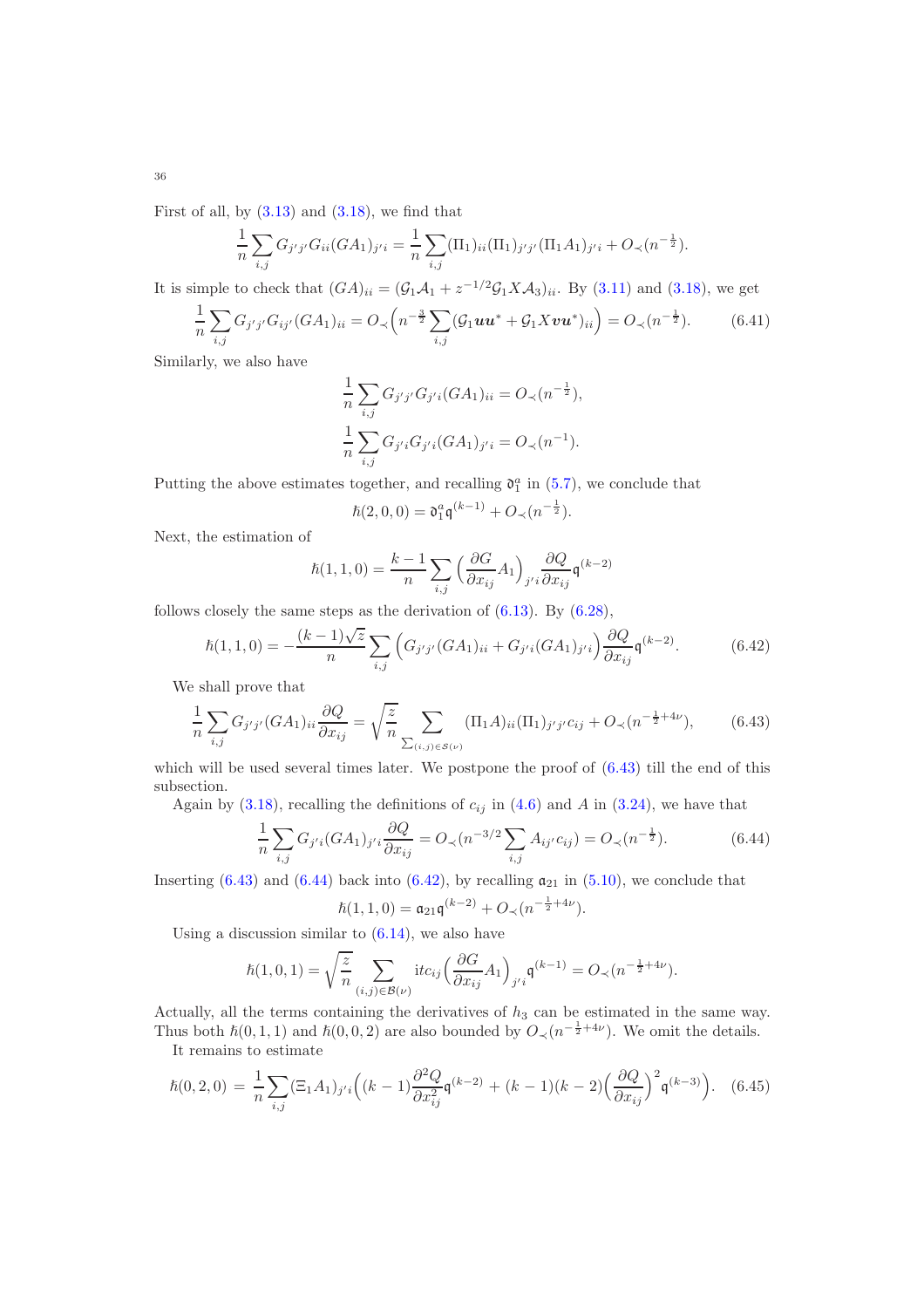First of all, by (3.13) and (3.18), we find that

$$\frac{1}{n}\sum_{i,j} G_{j'j'}G_{ii}(GA_1)_{j'i} = \frac{1}{n}\sum_{i,j}(\Pi_1)_{ii}(\Pi_1)_{j'j'}(\Pi_1 A_1)_{j'i} + O_\prec(n^{-\frac{1}{2}}).$$

It is simple to check that $(GA)_{ii} = (\mathcal{G}_1\mathcal{A}_1 + z^{-1/2}\mathcal{G}_1 X\mathcal{A}_3)_{ii}$. By (3.11) and (3.18), we get

$$\frac{1}{n}\sum_{i,j} G_{j'j'}G_{ij'}(GA_1)_{ii} = O_\prec\Big(n^{-\frac{3}{2}}\sum_{i,j}(\mathcal{G}_1\boldsymbol{u}\boldsymbol{u}^* + \mathcal{G}_1 X\boldsymbol{v}\boldsymbol{u}^*)_{ii}\Big) = O_\prec(n^{-\frac{1}{2}}). \tag{6.41}$$

Similarly, we also have

$$\frac{1}{n}\sum_{i,j} G_{j'j'}G_{j'i}(GA_1)_{ii} = O_\prec(n^{-\frac{1}{2}}),$$
$$\frac{1}{n}\sum_{i,j} G_{j'i}G_{j'i}(GA_1)_{j'i} = O_\prec(n^{-1}).$$

Putting the above estimates together, and recalling $\mathfrak{d}_1^a$ in (5.7), we conclude that

$$\hbar(2,0,0) = \mathfrak{d}_1^a \mathfrak{q}^{(k-1)} + O_\prec(n^{-\frac{1}{2}}).$$

Next, the estimation of

$$\hbar(1,1,0) = \frac{k-1}{n}\sum_{i,j}\Big(\frac{\partial G}{\partial x_{ij}}A_1\Big)_{j'i}\frac{\partial Q}{\partial x_{ij}}\mathfrak{q}^{(k-2)}$$

follows closely the same steps as the derivation of (6.13). By (6.28),

$$\hbar(1,1,0) = -\frac{(k-1)\sqrt{z}}{n}\sum_{i,j}\Big(G_{j'j'}(GA_1)_{ii} + G_{j'i}(GA_1)_{j'i}\Big)\frac{\partial Q}{\partial x_{ij}}\mathfrak{q}^{(k-2)}. \tag{6.42}$$

We shall prove that

$$\frac{1}{n}\sum_{i,j} G_{j'j'}(GA_1)_{ii}\frac{\partial Q}{\partial x_{ij}} = \sqrt{\frac{z}{n}}\sum_{\sum_{(i,j)\in\mathcal{S}(\nu)}}(\Pi_1 A)_{ii}(\Pi_1)_{j'j'}c_{ij} + O_\prec(n^{-\frac{1}{2}+4\nu}), \tag{6.43}$$

which will be used several times later. We postpone the proof of (6.43) till the end of this subsection.

Again by (3.18), recalling the definitions of $c_{ij}$ in (4.6) and $A$ in (3.24), we have that

$$\frac{1}{n}\sum_{i,j} G_{j'i}(GA_1)_{j'i}\frac{\partial Q}{\partial x_{ij}} = O_\prec(n^{-3/2}\sum_{i,j}A_{ij'}c_{ij}) = O_\prec(n^{-\frac{1}{2}}). \tag{6.44}$$

Inserting (6.43) and (6.44) back into (6.42), by recalling $\mathfrak{a}_{21}$ in (5.10), we conclude that

$$\hbar(1,1,0) = \mathfrak{a}_{21}\mathfrak{q}^{(k-2)} + O_\prec(n^{-\frac{1}{2}+4\nu}).$$

Using a discussion similar to (6.14), we also have

$$\hbar(1,0,1) = \sqrt{\frac{z}{n}}\sum_{(i,j)\in\mathcal{B}(\nu)} \mathrm{i}tc_{ij}\Big(\frac{\partial G}{\partial x_{ij}}A_1\Big)_{j'i}\mathfrak{q}^{(k-1)} = O_\prec(n^{-\frac{1}{2}+4\nu}).$$

Actually, all the terms containing the derivatives of $h_3$ can be estimated in the same way. Thus both $\hbar(0,1,1)$ and $\hbar(0,0,2)$ are also bounded by $O_\prec(n^{-\frac{1}{2}+4\nu})$. We omit the details.

It remains to estimate

$$\hbar(0,2,0) = \frac{1}{n}\sum_{i,j}(\Xi_1 A_1)_{j'i}\Big((k-1)\frac{\partial^2 Q}{\partial x_{ij}^2}\mathfrak{q}^{(k-2)} + (k-1)(k-2)\Big(\frac{\partial Q}{\partial x_{ij}}\Big)^2\mathfrak{q}^{(k-3)}\Big). \tag{6.45}$$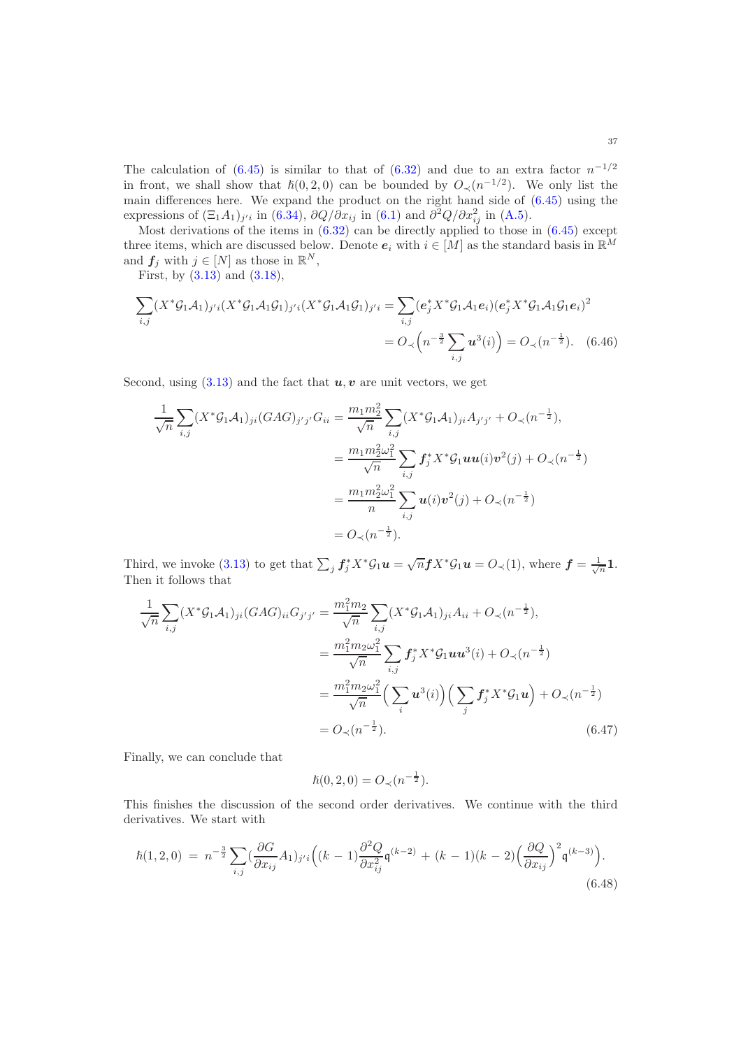The calculation of (6.45) is similar to that of (6.32) and due to an extra factor $n^{-1/2}$ in front, we shall show that $\hbar(0,2,0)$ can be bounded by $O_\prec(n^{-1/2})$. We only list the main differences here. We expand the product on the right hand side of (6.45) using the expressions of $(\Xi_1 A_1)_{j'i}$ in (6.34), $\partial Q/\partial x_{ij}$ in (6.1) and $\partial^2 Q/\partial x_{ij}^2$ in (A.5).

Most derivations of the items in (6.32) can be directly applied to those in (6.45) except three items, which are discussed below. Denote $\boldsymbol{e}_i$ with $i \in [M]$ as the standard basis in $\mathbb{R}^M$ and $\boldsymbol{f}_j$ with $j \in [N]$ as those in $\mathbb{R}^N$,

First, by (3.13) and (3.18),

$$
\begin{aligned}
\sum_{i,j} (X^* \mathcal{G}_1 \mathcal{A}_1)_{j'i} (X^* \mathcal{G}_1 \mathcal{A}_1 \mathcal{G}_1)_{j'i} (X^* \mathcal{G}_1 \mathcal{A}_1 \mathcal{G}_1)_{j'i} &= \sum_{i,j} (\boldsymbol{e}_j^* X^* \mathcal{G}_1 \mathcal{A}_1 \boldsymbol{e}_i)(\boldsymbol{e}_j^* X^* \mathcal{G}_1 \mathcal{A}_1 \mathcal{G}_1 \boldsymbol{e}_i)^2 \\
&= O_\prec\Big( n^{-\frac{3}{2}} \sum_{i,j} \boldsymbol{u}^3(i) \Big) = O_\prec(n^{-\frac{1}{2}}). \quad (6.46)
\end{aligned}
$$

Second, using (3.13) and the fact that $\boldsymbol{u}, \boldsymbol{v}$ are unit vectors, we get

$$
\begin{aligned}
\frac{1}{\sqrt{n}} \sum_{i,j} (X^* \mathcal{G}_1 \mathcal{A}_1)_{ji} (GAG)_{j'j'} G_{ii} &= \frac{m_1 m_2^2}{\sqrt{n}} \sum_{i,j} (X^* \mathcal{G}_1 \mathcal{A}_1)_{ji} A_{j'j'} + O_\prec(n^{-\frac{1}{2}}), \\
&= \frac{m_1 m_2^2 \omega_1^2}{\sqrt{n}} \sum_{i,j} \boldsymbol{f}_j^* X^* \mathcal{G}_1 \boldsymbol{u} \boldsymbol{u}(i) \boldsymbol{v}^2(j) + O_\prec(n^{-\frac{1}{2}}) \\
&= \frac{m_1 m_2^2 \omega_1^2}{n} \sum_{i,j} \boldsymbol{u}(i) \boldsymbol{v}^2(j) + O_\prec(n^{-\frac{1}{2}}) \\
&= O_\prec(n^{-\frac{1}{2}}).
\end{aligned}
$$

Third, we invoke (3.13) to get that $\sum_j \boldsymbol{f}_j^* X^* \mathcal{G}_1 \boldsymbol{u} = \sqrt{n} \boldsymbol{f} X^* \mathcal{G}_1 \boldsymbol{u} = O_\prec(1)$, where $\boldsymbol{f} = \frac{1}{\sqrt{n}} \mathbf{1}$. Then it follows that

$$
\begin{aligned}
\frac{1}{\sqrt{n}} \sum_{i,j} (X^* \mathcal{G}_1 \mathcal{A}_1)_{ji} (GAG)_{ii} G_{j'j'} &= \frac{m_1^2 m_2}{\sqrt{n}} \sum_{i,j} (X^* \mathcal{G}_1 \mathcal{A}_1)_{ji} A_{ii} + O_\prec(n^{-\frac{1}{2}}), \\
&= \frac{m_1^2 m_2 \omega_1^2}{\sqrt{n}} \sum_{i,j} \boldsymbol{f}_j^* X^* \mathcal{G}_1 \boldsymbol{u} \boldsymbol{u}^3(i) + O_\prec(n^{-\frac{1}{2}}) \\
&= \frac{m_1^2 m_2 \omega_1^2}{\sqrt{n}} \Big( \sum_i \boldsymbol{u}^3(i) \Big) \Big( \sum_j \boldsymbol{f}_j^* X^* \mathcal{G}_1 \boldsymbol{u} \Big) + O_\prec(n^{-\frac{1}{2}}) \\
&= O_\prec(n^{-\frac{1}{2}}). \quad (6.47)
\end{aligned}
$$

Finally, we can conclude that

$$
\hbar(0,2,0) = O_\prec(n^{-\frac{1}{2}}).
$$

This finishes the discussion of the second order derivatives. We continue with the third derivatives. We start with

$$
\hbar(1,2,0) \ = \ n^{-\frac{3}{2}} \sum_{i,j} \Big(\frac{\partial G}{\partial x_{ij}} A_1\Big)_{j'i} \Big( (k-1) \frac{\partial^2 Q}{\partial x_{ij}^2} \mathfrak{q}^{(k-2)} + (k-1)(k-2) \Big( \frac{\partial Q}{\partial x_{ij}} \Big)^2 \mathfrak{q}^{(k-3)} \Big). \quad (6.48)
$$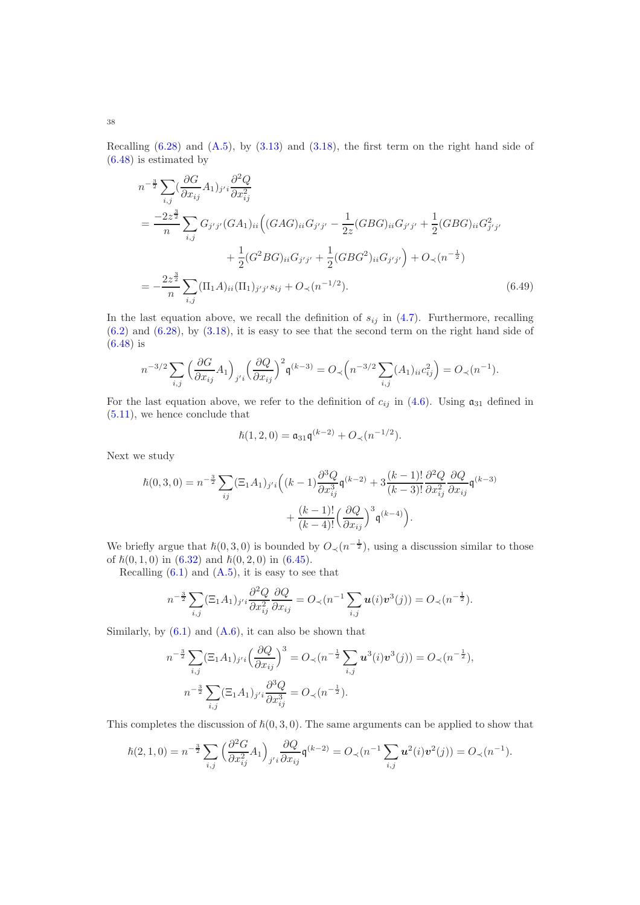Recalling (6.28) and (A.5), by (3.13) and (3.18), the first term on the right hand side of (6.48) is estimated by

$$
\begin{aligned}
& n^{-\frac{3}{2}} \sum_{i,j} \Big(\frac{\partial G}{\partial x_{ij}} A_1\Big)_{j'i} \frac{\partial^2 Q}{\partial x_{ij}^2} \\
&= \frac{-2z^{\frac{3}{2}}}{n} \sum_{i,j} G_{j'j'} (GA_1)_{ii} \Big( (GAG)_{ii} G_{j'j'} - \frac{1}{2z} (GBG)_{ii} G_{j'j'} + \frac{1}{2} (GBG)_{ii} G_{j'j'}^2 \\
&\qquad\qquad + \frac{1}{2} (G^2 BG)_{ii} G_{j'j'} + \frac{1}{2} (GBG^2)_{ii} G_{j'j'} \Big) + O_{\prec}(n^{-\frac{1}{2}}) \\
&= -\frac{2z^{\frac{3}{2}}}{n} \sum_{i,j} (\Pi_1 A)_{ii} (\Pi_1)_{j'j'} s_{ij} + O_{\prec}(n^{-1/2}). \qquad (6.49)
\end{aligned}
$$

In the last equation above, we recall the definition of $s_{ij}$ in (4.7). Furthermore, recalling (6.2) and (6.28), by (3.18), it is easy to see that the second term on the right hand side of (6.48) is

$$
n^{-3/2} \sum_{i,j} \Big( \frac{\partial G}{\partial x_{ij}} A_1 \Big)_{j'i} \Big( \frac{\partial Q}{\partial x_{ij}} \Big)^2 \mathfrak{q}^{(k-3)} = O_{\prec}\Big( n^{-3/2} \sum_{i,j} (A_1)_{ii} c_{ij}^2 \Big) = O_{\prec}(n^{-1}).
$$

For the last equation above, we refer to the definition of $c_{ij}$ in (4.6). Using $\mathfrak{a}_{31}$ defined in (5.11), we hence conclude that

$$
\hbar(1,2,0) = \mathfrak{a}_{31} \mathfrak{q}^{(k-2)} + O_{\prec}(n^{-1/2}).
$$

Next we study

$$
\begin{aligned}
\hbar(0,3,0) = n^{-\frac{3}{2}} \sum_{ij} (\Xi_1 A_1)_{j'i} \Big( & (k-1) \frac{\partial^3 Q}{\partial x_{ij}^3} \mathfrak{q}^{(k-2)} + 3 \frac{(k-1)!}{(k-3)!} \frac{\partial^2 Q}{\partial x_{ij}^2} \frac{\partial Q}{\partial x_{ij}} \mathfrak{q}^{(k-3)} \\
& + \frac{(k-1)!}{(k-4)!} \Big( \frac{\partial Q}{\partial x_{ij}} \Big)^3 \mathfrak{q}^{(k-4)} \Big).
\end{aligned}
$$

We briefly argue that $\hbar(0,3,0)$ is bounded by $O_{\prec}(n^{-\frac{1}{2}})$, using a discussion similar to those of $\hbar(0,1,0)$ in (6.32) and $\hbar(0,2,0)$ in (6.45).

Recalling (6.1) and (A.5), it is easy to see that

$$
n^{-\frac{3}{2}} \sum_{i,j} (\Xi_1 A_1)_{j'i} \frac{\partial^2 Q}{\partial x_{ij}^2} \frac{\partial Q}{\partial x_{ij}} = O_{\prec}(n^{-1} \sum_{i,j} \boldsymbol{u}(i) \boldsymbol{v}^3(j)) = O_{\prec}(n^{-\frac{1}{2}}).
$$

Similarly, by (6.1) and (A.6), it can also be shown that

$$
\begin{aligned}
n^{-\frac{3}{2}} \sum_{i,j} (\Xi_1 A_1)_{j'i} \Big( \frac{\partial Q}{\partial x_{ij}} \Big)^3 &= O_{\prec}(n^{-\frac{1}{2}} \sum_{i,j} \boldsymbol{u}^3(i) \boldsymbol{v}^3(j)) = O_{\prec}(n^{-\frac{1}{2}}), \\
n^{-\frac{3}{2}} \sum_{i,j} (\Xi_1 A_1)_{j'i} \frac{\partial^3 Q}{\partial x_{ij}^3} &= O_{\prec}(n^{-\frac{1}{2}}).
\end{aligned}
$$

This completes the discussion of $\hbar(0,3,0)$. The same arguments can be applied to show that

$$
\hbar(2,1,0) = n^{-\frac{3}{2}} \sum_{i,j} \Big( \frac{\partial^2 G}{\partial x_{ij}^2} A_1 \Big)_{j'i} \frac{\partial Q}{\partial x_{ij}} \mathfrak{q}^{(k-2)} = O_{\prec}(n^{-1} \sum_{i,j} \boldsymbol{u}^2(i) \boldsymbol{v}^2(j)) = O_{\prec}(n^{-1}).
$$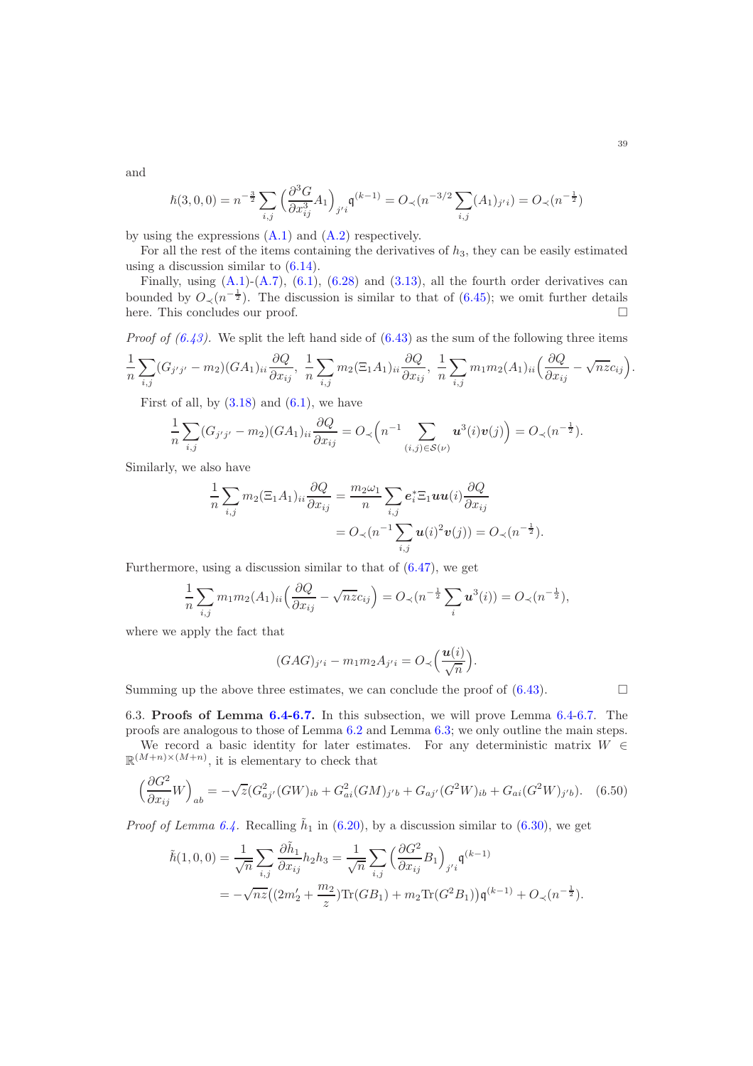and

$$\hbar(3,0,0) = n^{-\frac{3}{2}} \sum_{i,j} \Big(\frac{\partial^3 G}{\partial x_{ij}^3} A_1\Big)_{j'i} \mathfrak{q}^{(k-1)} = O_{\prec}(n^{-3/2} \sum_{i,j} (A_1)_{j'i}) = O_{\prec}(n^{-\frac{1}{2}})$$

by using the expressions (A.1) and (A.2) respectively.

For all the rest of the items containing the derivatives of $h_3$, they can be easily estimated using a discussion similar to (6.14).

Finally, using (A.1)-(A.7), (6.1), (6.28) and (3.13), all the fourth order derivatives can bounded by $O_{\prec}(n^{-\frac{1}{2}})$. The discussion is similar to that of (6.45); we omit further details here. This concludes our proof. □

*Proof of (6.43).* We split the left hand side of (6.43) as the sum of the following three items

$$\frac{1}{n}\sum_{i,j}(G_{j'j'}-m_2)(GA_1)_{ii}\frac{\partial Q}{\partial x_{ij}},\ \frac{1}{n}\sum_{i,j} m_2(\Xi_1 A_1)_{ii}\frac{\partial Q}{\partial x_{ij}},\ \frac{1}{n}\sum_{i,j} m_1 m_2 (A_1)_{ii}\Big(\frac{\partial Q}{\partial x_{ij}} - \sqrt{nz}c_{ij}\Big).$$

First of all, by (3.18) and (6.1), we have

$$\frac{1}{n}\sum_{i,j}(G_{j'j'}-m_2)(GA_1)_{ii}\frac{\partial Q}{\partial x_{ij}} = O_{\prec}\Big(n^{-1}\sum_{(i,j)\in\mathcal{S}(\nu)} \boldsymbol{u}^3(i)\boldsymbol{v}(j)\Big) = O_{\prec}(n^{-\frac{1}{2}}).$$

Similarly, we also have

$$\begin{aligned}
\frac{1}{n}\sum_{i,j} m_2(\Xi_1 A_1)_{ii}\frac{\partial Q}{\partial x_{ij}} &= \frac{m_2\omega_1}{n}\sum_{i,j} \boldsymbol{e}_i^* \Xi_1 \boldsymbol{u}\boldsymbol{u}(i)\frac{\partial Q}{\partial x_{ij}} \\
&= O_{\prec}(n^{-1}\sum_{i,j}\boldsymbol{u}(i)^2\boldsymbol{v}(j)) = O_{\prec}(n^{-\frac{1}{2}}).
\end{aligned}$$

Furthermore, using a discussion similar to that of (6.47), we get

$$\frac{1}{n}\sum_{i,j} m_1 m_2 (A_1)_{ii}\Big(\frac{\partial Q}{\partial x_{ij}} - \sqrt{nz}c_{ij}\Big) = O_{\prec}(n^{-\frac{1}{2}}\sum_i \boldsymbol{u}^3(i)) = O_{\prec}(n^{-\frac{1}{2}}),$$

where we apply the fact that

$$(GAG)_{j'i} - m_1 m_2 A_{j'i} = O_{\prec}\Big(\frac{\boldsymbol{u}(i)}{\sqrt{n}}\Big).$$

Summing up the above three estimates, we can conclude the proof of (6.43). □

6.3. **Proofs of Lemma 6.4-6.7.** In this subsection, we will prove Lemma 6.4-6.7. The proofs are analogous to those of Lemma 6.2 and Lemma 6.3; we only outline the main steps.

We record a basic identity for later estimates. For any deterministic matrix $W \in \mathbb{R}^{(M+n)\times(M+n)}$, it is elementary to check that

$$\Big(\frac{\partial G^2}{\partial x_{ij}}W\Big)_{ab} = -\sqrt{z}(G^2_{aj'}(GW)_{ib} + G^2_{ai}(GM)_{j'b} + G_{aj'}(G^2W)_{ib} + G_{ai}(G^2W)_{j'b}). \quad (6.50)$$

*Proof of Lemma 6.4.* Recalling $\tilde{h}_1$ in (6.20), by a discussion similar to (6.30), we get

$$\begin{aligned}
\tilde{\hbar}(1,0,0) &= \frac{1}{\sqrt{n}}\sum_{i,j}\frac{\partial \tilde{h}_1}{\partial x_{ij}} h_2 h_3 = \frac{1}{\sqrt{n}}\sum_{i,j}\Big(\frac{\partial G^2}{\partial x_{ij}}B_1\Big)_{j'i}\mathfrak{q}^{(k-1)} \\
&= -\sqrt{nz}\big((2m_2' + \frac{m_2}{z})\mathrm{Tr}(GB_1) + m_2\mathrm{Tr}(G^2B_1)\big)\mathfrak{q}^{(k-1)} + O_{\prec}(n^{-\frac{1}{2}}).
\end{aligned}$$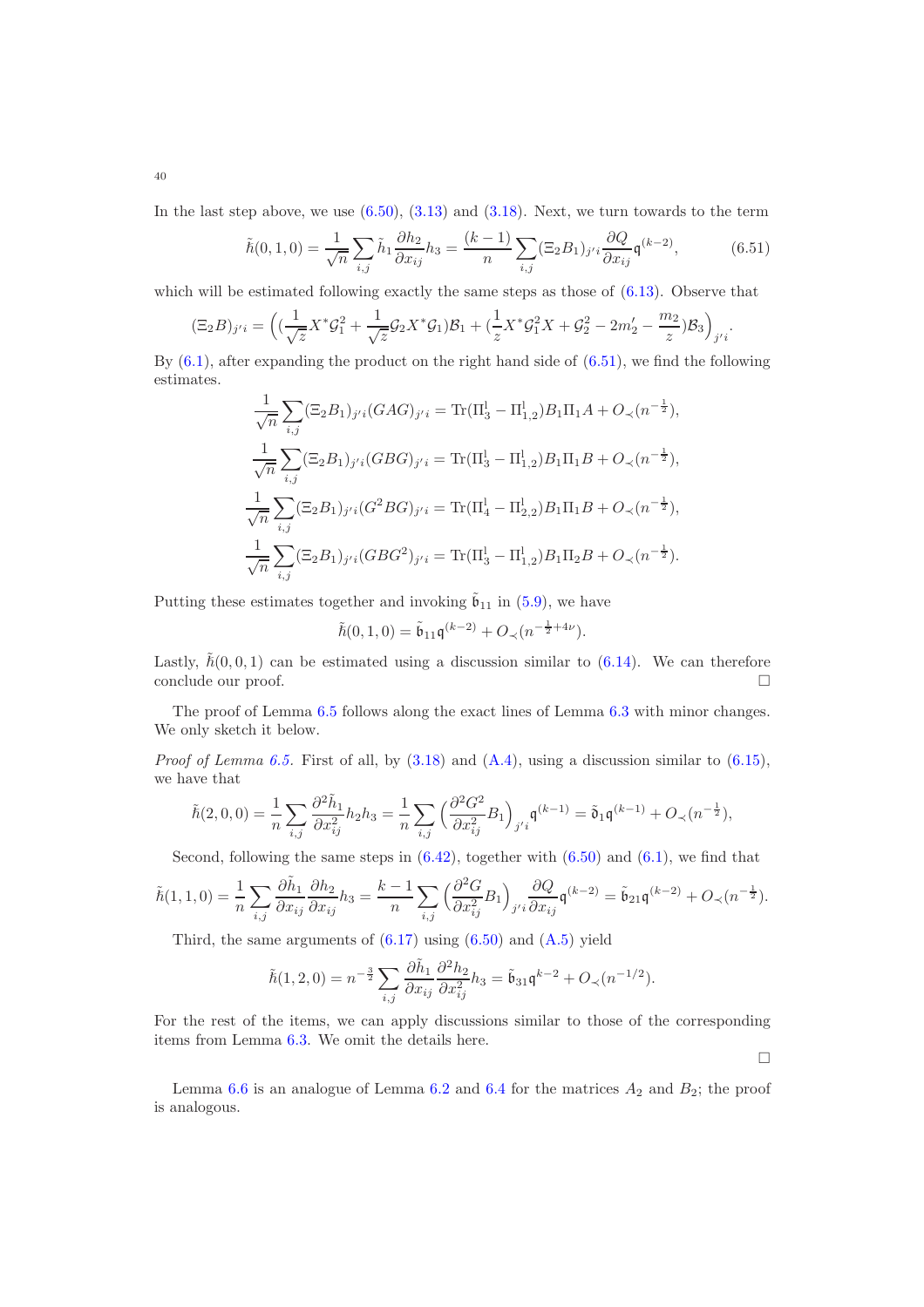In the last step above, we use (6.50), (3.13) and (3.18). Next, we turn towards to the term

$$\tilde{\hbar}(0,1,0) = \frac{1}{\sqrt{n}} \sum_{i,j} \tilde{h}_1 \frac{\partial h_2}{\partial x_{ij}} h_3 = \frac{(k-1)}{n} \sum_{i,j} (\Xi_2 B_1)_{j'i} \frac{\partial Q}{\partial x_{ij}} \mathfrak{q}^{(k-2)}, \tag{6.51}$$

which will be estimated following exactly the same steps as those of (6.13). Observe that

$$(\Xi_2 B)_{j'i} = \Big( (\frac{1}{\sqrt{z}} X^* \mathcal{G}_1^2 + \frac{1}{\sqrt{z}} \mathcal{G}_2 X^* \mathcal{G}_1) \mathcal{B}_1 + (\frac{1}{z} X^* \mathcal{G}_1^2 X + \mathcal{G}_2^2 - 2m_2' - \frac{m_2}{z}) \mathcal{B}_3 \Big)_{j'i}.$$

By (6.1), after expanding the product on the right hand side of (6.51), we find the following estimates.

$$\frac{1}{\sqrt{n}} \sum_{i,j} (\Xi_2 B_1)_{j'i} (GAG)_{j'i} = \operatorname{Tr}(\Pi_3^{\mathfrak{l}} - \Pi_{1,2}^{\mathfrak{l}}) B_1 \Pi_1 A + O_{\prec}(n^{-\frac{1}{2}}),$$

$$\frac{1}{\sqrt{n}} \sum_{i,j} (\Xi_2 B_1)_{j'i} (GBG)_{j'i} = \operatorname{Tr}(\Pi_3^{\mathfrak{l}} - \Pi_{1,2}^{\mathfrak{l}}) B_1 \Pi_1 B + O_{\prec}(n^{-\frac{1}{2}}),$$

$$\frac{1}{\sqrt{n}} \sum_{i,j} (\Xi_2 B_1)_{j'i} (G^2 BG)_{j'i} = \operatorname{Tr}(\Pi_4^{\mathfrak{l}} - \Pi_{2,2}^{\mathfrak{l}}) B_1 \Pi_1 B + O_{\prec}(n^{-\frac{1}{2}}),$$

$$\frac{1}{\sqrt{n}} \sum_{i,j} (\Xi_2 B_1)_{j'i} (GBG^2)_{j'i} = \operatorname{Tr}(\Pi_3^{\mathfrak{l}} - \Pi_{1,2}^{\mathfrak{l}}) B_1 \Pi_2 B + O_{\prec}(n^{-\frac{1}{2}}).$$

Putting these estimates together and invoking $\tilde{\mathfrak{b}}_{11}$ in (5.9), we have

$$\tilde{\hbar}(0,1,0) = \tilde{\mathfrak{b}}_{11} \mathfrak{q}^{(k-2)} + O_{\prec}(n^{-\frac{1}{2}+4\nu}).$$

Lastly, $\tilde{\hbar}(0,0,1)$ can be estimated using a discussion similar to (6.14). We can therefore conclude our proof. □

The proof of Lemma 6.5 follows along the exact lines of Lemma 6.3 with minor changes. We only sketch it below.

*Proof of Lemma 6.5.* First of all, by (3.18) and (A.4), using a discussion similar to (6.15), we have that

$$\tilde{\hbar}(2,0,0) = \frac{1}{n} \sum_{i,j} \frac{\partial^2 \tilde{h}_1}{\partial x_{ij}^2} h_2 h_3 = \frac{1}{n} \sum_{i,j} \Big( \frac{\partial^2 G^2}{\partial x_{ij}^2} B_1 \Big)_{j'i} \mathfrak{q}^{(k-1)} = \tilde{\mathfrak{d}}_1 \mathfrak{q}^{(k-1)} + O_{\prec}(n^{-\frac{1}{2}}),$$

Second, following the same steps in (6.42), together with (6.50) and (6.1), we find that

$$\tilde{\hbar}(1,1,0) = \frac{1}{n} \sum_{i,j} \frac{\partial \tilde{h}_1}{\partial x_{ij}} \frac{\partial h_2}{\partial x_{ij}} h_3 = \frac{k-1}{n} \sum_{i,j} \Big( \frac{\partial^2 G}{\partial x_{ij}^2} B_1 \Big)_{j'i} \frac{\partial Q}{\partial x_{ij}} \mathfrak{q}^{(k-2)} = \tilde{\mathfrak{b}}_{21} \mathfrak{q}^{(k-2)} + O_{\prec}(n^{-\frac{1}{2}}).$$

Third, the same arguments of (6.17) using (6.50) and (A.5) yield

$$\tilde{\hbar}(1,2,0) = n^{-\frac{3}{2}} \sum_{i,j} \frac{\partial \tilde{h}_1}{\partial x_{ij}} \frac{\partial^2 h_2}{\partial x_{ij}^2} h_3 = \tilde{\mathfrak{b}}_{31} \mathfrak{q}^{k-2} + O_{\prec}(n^{-1/2}).$$

For the rest of the items, we can apply discussions similar to those of the corresponding items from Lemma 6.3. We omit the details here.

□

Lemma 6.6 is an analogue of Lemma 6.2 and 6.4 for the matrices $A_2$ and $B_2$; the proof is analogous.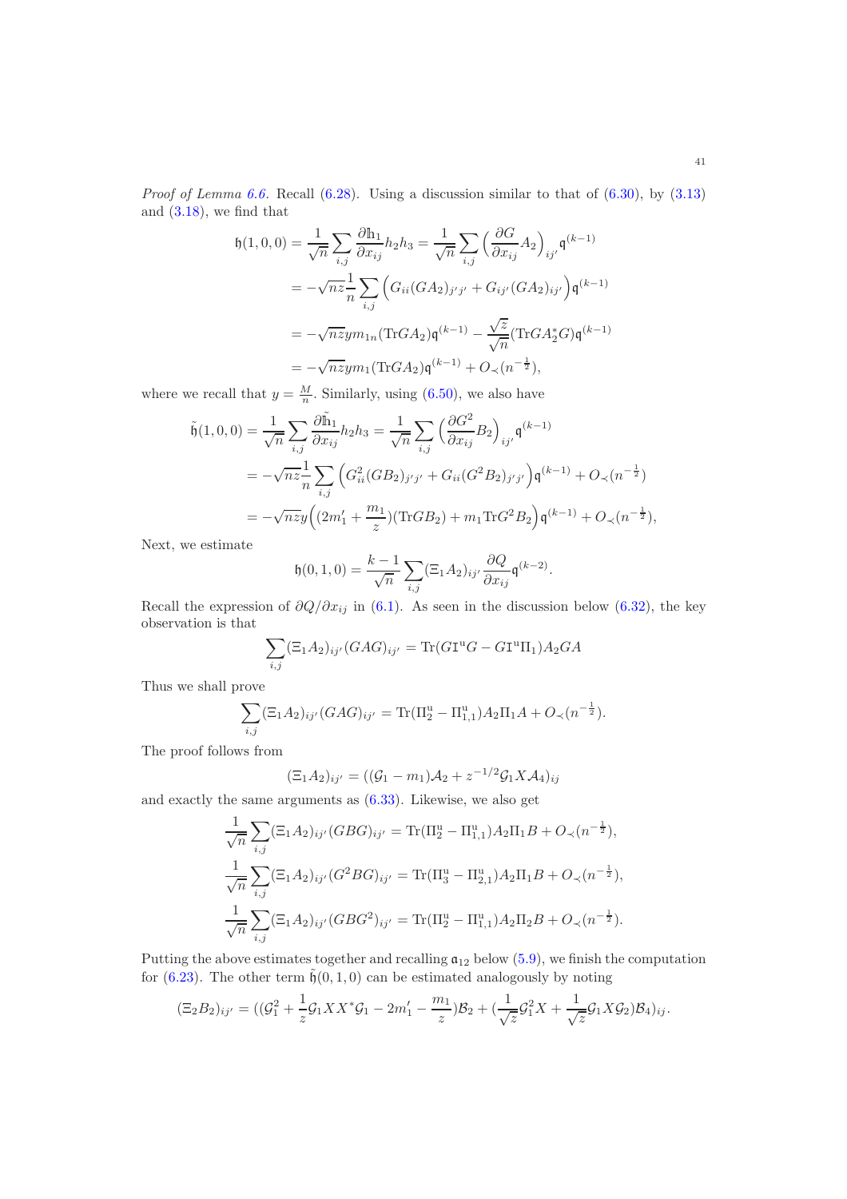*Proof of Lemma 6.6.* Recall (6.28). Using a discussion similar to that of (6.30), by (3.13) and (3.18), we find that

$$
\begin{aligned}
\mathfrak{h}(1,0,0) &= \frac{1}{\sqrt{n}} \sum_{i,j} \frac{\partial \mathbb{h}_1}{\partial x_{ij}} h_2 h_3 = \frac{1}{\sqrt{n}} \sum_{i,j} \Big( \frac{\partial G}{\partial x_{ij}} A_2 \Big)_{ij'} \mathfrak{q}^{(k-1)} \\
&= -\sqrt{nz} \frac{1}{n} \sum_{i,j} \Big( G_{ii} (GA_2)_{j'j'} + G_{ij'} (GA_2)_{ij'} \Big) \mathfrak{q}^{(k-1)} \\
&= -\sqrt{nz} y m_{1n} (\mathrm{Tr} G A_2) \mathfrak{q}^{(k-1)} - \frac{\sqrt{z}}{\sqrt{n}} (\mathrm{Tr} G A_2^* G) \mathfrak{q}^{(k-1)} \\
&= -\sqrt{nz} y m_1 (\mathrm{Tr} G A_2) \mathfrak{q}^{(k-1)} + O_\prec(n^{-\frac{1}{2}}),
\end{aligned}
$$

where we recall that $y = \frac{M}{n}$. Similarly, using (6.50), we also have

$$
\begin{aligned}
\tilde{\mathfrak{h}}(1,0,0) &= \frac{1}{\sqrt{n}} \sum_{i,j} \frac{\partial \tilde{\mathbb{h}}_1}{\partial x_{ij}} h_2 h_3 = \frac{1}{\sqrt{n}} \sum_{i,j} \Big( \frac{\partial G^2}{\partial x_{ij}} B_2 \Big)_{ij'} \mathfrak{q}^{(k-1)} \\
&= -\sqrt{nz} \frac{1}{n} \sum_{i,j} \Big( G_{ii}^2 (GB_2)_{j'j'} + G_{ii} (G^2 B_2)_{j'j'} \Big) \mathfrak{q}^{(k-1)} + O_\prec(n^{-\frac{1}{2}}) \\
&= -\sqrt{nz} y \Big( (2m_1' + \frac{m_1}{z}) (\mathrm{Tr} G B_2) + m_1 \mathrm{Tr} G^2 B_2 \Big) \mathfrak{q}^{(k-1)} + O_\prec(n^{-\frac{1}{2}}),
\end{aligned}
$$

Next, we estimate

$$
\mathfrak{h}(0,1,0) = \frac{k-1}{\sqrt{n}} \sum_{i,j} (\Xi_1 A_2)_{ij'} \frac{\partial Q}{\partial x_{ij}} \mathfrak{q}^{(k-2)}.
$$

Recall the expression of $\partial Q / \partial x_{ij}$ in (6.1). As seen in the discussion below (6.32), the key observation is that

$$
\sum_{i,j} (\Xi_1 A_2)_{ij'} (GAG)_{ij'} = \mathrm{Tr} (G \mathtt{I}^{\mathrm{u}} G - G \mathtt{I}^{\mathrm{u}} \Pi_1) A_2 G A
$$

Thus we shall prove

$$
\sum_{i,j} (\Xi_1 A_2)_{ij'} (GAG)_{ij'} = \mathrm{Tr} (\Pi_2^{\mathrm{u}} - \Pi_{1,1}^{\mathrm{u}}) A_2 \Pi_1 A + O_\prec(n^{-\frac{1}{2}}).
$$

The proof follows from

$$
(\Xi_1 A_2)_{ij'} = ((\mathcal{G}_1 - m_1) \mathcal{A}_2 + z^{-1/2} \mathcal{G}_1 X \mathcal{A}_4)_{ij}
$$

and exactly the same arguments as (6.33). Likewise, we also get

$$
\begin{aligned}
\frac{1}{\sqrt{n}} \sum_{i,j} (\Xi_1 A_2)_{ij'} (GBG)_{ij'} &= \mathrm{Tr} (\Pi_2^{\mathrm{u}} - \Pi_{1,1}^{\mathrm{u}}) A_2 \Pi_1 B + O_\prec(n^{-\frac{1}{2}}), \\
\frac{1}{\sqrt{n}} \sum_{i,j} (\Xi_1 A_2)_{ij'} (G^2 BG)_{ij'} &= \mathrm{Tr} (\Pi_3^{\mathrm{u}} - \Pi_{2,1}^{\mathrm{u}}) A_2 \Pi_1 B + O_\prec(n^{-\frac{1}{2}}), \\
\frac{1}{\sqrt{n}} \sum_{i,j} (\Xi_1 A_2)_{ij'} (GBG^2)_{ij'} &= \mathrm{Tr} (\Pi_2^{\mathrm{u}} - \Pi_{1,1}^{\mathrm{u}}) A_2 \Pi_2 B + O_\prec(n^{-\frac{1}{2}}).
\end{aligned}
$$

Putting the above estimates together and recalling $\mathfrak{a}_{12}$ below (5.9), we finish the computation for (6.23). The other term $\tilde{\mathfrak{h}}(0,1,0)$ can be estimated analogously by noting

$$
(\Xi_2 B_2)_{ij'} = ((\mathcal{G}_1^2 + \frac{1}{z} \mathcal{G}_1 X X^* \mathcal{G}_1 - 2m_1' - \frac{m_1}{z}) \mathcal{B}_2 + (\frac{1}{\sqrt{z}} \mathcal{G}_1^2 X + \frac{1}{\sqrt{z}} \mathcal{G}_1 X \mathcal{G}_2) \mathcal{B}_4)_{ij}.
$$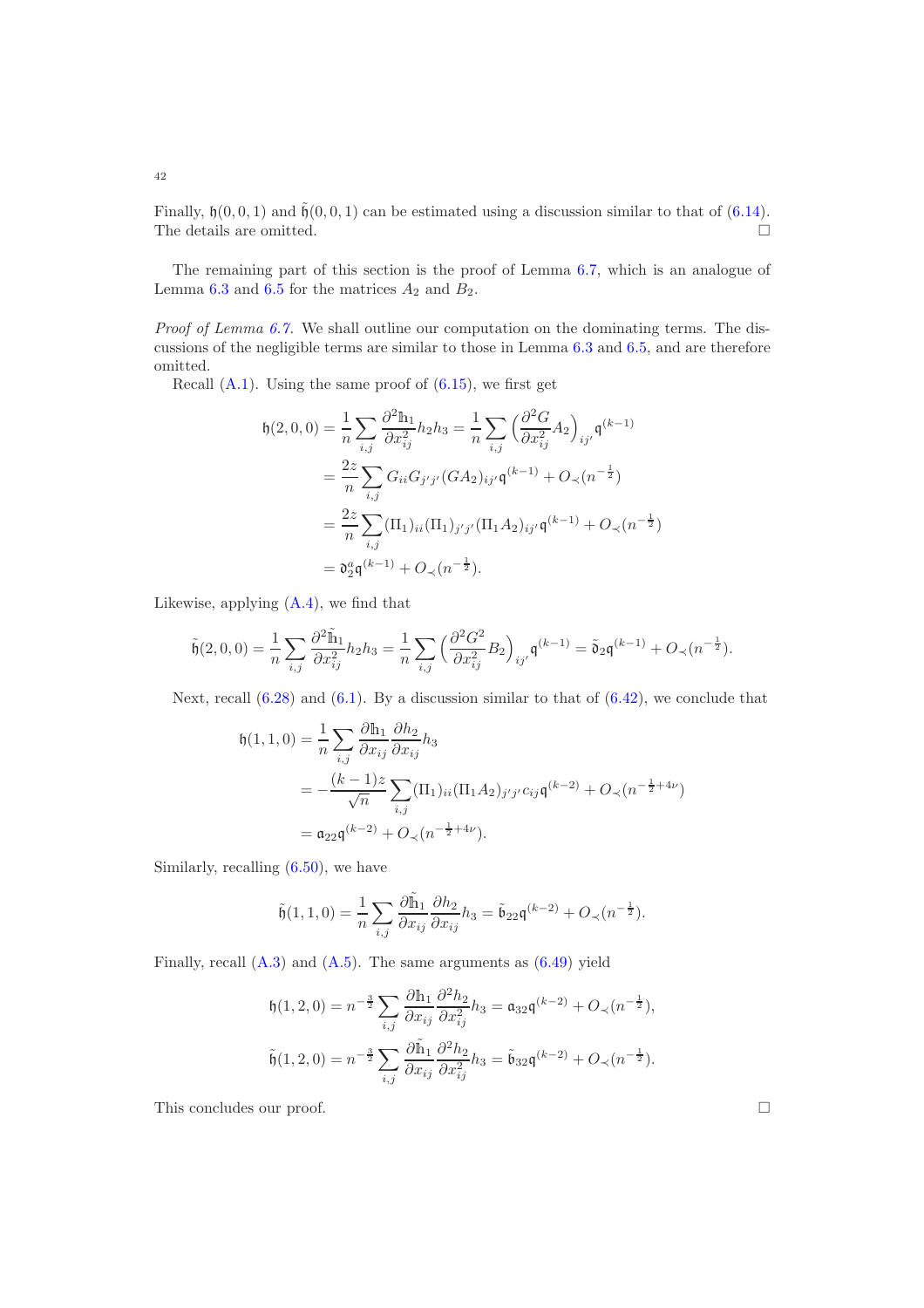Finally, $\mathfrak{h}(0,0,1)$ and $\tilde{\mathfrak{h}}(0,0,1)$ can be estimated using a discussion similar to that of (6.14). The details are omitted. □

The remaining part of this section is the proof of Lemma 6.7, which is an analogue of Lemma 6.3 and 6.5 for the matrices $A_2$ and $B_2$.

*Proof of Lemma 6.7.* We shall outline our computation on the dominating terms. The discussions of the negligible terms are similar to those in Lemma 6.3 and 6.5, and are therefore omitted.

Recall (A.1). Using the same proof of (6.15), we first get

$$
\begin{aligned}
\mathfrak{h}(2,0,0) &= \frac{1}{n}\sum_{i,j}\frac{\partial^2 \mathbb{h}_1}{\partial x_{ij}^2} h_2 h_3 = \frac{1}{n}\sum_{i,j}\Big(\frac{\partial^2 G}{\partial x_{ij}^2}A_2\Big)_{ij'}\mathfrak{q}^{(k-1)} \\
&= \frac{2z}{n}\sum_{i,j} G_{ii}G_{j'j'}(GA_2)_{ij'}\mathfrak{q}^{(k-1)} + O_\prec(n^{-\frac{1}{2}}) \\
&= \frac{2z}{n}\sum_{i,j}(\Pi_1)_{ii}(\Pi_1)_{j'j'}(\Pi_1 A_2)_{ij'}\mathfrak{q}^{(k-1)} + O_\prec(n^{-\frac{1}{2}}) \\
&= \mathfrak{d}_2^a \mathfrak{q}^{(k-1)} + O_\prec(n^{-\frac{1}{2}}).
\end{aligned}
$$

Likewise, applying (A.4), we find that

$$
\tilde{\mathfrak{h}}(2,0,0) = \frac{1}{n}\sum_{i,j}\frac{\partial^2 \tilde{\mathbb{h}}_1}{\partial x_{ij}^2} h_2 h_3 = \frac{1}{n}\sum_{i,j}\Big(\frac{\partial^2 G^2}{\partial x_{ij}^2}B_2\Big)_{ij'}\mathfrak{q}^{(k-1)} = \tilde{\mathfrak{d}}_2 \mathfrak{q}^{(k-1)} + O_\prec(n^{-\frac{1}{2}}).
$$

Next, recall (6.28) and (6.1). By a discussion similar to that of (6.42), we conclude that

$$
\begin{aligned}
\mathfrak{h}(1,1,0) &= \frac{1}{n}\sum_{i,j}\frac{\partial \mathbb{h}_1}{\partial x_{ij}}\frac{\partial h_2}{\partial x_{ij}} h_3 \\
&= -\frac{(k-1)z}{\sqrt{n}}\sum_{i,j}(\Pi_1)_{ii}(\Pi_1 A_2)_{j'j'} c_{ij}\mathfrak{q}^{(k-2)} + O_\prec(n^{-\frac{1}{2}+4\nu}) \\
&= \mathfrak{a}_{22}\mathfrak{q}^{(k-2)} + O_\prec(n^{-\frac{1}{2}+4\nu}).
\end{aligned}
$$

Similarly, recalling (6.50), we have

$$
\tilde{\mathfrak{h}}(1,1,0) = \frac{1}{n}\sum_{i,j}\frac{\partial \tilde{\mathbb{h}}_1}{\partial x_{ij}}\frac{\partial h_2}{\partial x_{ij}} h_3 = \tilde{\mathfrak{b}}_{22}\mathfrak{q}^{(k-2)} + O_\prec(n^{-\frac{1}{2}}).
$$

Finally, recall (A.3) and (A.5). The same arguments as (6.49) yield

$$
\mathfrak{h}(1,2,0) = n^{-\frac{3}{2}}\sum_{i,j}\frac{\partial \mathbb{h}_1}{\partial x_{ij}}\frac{\partial^2 h_2}{\partial x_{ij}^2} h_3 = \mathfrak{a}_{32}\mathfrak{q}^{(k-2)} + O_\prec(n^{-\frac{1}{2}}),
$$

$$
\tilde{\mathfrak{h}}(1,2,0) = n^{-\frac{3}{2}}\sum_{i,j}\frac{\partial \tilde{\mathbb{h}}_1}{\partial x_{ij}}\frac{\partial^2 h_2}{\partial x_{ij}^2} h_3 = \tilde{\mathfrak{b}}_{32}\mathfrak{q}^{(k-2)} + O_\prec(n^{-\frac{1}{2}}).
$$

This concludes our proof. □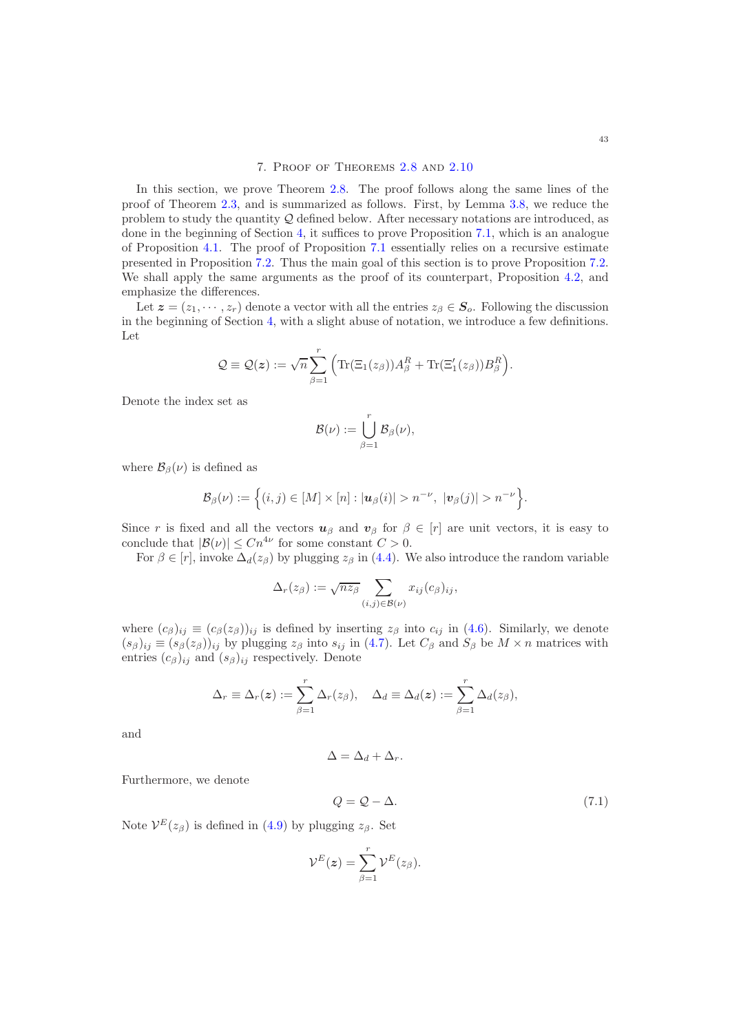## 7. Proof of Theorems 2.8 and 2.10

In this section, we prove Theorem 2.8. The proof follows along the same lines of the proof of Theorem 2.3, and is summarized as follows. First, by Lemma 3.8, we reduce the problem to study the quantity $\mathcal{Q}$ defined below. After necessary notations are introduced, as done in the beginning of Section 4, it suffices to prove Proposition 7.1, which is an analogue of Proposition 4.1. The proof of Proposition 7.1 essentially relies on a recursive estimate presented in Proposition 7.2. Thus the main goal of this section is to prove Proposition 7.2. We shall apply the same arguments as the proof of its counterpart, Proposition 4.2, and emphasize the differences.

Let $\boldsymbol{z} = (z_1, \cdots, z_r)$ denote a vector with all the entries $z_\beta \in \boldsymbol{S}_o$. Following the discussion in the beginning of Section 4, with a slight abuse of notation, we introduce a few definitions. Let

$$\mathcal{Q} \equiv \mathcal{Q}(\boldsymbol{z}) := \sqrt{n} \sum_{\beta=1}^{r} \Big( \mathrm{Tr}(\Xi_1(z_\beta)) A_\beta^R + \mathrm{Tr}(\Xi_1'(z_\beta)) B_\beta^R \Big).$$

Denote the index set as

$$\mathcal{B}(\nu) := \bigcup_{\beta=1}^{r} \mathcal{B}_\beta(\nu),$$

where $\mathcal{B}_\beta(\nu)$ is defined as

$$\mathcal{B}_\beta(\nu) := \Big\{ (i,j) \in [M] \times [n] : |\boldsymbol{u}_\beta(i)| > n^{-\nu},\ |\boldsymbol{v}_\beta(j)| > n^{-\nu} \Big\}.$$

Since $r$ is fixed and all the vectors $\boldsymbol{u}_\beta$ and $\boldsymbol{v}_\beta$ for $\beta \in [r]$ are unit vectors, it is easy to conclude that $|\mathcal{B}(\nu)| \leq C n^{4\nu}$ for some constant $C > 0$.

For $\beta \in [r]$, invoke $\Delta_d(z_\beta)$ by plugging $z_\beta$ in (4.4). We also introduce the random variable

$$\Delta_r(z_\beta) := \sqrt{n z_\beta} \sum_{(i,j) \in \mathcal{B}(\nu)} x_{ij} (c_\beta)_{ij},$$

where $(c_\beta)_{ij} \equiv (c_\beta(z_\beta))_{ij}$ is defined by inserting $z_\beta$ into $c_{ij}$ in (4.6). Similarly, we denote $(s_\beta)_{ij} \equiv (s_\beta(z_\beta))_{ij}$ by plugging $z_\beta$ into $s_{ij}$ in (4.7). Let $C_\beta$ and $S_\beta$ be $M \times n$ matrices with entries $(c_\beta)_{ij}$ and $(s_\beta)_{ij}$ respectively. Denote

$$\Delta_r \equiv \Delta_r(\boldsymbol{z}) := \sum_{\beta=1}^{r} \Delta_r(z_\beta), \quad \Delta_d \equiv \Delta_d(\boldsymbol{z}) := \sum_{\beta=1}^{r} \Delta_d(z_\beta),$$

and

$$\Delta = \Delta_d + \Delta_r.$$

Furthermore, we denote

$$Q = \mathcal{Q} - \Delta. \tag{7.1}$$

Note $\mathcal{V}^E(z_\beta)$ is defined in (4.9) by plugging $z_\beta$. Set

$$\mathcal{V}^E(\boldsymbol{z}) = \sum_{\beta=1}^{r} \mathcal{V}^E(z_\beta).$$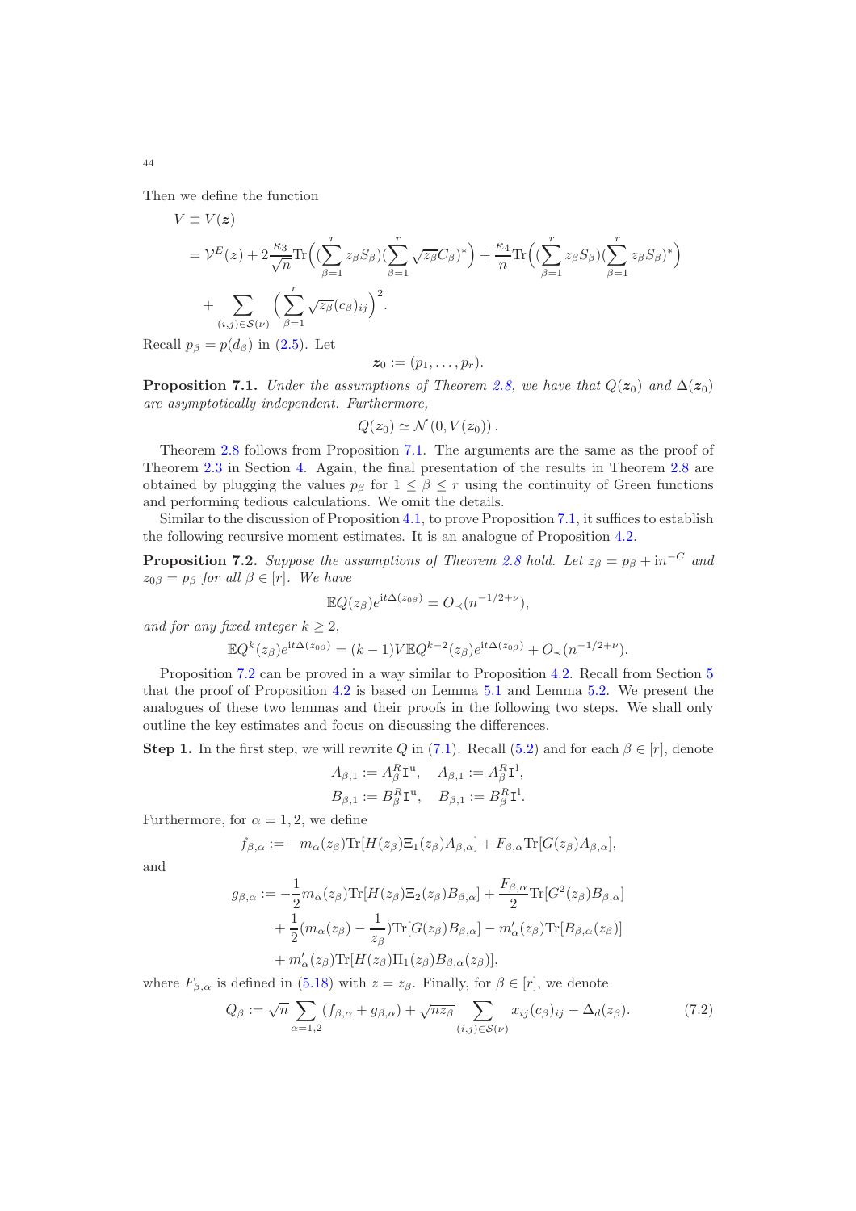Then we define the function

$$
\begin{aligned}
V &\equiv V(\boldsymbol{z}) \\
&= \mathcal{V}^E(\boldsymbol{z}) + 2\frac{\kappa_3}{\sqrt{n}}\mathrm{Tr}\Big((\sum_{\beta=1}^r z_\beta S_\beta)(\sum_{\beta=1}^r \sqrt{z_\beta} C_\beta)^*\Big) + \frac{\kappa_4}{n}\mathrm{Tr}\Big((\sum_{\beta=1}^r z_\beta S_\beta)(\sum_{\beta=1}^r z_\beta S_\beta)^*\Big) \\
&\quad + \sum_{(i,j)\in\mathcal{S}(\nu)} \Big(\sum_{\beta=1}^r \sqrt{z_\beta}(c_\beta)_{ij}\Big)^2.
\end{aligned}
$$

Recall $p_\beta = p(d_\beta)$ in (2.5). Let

$$
\boldsymbol{z}_0 := (p_1, \ldots, p_r).
$$

**Proposition 7.1.** *Under the assumptions of Theorem 2.8, we have that $Q(\boldsymbol{z}_0)$ and $\Delta(\boldsymbol{z}_0)$ are asymptotically independent. Furthermore,*

$$
Q(\boldsymbol{z}_0) \simeq \mathcal{N}(0, V(\boldsymbol{z}_0)).
$$

Theorem 2.8 follows from Proposition 7.1. The arguments are the same as the proof of Theorem 2.3 in Section 4. Again, the final presentation of the results in Theorem 2.8 are obtained by plugging the values $p_\beta$ for $1 \le \beta \le r$ using the continuity of Green functions and performing tedious calculations. We omit the details.

Similar to the discussion of Proposition 4.1, to prove Proposition 7.1, it suffices to establish the following recursive moment estimates. It is an analogue of Proposition 4.2.

**Proposition 7.2.** *Suppose the assumptions of Theorem 2.8 hold. Let $z_\beta = p_\beta + \mathrm{i}n^{-C}$ and $z_{0\beta} = p_\beta$ for all $\beta \in [r]$. We have*

$$
\mathbb{E}Q(z_\beta)e^{\mathrm{i}t\Delta(z_{0\beta})} = O_\prec(n^{-1/2+\nu}),
$$

*and for any fixed integer $k \ge 2$,*

$$
\mathbb{E}Q^k(z_\beta)e^{\mathrm{i}t\Delta(z_{0\beta})} = (k-1)V\mathbb{E}Q^{k-2}(z_\beta)e^{\mathrm{i}t\Delta(z_{0\beta})} + O_\prec(n^{-1/2+\nu}).
$$

Proposition 7.2 can be proved in a way similar to Proposition 4.2. Recall from Section 5 that the proof of Proposition 4.2 is based on Lemma 5.1 and Lemma 5.2. We present the analogues of these two lemmas and their proofs in the following two steps. We shall only outline the key estimates and focus on discussing the differences.

**Step 1.** In the first step, we will rewrite $Q$ in (7.1). Recall (5.2) and for each $\beta \in [r]$, denote

$$
A_{\beta,1} := A_\beta^R \mathrm{I}^{\mathrm{u}}, \quad A_{\beta,1} := A_\beta^R \mathrm{I}^{\mathrm{l}},
$$

$$
B_{\beta,1} := B_\beta^R \mathrm{I}^{\mathrm{u}}, \quad B_{\beta,1} := B_\beta^R \mathrm{I}^{\mathrm{l}}.
$$

Furthermore, for $\alpha = 1, 2$, we define

$$
f_{\beta,\alpha} := -m_\alpha(z_\beta)\mathrm{Tr}[H(z_\beta)\Xi_1(z_\beta)A_{\beta,\alpha}] + F_{\beta,\alpha}\mathrm{Tr}[G(z_\beta)A_{\beta,\alpha}],
$$

and

$$
\begin{aligned}
g_{\beta,\alpha} := &-\frac{1}{2}m_\alpha(z_\beta)\mathrm{Tr}[H(z_\beta)\Xi_2(z_\beta)B_{\beta,\alpha}] + \frac{F_{\beta,\alpha}}{2}\mathrm{Tr}[G^2(z_\beta)B_{\beta,\alpha}] \\
&+ \frac{1}{2}(m_\alpha(z_\beta) - \frac{1}{z_\beta})\mathrm{Tr}[G(z_\beta)B_{\beta,\alpha}] - m'_\alpha(z_\beta)\mathrm{Tr}[B_{\beta,\alpha}(z_\beta)] \\
&+ m'_\alpha(z_\beta)\mathrm{Tr}[H(z_\beta)\Pi_1(z_\beta)B_{\beta,\alpha}(z_\beta)],
\end{aligned}
$$

where $F_{\beta,\alpha}$ is defined in (5.18) with $z = z_\beta$. Finally, for $\beta \in [r]$, we denote

$$
Q_\beta := \sqrt{n}\sum_{\alpha=1,2}(f_{\beta,\alpha} + g_{\beta,\alpha}) + \sqrt{nz_\beta}\sum_{(i,j)\in\mathcal{S}(\nu)} x_{ij}(c_\beta)_{ij} - \Delta_d(z_\beta). \tag{7.2}
$$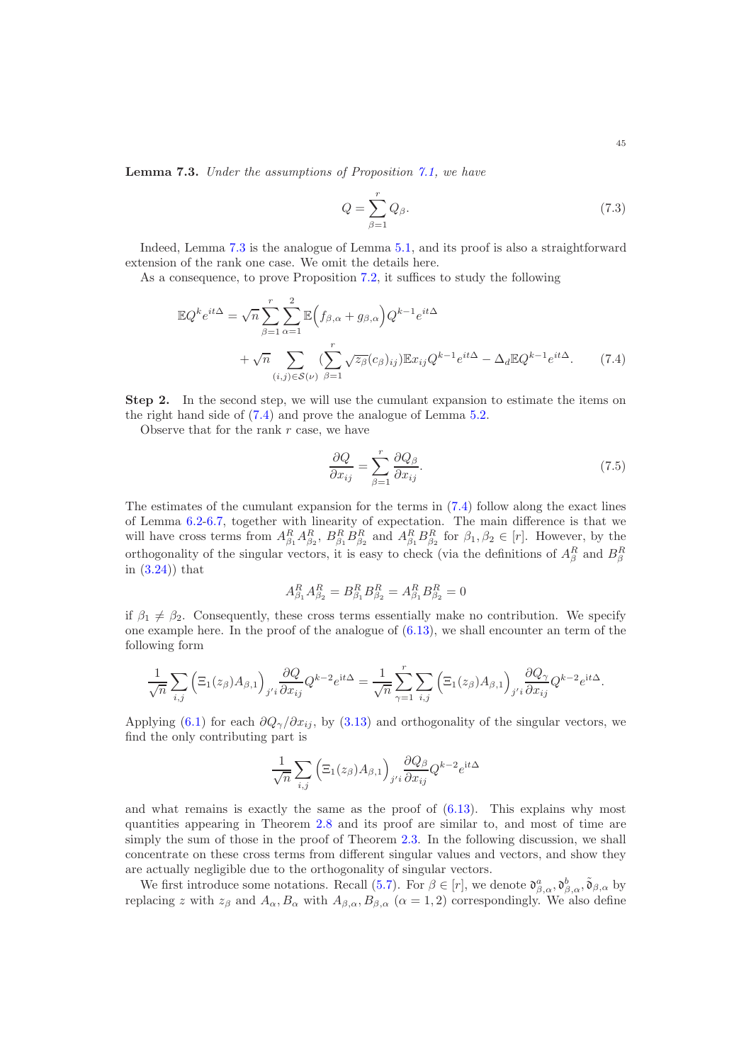**Lemma 7.3.** *Under the assumptions of Proposition 7.1, we have*

$$Q = \sum_{\beta=1}^{r} Q_\beta. \tag{7.3}$$

Indeed, Lemma 7.3 is the analogue of Lemma 5.1, and its proof is also a straightforward extension of the rank one case. We omit the details here.

As a consequence, to prove Proposition 7.2, it suffices to study the following

$$\mathbb{E}Q^k e^{it\Delta} = \sqrt{n}\sum_{\beta=1}^{r}\sum_{\alpha=1}^{2}\mathbb{E}\Big(f_{\beta,\alpha}+g_{\beta,\alpha}\Big)Q^{k-1}e^{it\Delta} + \sqrt{n}\sum_{(i,j)\in\mathcal{S}(\nu)}\big(\sum_{\beta=1}^{r}\sqrt{z_\beta}(c_\beta)_{ij}\big)\mathbb{E}x_{ij}Q^{k-1}e^{it\Delta} - \Delta_d\mathbb{E}Q^{k-1}e^{it\Delta}. \tag{7.4}$$

**Step 2.** In the second step, we will use the cumulant expansion to estimate the items on the right hand side of (7.4) and prove the analogue of Lemma 5.2.

Observe that for the rank $r$ case, we have

$$\frac{\partial Q}{\partial x_{ij}} = \sum_{\beta=1}^{r}\frac{\partial Q_\beta}{\partial x_{ij}}. \tag{7.5}$$

The estimates of the cumulant expansion for the terms in (7.4) follow along the exact lines of Lemma 6.2-6.7, together with linearity of expectation. The main difference is that we will have cross terms from $A^R_{\beta_1}A^R_{\beta_2}$, $B^R_{\beta_1}B^R_{\beta_2}$ and $A^R_{\beta_1}B^R_{\beta_2}$ for $\beta_1,\beta_2\in[r]$. However, by the orthogonality of the singular vectors, it is easy to check (via the definitions of $A^R_\beta$ and $B^R_\beta$ in (3.24)) that

$$A^R_{\beta_1}A^R_{\beta_2} = B^R_{\beta_1}B^R_{\beta_2} = A^R_{\beta_1}B^R_{\beta_2} = 0$$

if $\beta_1\neq\beta_2$. Consequently, these cross terms essentially make no contribution. We specify one example here. In the proof of the analogue of (6.13), we shall encounter an term of the following form

$$\frac{1}{\sqrt{n}}\sum_{i,j}\Big(\Xi_1(z_\beta)A_{\beta,1}\Big)_{j'i}\frac{\partial Q}{\partial x_{ij}}Q^{k-2}e^{\mathrm{i}t\Delta} = \frac{1}{\sqrt{n}}\sum_{\gamma=1}^{r}\sum_{i,j}\Big(\Xi_1(z_\beta)A_{\beta,1}\Big)_{j'i}\frac{\partial Q_\gamma}{\partial x_{ij}}Q^{k-2}e^{\mathrm{i}t\Delta}.$$

Applying (6.1) for each $\partial Q_\gamma/\partial x_{ij}$, by (3.13) and orthogonality of the singular vectors, we find the only contributing part is

$$\frac{1}{\sqrt{n}}\sum_{i,j}\Big(\Xi_1(z_\beta)A_{\beta,1}\Big)_{j'i}\frac{\partial Q_\beta}{\partial x_{ij}}Q^{k-2}e^{\mathrm{i}t\Delta}$$

and what remains is exactly the same as the proof of (6.13). This explains why most quantities appearing in Theorem 2.8 and its proof are similar to, and most of time are simply the sum of those in the proof of Theorem 2.3. In the following discussion, we shall concentrate on these cross terms from different singular values and vectors, and show they are actually negligible due to the orthogonality of singular vectors.

We first introduce some notations. Recall (5.7). For $\beta\in[r]$, we denote $\mathfrak{d}^a_{\beta,\alpha},\mathfrak{d}^b_{\beta,\alpha},\tilde{\mathfrak{d}}_{\beta,\alpha}$ by replacing $z$ with $z_\beta$ and $A_\alpha,B_\alpha$ with $A_{\beta,\alpha},B_{\beta,\alpha}$ ($\alpha=1,2$) correspondingly. We also define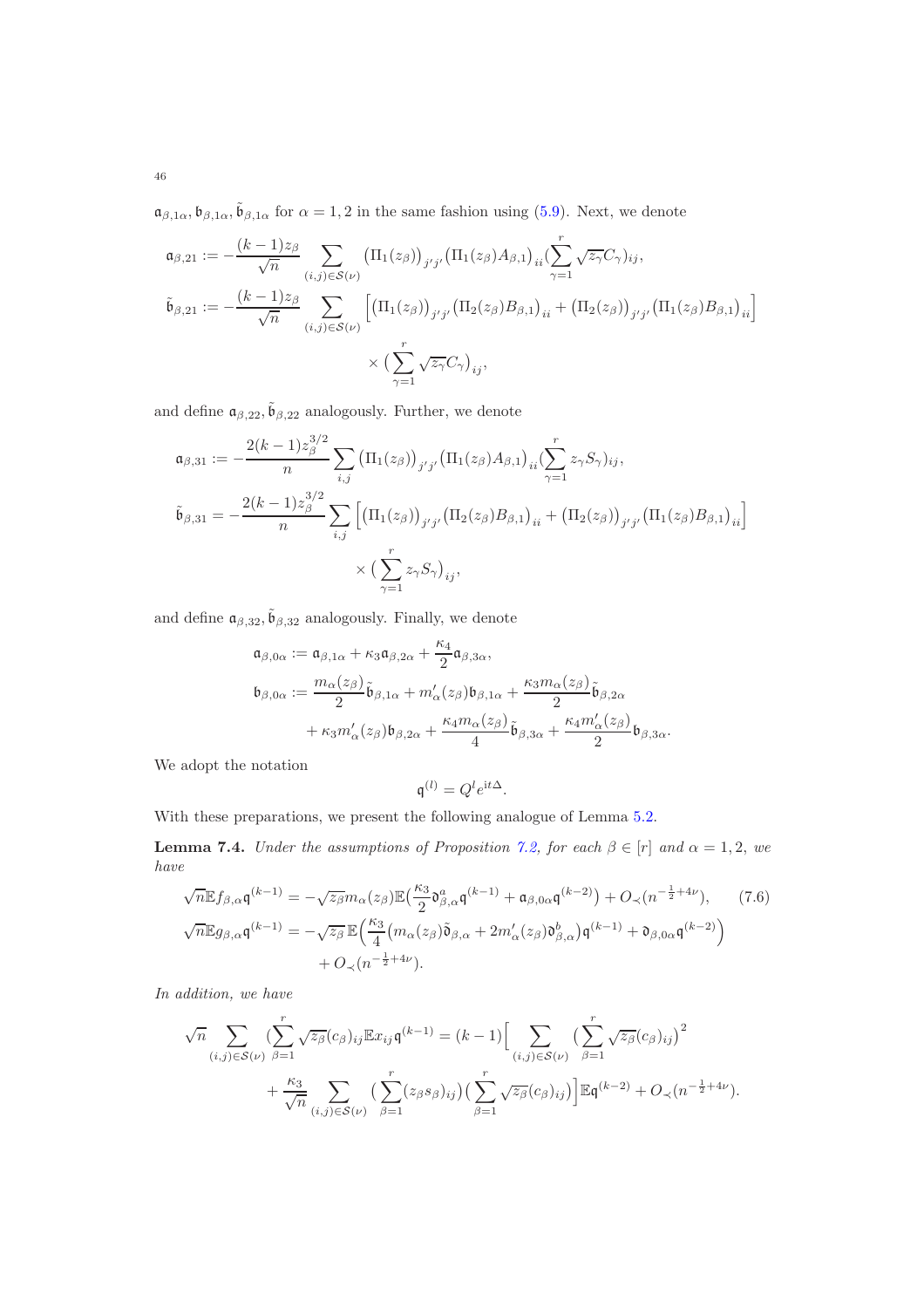$\mathfrak{a}_{\beta,1\alpha}, \mathfrak{b}_{\beta,1\alpha}, \tilde{\mathfrak{b}}_{\beta,1\alpha}$ for $\alpha = 1, 2$ in the same fashion using (5.9). Next, we denote

$$\mathfrak{a}_{\beta,21} := -\frac{(k-1)z_\beta}{\sqrt{n}} \sum_{(i,j)\in\mathcal{S}(\nu)} \big(\Pi_1(z_\beta)\big)_{j'j'} \big(\Pi_1(z_\beta)A_{\beta,1}\big)_{ii} \big(\sum_{\gamma=1}^{r} \sqrt{z_\gamma} C_\gamma\big)_{ij},$$

$$\tilde{\mathfrak{b}}_{\beta,21} := -\frac{(k-1)z_\beta}{\sqrt{n}} \sum_{(i,j)\in\mathcal{S}(\nu)} \Big[\big(\Pi_1(z_\beta)\big)_{j'j'} \big(\Pi_2(z_\beta)B_{\beta,1}\big)_{ii} + \big(\Pi_2(z_\beta)\big)_{j'j'} \big(\Pi_1(z_\beta)B_{\beta,1}\big)_{ii}\Big] \times \big(\sum_{\gamma=1}^{r} \sqrt{z_\gamma} C_\gamma\big)_{ij},$$

and define $\mathfrak{a}_{\beta,22}, \tilde{\mathfrak{b}}_{\beta,22}$ analogously. Further, we denote

$$\mathfrak{a}_{\beta,31} := -\frac{2(k-1)z_\beta^{3/2}}{n} \sum_{i,j} \big(\Pi_1(z_\beta)\big)_{j'j'} \big(\Pi_1(z_\beta)A_{\beta,1}\big)_{ii} \big(\sum_{\gamma=1}^{r} z_\gamma S_\gamma\big)_{ij},$$

$$\tilde{\mathfrak{b}}_{\beta,31} = -\frac{2(k-1)z_\beta^{3/2}}{n} \sum_{i,j} \Big[\big(\Pi_1(z_\beta)\big)_{j'j'} \big(\Pi_2(z_\beta)B_{\beta,1}\big)_{ii} + \big(\Pi_2(z_\beta)\big)_{j'j'} \big(\Pi_1(z_\beta)B_{\beta,1}\big)_{ii}\Big] \times \big(\sum_{\gamma=1}^{r} z_\gamma S_\gamma\big)_{ij},$$

and define $\mathfrak{a}_{\beta,32}, \tilde{\mathfrak{b}}_{\beta,32}$ analogously. Finally, we denote

$$\mathfrak{a}_{\beta,0\alpha} := \mathfrak{a}_{\beta,1\alpha} + \kappa_3 \mathfrak{a}_{\beta,2\alpha} + \frac{\kappa_4}{2}\mathfrak{a}_{\beta,3\alpha},$$

$$\mathfrak{b}_{\beta,0\alpha} := \frac{m_\alpha(z_\beta)}{2}\tilde{\mathfrak{b}}_{\beta,1\alpha} + m'_\alpha(z_\beta)\mathfrak{b}_{\beta,1\alpha} + \frac{\kappa_3 m_\alpha(z_\beta)}{2}\tilde{\mathfrak{b}}_{\beta,2\alpha} + \kappa_3 m'_\alpha(z_\beta)\mathfrak{b}_{\beta,2\alpha} + \frac{\kappa_4 m_\alpha(z_\beta)}{4}\tilde{\mathfrak{b}}_{\beta,3\alpha} + \frac{\kappa_4 m'_\alpha(z_\beta)}{2}\mathfrak{b}_{\beta,3\alpha}.$$

We adopt the notation

$$\mathfrak{q}^{(l)} = Q^l e^{\mathrm{i}t\Delta}.$$

With these preparations, we present the following analogue of Lemma 5.2.

**Lemma 7.4.** *Under the assumptions of Proposition 7.2, for each $\beta \in [r]$ and $\alpha = 1, 2$, we have*

$$\sqrt{n}\mathbb{E} f_{\beta,\alpha}\mathfrak{q}^{(k-1)} = -\sqrt{z_\beta}\, m_\alpha(z_\beta)\mathbb{E}\big(\frac{\kappa_3}{2}\mathfrak{d}^a_{\beta,\alpha}\mathfrak{q}^{(k-1)} + \mathfrak{a}_{\beta,0\alpha}\mathfrak{q}^{(k-2)}\big) + O_\prec(n^{-\frac{1}{2}+4\nu}), \tag{7.6}$$

$$\sqrt{n}\mathbb{E} g_{\beta,\alpha}\mathfrak{q}^{(k-1)} = -\sqrt{z_\beta}\,\mathbb{E}\Big(\frac{\kappa_3}{4}\big(m_\alpha(z_\beta)\tilde{\mathfrak{d}}_{\beta,\alpha} + 2m'_\alpha(z_\beta)\mathfrak{d}^b_{\beta,\alpha}\big)\mathfrak{q}^{(k-1)} + \mathfrak{d}_{\beta,0\alpha}\mathfrak{q}^{(k-2)}\Big) + O_\prec(n^{-\frac{1}{2}+4\nu}).$$

*In addition, we have*

$$\sqrt{n}\sum_{(i,j)\in\mathcal{S}(\nu)} \big(\sum_{\beta=1}^{r}\sqrt{z_\beta}(c_\beta)_{ij}\mathbb{E}x_{ij}\mathfrak{q}^{(k-1)} = (k-1)\Big[\sum_{(i,j)\in\mathcal{S}(\nu)}\big(\sum_{\beta=1}^{r}\sqrt{z_\beta}(c_\beta)_{ij}\big)^2 + \frac{\kappa_3}{\sqrt{n}}\sum_{(i,j)\in\mathcal{S}(\nu)}\big(\sum_{\beta=1}^{r}(z_\beta s_\beta)_{ij}\big)\big(\sum_{\beta=1}^{r}\sqrt{z_\beta}(c_\beta)_{ij}\big)\Big]\mathbb{E}\mathfrak{q}^{(k-2)} + O_\prec(n^{-\frac{1}{2}+4\nu}).$$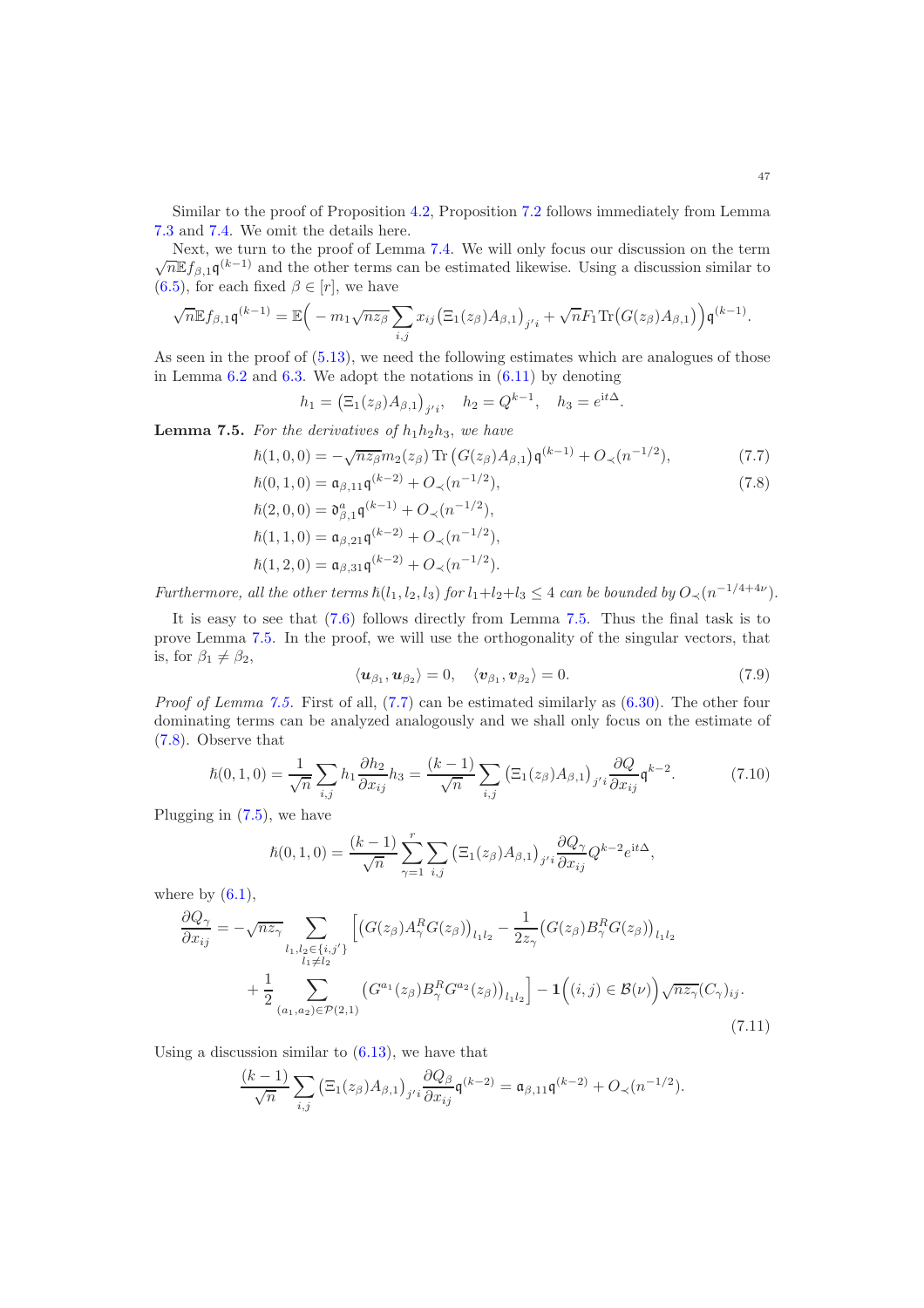Similar to the proof of Proposition 4.2, Proposition 7.2 follows immediately from Lemma 7.3 and 7.4. We omit the details here.

Next, we turn to the proof of Lemma 7.4. We will only focus our discussion on the term $\sqrt{n}\mathbb{E} f_{\beta,1}\mathfrak{q}^{(k-1)}$ and the other terms can be estimated likewise. Using a discussion similar to (6.5), for each fixed $\beta \in [r]$, we have

$$\sqrt{n}\mathbb{E} f_{\beta,1}\mathfrak{q}^{(k-1)} = \mathbb{E}\Big( - m_1\sqrt{nz_\beta}\sum_{i,j} x_{ij}\big(\Xi_1(z_\beta)A_{\beta,1}\big)_{j'i} + \sqrt{n}F_1 \operatorname{Tr}\big(G(z_\beta)A_{\beta,1}\big)\Big)\mathfrak{q}^{(k-1)}.$$

As seen in the proof of (5.13), we need the following estimates which are analogues of those in Lemma 6.2 and 6.3. We adopt the notations in (6.11) by denoting

$$h_1 = \big(\Xi_1(z_\beta)A_{\beta,1}\big)_{j'i}, \quad h_2 = Q^{k-1}, \quad h_3 = e^{\mathrm{i}t\Delta}.$$

**Lemma 7.5.** *For the derivatives of $h_1h_2h_3$, we have*

$$\hbar(1,0,0) = -\sqrt{nz_\beta}m_2(z_\beta)\operatorname{Tr}\big(G(z_\beta)A_{\beta,1}\big)\mathfrak{q}^{(k-1)} + O_\prec(n^{-1/2}), \tag{7.7}$$

$$\hbar(0,1,0) = \mathfrak{a}_{\beta,11}\mathfrak{q}^{(k-2)} + O_\prec(n^{-1/2}), \tag{7.8}$$

$$\hbar(2,0,0) = \mathfrak{d}^a_{\beta,1}\mathfrak{q}^{(k-1)} + O_\prec(n^{-1/2}),$$

$$\hbar(1,1,0) = \mathfrak{a}_{\beta,21}\mathfrak{q}^{(k-2)} + O_\prec(n^{-1/2}),$$

$$\hbar(1,2,0) = \mathfrak{a}_{\beta,31}\mathfrak{q}^{(k-2)} + O_\prec(n^{-1/2}).$$

*Furthermore, all the other terms $\hbar(l_1,l_2,l_3)$ for $l_1+l_2+l_3 \le 4$ can be bounded by $O_\prec(n^{-1/4+4\nu})$.*

It is easy to see that (7.6) follows directly from Lemma 7.5. Thus the final task is to prove Lemma 7.5. In the proof, we will use the orthogonality of the singular vectors, that is, for $\beta_1 \neq \beta_2$,

$$\langle \boldsymbol{u}_{\beta_1}, \boldsymbol{u}_{\beta_2}\rangle = 0, \quad \langle \boldsymbol{v}_{\beta_1}, \boldsymbol{v}_{\beta_2}\rangle = 0. \tag{7.9}$$

*Proof of Lemma 7.5.* First of all, (7.7) can be estimated similarly as (6.30). The other four dominating terms can be analyzed analogously and we shall only focus on the estimate of (7.8). Observe that

$$\hbar(0,1,0) = \frac{1}{\sqrt{n}}\sum_{i,j} h_1\frac{\partial h_2}{\partial x_{ij}}h_3 = \frac{(k-1)}{\sqrt{n}}\sum_{i,j}\big(\Xi_1(z_\beta)A_{\beta,1}\big)_{j'i}\frac{\partial Q}{\partial x_{ij}}\mathfrak{q}^{k-2}. \tag{7.10}$$

Plugging in (7.5), we have

$$\hbar(0,1,0) = \frac{(k-1)}{\sqrt{n}}\sum_{\gamma=1}^{r}\sum_{i,j}\big(\Xi_1(z_\beta)A_{\beta,1}\big)_{j'i}\frac{\partial Q_\gamma}{\partial x_{ij}}Q^{k-2}e^{\mathrm{i}t\Delta},$$

where by (6.1),

$$\begin{aligned}\frac{\partial Q_\gamma}{\partial x_{ij}} = -\sqrt{nz_\gamma}\sum_{\substack{l_1,l_2\in\{i,j'\}\\ l_1\neq l_2}}\Big[&\big(G(z_\beta)A^R_\gamma G(z_\beta)\big)_{l_1l_2} - \frac{1}{2z_\gamma}\big(G(z_\beta)B^R_\gamma G(z_\beta)\big)_{l_1l_2}\\ &+ \frac{1}{2}\sum_{(a_1,a_2)\in\mathcal{P}(2,1)}\big(G^{a_1}(z_\beta)B^R_\gamma G^{a_2}(z_\beta)\big)_{l_1l_2}\Big] - \mathbf{1}\Big((i,j)\in\mathcal{B}(\nu)\Big)\sqrt{nz_\gamma}(C_\gamma)_{ij}.\end{aligned} \tag{7.11}$$

Using a discussion similar to (6.13), we have that

$$\frac{(k-1)}{\sqrt{n}}\sum_{i,j}\big(\Xi_1(z_\beta)A_{\beta,1}\big)_{j'i}\frac{\partial Q_\beta}{\partial x_{ij}}\mathfrak{q}^{(k-2)} = \mathfrak{a}_{\beta,11}\mathfrak{q}^{(k-2)} + O_\prec(n^{-1/2}).$$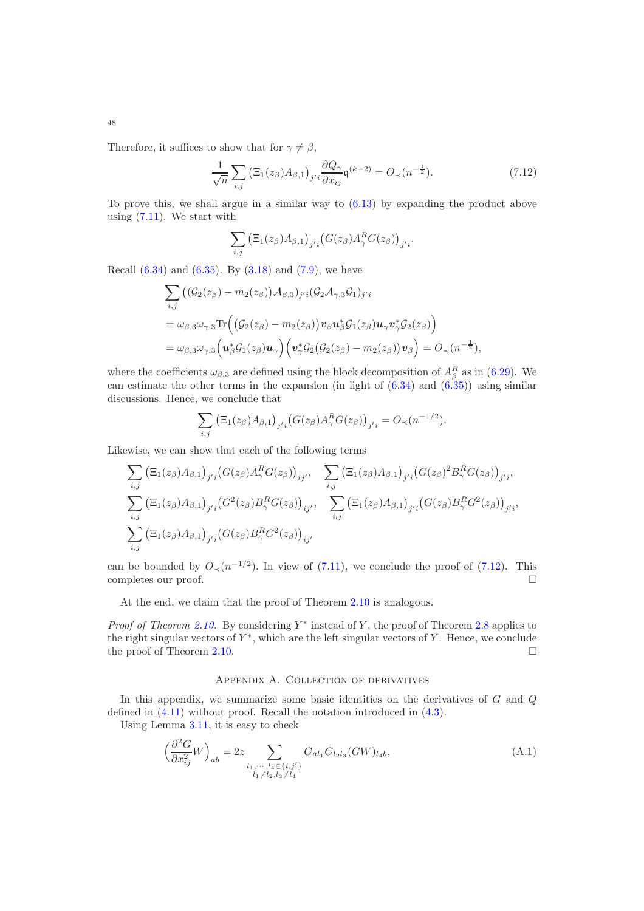Therefore, it suffices to show that for $\gamma \neq \beta$,

$$\frac{1}{\sqrt{n}} \sum_{i,j} \big(\Xi_1(z_\beta) A_{\beta,1}\big)_{j'i} \frac{\partial Q_\gamma}{\partial x_{ij}} \mathfrak{q}^{(k-2)} = O_\prec(n^{-\frac{1}{2}}). \tag{7.12}$$

To prove this, we shall argue in a similar way to (6.13) by expanding the product above using (7.11). We start with

$$\sum_{i,j} \big(\Xi_1(z_\beta) A_{\beta,1}\big)_{j'i} \big(G(z_\beta) A_\gamma^R G(z_\beta)\big)_{j'i}.$$

Recall (6.34) and (6.35). By (3.18) and (7.9), we have

$$\begin{aligned}
&\sum_{i,j} \big((\mathcal{G}_2(z_\beta) - m_2(z_\beta))\mathcal{A}_{\beta,3}\big)_{j'i} (\mathcal{G}_2 \mathcal{A}_{\gamma,3} \mathcal{G}_1)_{j'i} \\
&= \omega_{\beta,3}\omega_{\gamma,3} \mathrm{Tr}\Big( \big(\mathcal{G}_2(z_\beta) - m_2(z_\beta)\big) \boldsymbol{v}_\beta \boldsymbol{u}_\beta^* \mathcal{G}_1(z_\beta) \boldsymbol{u}_\gamma \boldsymbol{v}_\gamma^* \mathcal{G}_2(z_\beta) \Big) \\
&= \omega_{\beta,3}\omega_{\gamma,3} \Big( \boldsymbol{u}_\beta^* \mathcal{G}_1(z_\beta) \boldsymbol{u}_\gamma \Big) \Big( \boldsymbol{v}_\gamma^* \mathcal{G}_2 \big( \mathcal{G}_2(z_\beta) - m_2(z_\beta) \big) \boldsymbol{v}_\beta \Big) = O_\prec(n^{-\frac{1}{2}}),
\end{aligned}$$

where the coefficients $\omega_{\beta,3}$ are defined using the block decomposition of $A_\beta^R$ as in (6.29). We can estimate the other terms in the expansion (in light of (6.34) and (6.35)) using similar discussions. Hence, we conclude that

$$\sum_{i,j} \big(\Xi_1(z_\beta) A_{\beta,1}\big)_{j'i} \big(G(z_\beta) A_\gamma^R G(z_\beta)\big)_{j'i} = O_\prec(n^{-1/2}).$$

Likewise, we can show that each of the following terms

$$\begin{gathered}
\sum_{i,j} \big(\Xi_1(z_\beta) A_{\beta,1}\big)_{j'i} \big(G(z_\beta) A_\gamma^R G(z_\beta)\big)_{ij'}, \quad \sum_{i,j} \big(\Xi_1(z_\beta) A_{\beta,1}\big)_{j'i} \big(G(z_\beta)^2 B_\gamma^R G(z_\beta)\big)_{j'i}, \\
\sum_{i,j} \big(\Xi_1(z_\beta) A_{\beta,1}\big)_{j'i} \big(G^2(z_\beta) B_\gamma^R G(z_\beta)\big)_{ij'}, \quad \sum_{i,j} \big(\Xi_1(z_\beta) A_{\beta,1}\big)_{j'i} \big(G(z_\beta) B_\gamma^R G^2(z_\beta)\big)_{j'i}, \\
\sum_{i,j} \big(\Xi_1(z_\beta) A_{\beta,1}\big)_{j'i} \big(G(z_\beta) B_\gamma^R G^2(z_\beta)\big)_{ij'}
\end{gathered}$$

can be bounded by $O_\prec(n^{-1/2})$. In view of (7.11), we conclude the proof of (7.12). This completes our proof. □

At the end, we claim that the proof of Theorem 2.10 is analogous.

*Proof of Theorem 2.10.* By considering $Y^*$ instead of $Y$, the proof of Theorem 2.8 applies to the right singular vectors of $Y^*$, which are the left singular vectors of $Y$. Hence, we conclude the proof of Theorem 2.10. □

## Appendix A. Collection of derivatives

In this appendix, we summarize some basic identities on the derivatives of $G$ and $Q$ defined in (4.11) without proof. Recall the notation introduced in (4.3).

Using Lemma 3.11, it is easy to check

$$\Big( \frac{\partial^2 G}{\partial x_{ij}^2} W \Big)_{ab} = 2z \sum_{\substack{l_1, \cdots, l_4 \in \{i, j'\} \\ l_1 \neq l_2, l_3 \neq l_4}} G_{al_1} G_{l_2 l_3} (GW)_{l_4 b}, \tag{A.1}$$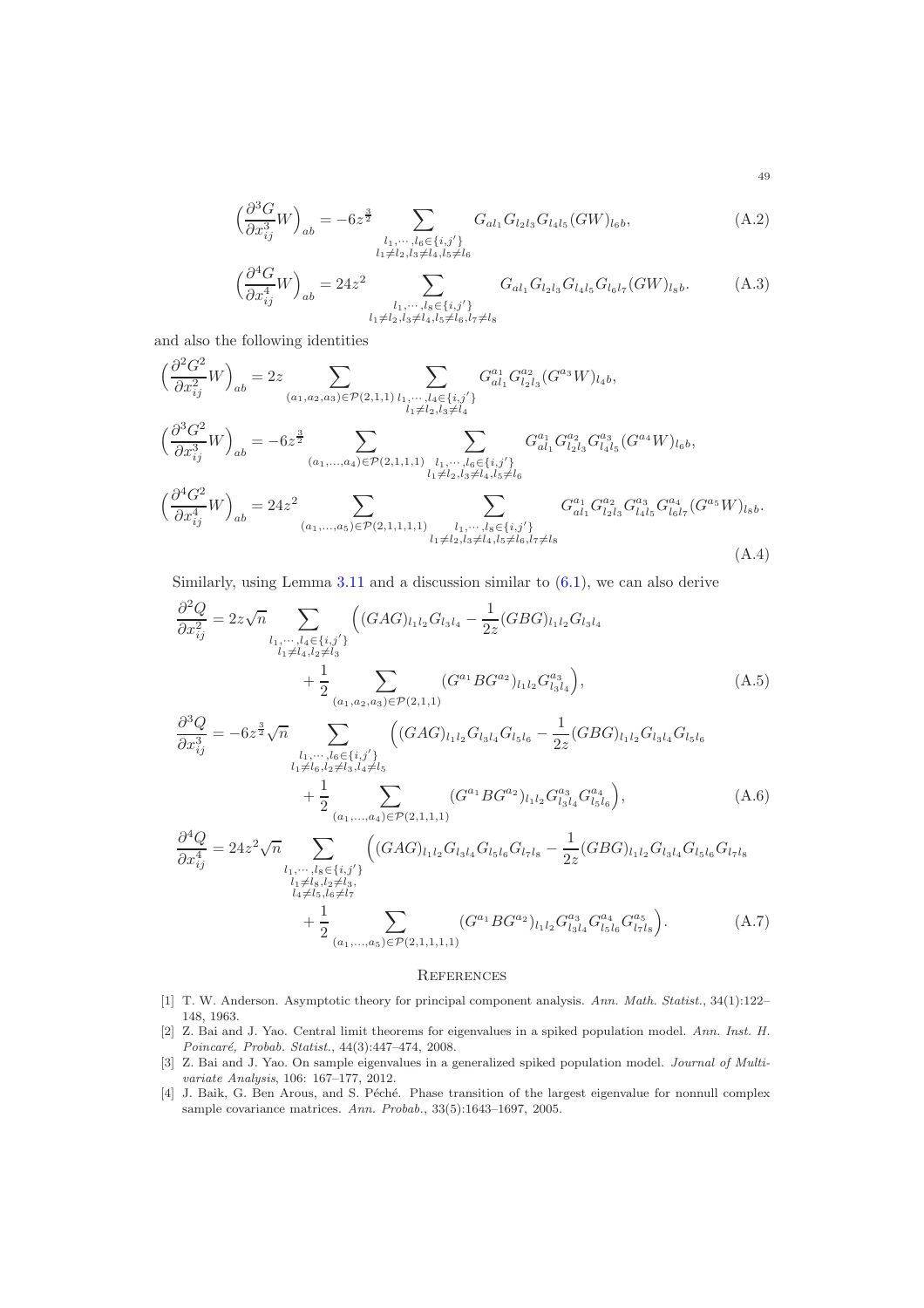$$\Big(\frac{\partial^3 G}{\partial x_{ij}^3}W\Big)_{ab} = -6z^{\frac{3}{2}} \sum_{\substack{l_1,\cdots,l_6\in\{i,j'\}\\ l_1\neq l_2, l_3\neq l_4, l_5\neq l_6}} G_{al_1}G_{l_2l_3}G_{l_4l_5}(GW)_{l_6b}, \tag{A.2}$$

$$\Big(\frac{\partial^4 G}{\partial x_{ij}^4}W\Big)_{ab} = 24z^2 \sum_{\substack{l_1,\cdots,l_8\in\{i,j'\}\\ l_1\neq l_2, l_3\neq l_4, l_5\neq l_6, l_7\neq l_8}} G_{al_1}G_{l_2l_3}G_{l_4l_5}G_{l_6l_7}(GW)_{l_8b}. \tag{A.3}$$

and also the following identities

$$\begin{aligned}
\Big(\frac{\partial^2 G^2}{\partial x_{ij}^2}W\Big)_{ab} &= 2z \sum_{(a_1,a_2,a_3)\in\mathcal{P}(2,1,1)} \sum_{\substack{l_1,\cdots,l_4\in\{i,j'\}\\ l_1\neq l_2, l_3\neq l_4}} G^{a_1}_{al_1}G^{a_2}_{l_2l_3}(G^{a_3}W)_{l_4b},\\
\Big(\frac{\partial^3 G^2}{\partial x_{ij}^3}W\Big)_{ab} &= -6z^{\frac{3}{2}} \sum_{(a_1,\ldots,a_4)\in\mathcal{P}(2,1,1,1)} \sum_{\substack{l_1,\cdots,l_6\in\{i,j'\}\\ l_1\neq l_2, l_3\neq l_4, l_5\neq l_6}} G^{a_1}_{al_1}G^{a_2}_{l_2l_3}G^{a_3}_{l_4l_5}(G^{a_4}W)_{l_6b},\\
\Big(\frac{\partial^4 G^2}{\partial x_{ij}^4}W\Big)_{ab} &= 24z^2 \sum_{(a_1,\ldots,a_5)\in\mathcal{P}(2,1,1,1,1)} \sum_{\substack{l_1,\cdots,l_8\in\{i,j'\}\\ l_1\neq l_2, l_3\neq l_4, l_5\neq l_6, l_7\neq l_8}} G^{a_1}_{al_1}G^{a_2}_{l_2l_3}G^{a_3}_{l_4l_5}G^{a_4}_{l_6l_7}(G^{a_5}W)_{l_8b}.
\end{aligned} \tag{A.4}$$

Similarly, using Lemma 3.11 and a discussion similar to (6.1), we can also derive

$$\begin{aligned}
\frac{\partial^2 Q}{\partial x_{ij}^2} &= 2z\sqrt{n} \sum_{\substack{l_1,\cdots,l_4\in\{i,j'\}\\ l_1\neq l_4, l_2\neq l_3}} \Big((GAG)_{l_1l_2}G_{l_3l_4} - \frac{1}{2z}(GBG)_{l_1l_2}G_{l_3l_4}\\
&\qquad + \frac{1}{2}\sum_{(a_1,a_2,a_3)\in\mathcal{P}(2,1,1)} (G^{a_1}BG^{a_2})_{l_1l_2}G^{a_3}_{l_3l_4}\Big),
\end{aligned} \tag{A.5}$$

$$\begin{aligned}
\frac{\partial^3 Q}{\partial x_{ij}^3} &= -6z^{\frac{3}{2}}\sqrt{n} \sum_{\substack{l_1,\cdots,l_6\in\{i,j'\}\\ l_1\neq l_6, l_2\neq l_3, l_4\neq l_5}} \Big((GAG)_{l_1l_2}G_{l_3l_4}G_{l_5l_6} - \frac{1}{2z}(GBG)_{l_1l_2}G_{l_3l_4}G_{l_5l_6}\\
&\qquad + \frac{1}{2}\sum_{(a_1,\ldots,a_4)\in\mathcal{P}(2,1,1,1)} (G^{a_1}BG^{a_2})_{l_1l_2}G^{a_3}_{l_3l_4}G^{a_4}_{l_5l_6}\Big),
\end{aligned} \tag{A.6}$$

$$\begin{aligned}
\frac{\partial^4 Q}{\partial x_{ij}^4} &= 24z^2\sqrt{n} \sum_{\substack{l_1,\cdots,l_8\in\{i,j'\}\\ l_1\neq l_8, l_2\neq l_3,\\ l_4\neq l_5, l_6\neq l_7}} \Big((GAG)_{l_1l_2}G_{l_3l_4}G_{l_5l_6}G_{l_7l_8} - \frac{1}{2z}(GBG)_{l_1l_2}G_{l_3l_4}G_{l_5l_6}G_{l_7l_8}\\
&\qquad + \frac{1}{2}\sum_{(a_1,\ldots,a_5)\in\mathcal{P}(2,1,1,1,1)} (G^{a_1}BG^{a_2})_{l_1l_2}G^{a_3}_{l_3l_4}G^{a_4}_{l_5l_6}G^{a_5}_{l_7l_8}\Big).
\end{aligned} \tag{A.7}$$

## References

[1] T. W. Anderson. Asymptotic theory for principal component analysis. *Ann. Math. Statist.*, 34(1):122–148, 1963.

[2] Z. Bai and J. Yao. Central limit theorems for eigenvalues in a spiked population model. *Ann. Inst. H. Poincaré, Probab. Statist.*, 44(3):447–474, 2008.

[3] Z. Bai and J. Yao. On sample eigenvalues in a generalized spiked population model. *Journal of Multivariate Analysis*, 106: 167–177, 2012.

[4] J. Baik, G. Ben Arous, and S. Péché. Phase transition of the largest eigenvalue for nonnull complex sample covariance matrices. *Ann. Probab.*, 33(5):1643–1697, 2005.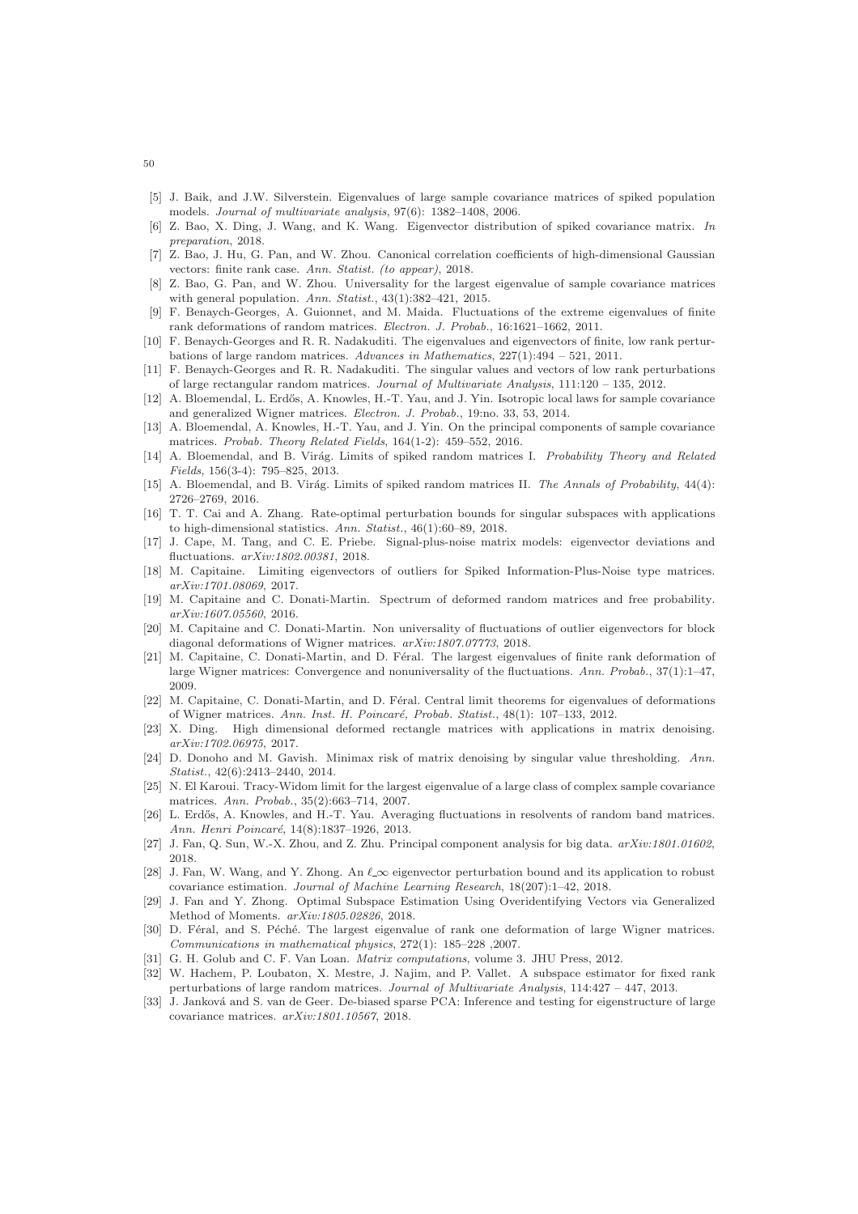[5] J. Baik, and J.W. Silverstein. Eigenvalues of large sample covariance matrices of spiked population models. *Journal of multivariate analysis*, 97(6): 1382–1408, 2006.

[6] Z. Bao, X. Ding, J. Wang, and K. Wang. Eigenvector distribution of spiked covariance matrix. *In preparation*, 2018.

[7] Z. Bao, J. Hu, G. Pan, and W. Zhou. Canonical correlation coefficients of high-dimensional Gaussian vectors: finite rank case. *Ann. Statist. (to appear)*, 2018.

[8] Z. Bao, G. Pan, and W. Zhou. Universality for the largest eigenvalue of sample covariance matrices with general population. *Ann. Statist.*, 43(1):382–421, 2015.

[9] F. Benaych-Georges, A. Guionnet, and M. Maida. Fluctuations of the extreme eigenvalues of finite rank deformations of random matrices. *Electron. J. Probab.*, 16:1621–1662, 2011.

[10] F. Benaych-Georges and R. R. Nadakuditi. The eigenvalues and eigenvectors of finite, low rank perturbations of large random matrices. *Advances in Mathematics*, 227(1):494 – 521, 2011.

[11] F. Benaych-Georges and R. R. Nadakuditi. The singular values and vectors of low rank perturbations of large rectangular random matrices. *Journal of Multivariate Analysis*, 111:120 – 135, 2012.

[12] A. Bloemendal, L. Erdős, A. Knowles, H.-T. Yau, and J. Yin. Isotropic local laws for sample covariance and generalized Wigner matrices. *Electron. J. Probab.*, 19:no. 33, 53, 2014.

[13] A. Bloemendal, A. Knowles, H.-T. Yau, and J. Yin. On the principal components of sample covariance matrices. *Probab. Theory Related Fields*, 164(1-2): 459–552, 2016.

[14] A. Bloemendal, and B. Virág. Limits of spiked random matrices I. *Probability Theory and Related Fields*, 156(3-4): 795–825, 2013.

[15] A. Bloemendal, and B. Virág. Limits of spiked random matrices II. *The Annals of Probability*, 44(4): 2726–2769, 2016.

[16] T. T. Cai and A. Zhang. Rate-optimal perturbation bounds for singular subspaces with applications to high-dimensional statistics. *Ann. Statist.*, 46(1):60–89, 2018.

[17] J. Cape, M. Tang, and C. E. Priebe. Signal-plus-noise matrix models: eigenvector deviations and fluctuations. *arXiv:1802.00381*, 2018.

[18] M. Capitaine. Limiting eigenvectors of outliers for Spiked Information-Plus-Noise type matrices. *arXiv:1701.08069*, 2017.

[19] M. Capitaine and C. Donati-Martin. Spectrum of deformed random matrices and free probability. *arXiv:1607.05560*, 2016.

[20] M. Capitaine and C. Donati-Martin. Non universality of fluctuations of outlier eigenvectors for block diagonal deformations of Wigner matrices. *arXiv:1807.07773*, 2018.

[21] M. Capitaine, C. Donati-Martin, and D. Féral. The largest eigenvalues of finite rank deformation of large Wigner matrices: Convergence and nonuniversality of the fluctuations. *Ann. Probab.*, 37(1):1–47, 2009.

[22] M. Capitaine, C. Donati-Martin, and D. Féral. Central limit theorems for eigenvalues of deformations of Wigner matrices. *Ann. Inst. H. Poincaré, Probab. Statist.*, 48(1): 107–133, 2012.

[23] X. Ding. High dimensional deformed rectangle matrices with applications in matrix denoising. *arXiv:1702.06975*, 2017.

[24] D. Donoho and M. Gavish. Minimax risk of matrix denoising by singular value thresholding. *Ann. Statist.*, 42(6):2413–2440, 2014.

[25] N. El Karoui. Tracy-Widom limit for the largest eigenvalue of a large class of complex sample covariance matrices. *Ann. Probab.*, 35(2):663–714, 2007.

[26] L. Erdős, A. Knowles, and H.-T. Yau. Averaging fluctuations in resolvents of random band matrices. *Ann. Henri Poincaré*, 14(8):1837–1926, 2013.

[27] J. Fan, Q. Sun, W.-X. Zhou, and Z. Zhu. Principal component analysis for big data. *arXiv:1801.01602*, 2018.

[28] J. Fan, W. Wang, and Y. Zhong. An $\ell\_\infty$ eigenvector perturbation bound and its application to robust covariance estimation. *Journal of Machine Learning Research*, 18(207):1–42, 2018.

[29] J. Fan and Y. Zhong. Optimal Subspace Estimation Using Overidentifying Vectors via Generalized Method of Moments. *arXiv:1805.02826*, 2018.

[30] D. Féral, and S. Péché. The largest eigenvalue of rank one deformation of large Wigner matrices. *Communications in mathematical physics*, 272(1): 185–228 ,2007.

[31] G. H. Golub and C. F. Van Loan. *Matrix computations*, volume 3. JHU Press, 2012.

[32] W. Hachem, P. Loubaton, X. Mestre, J. Najim, and P. Vallet. A subspace estimator for fixed rank perturbations of large random matrices. *Journal of Multivariate Analysis*, 114:427 – 447, 2013.

[33] J. Janková and S. van de Geer. De-biased sparse PCA: Inference and testing for eigenstructure of large covariance matrices. *arXiv:1801.10567*, 2018.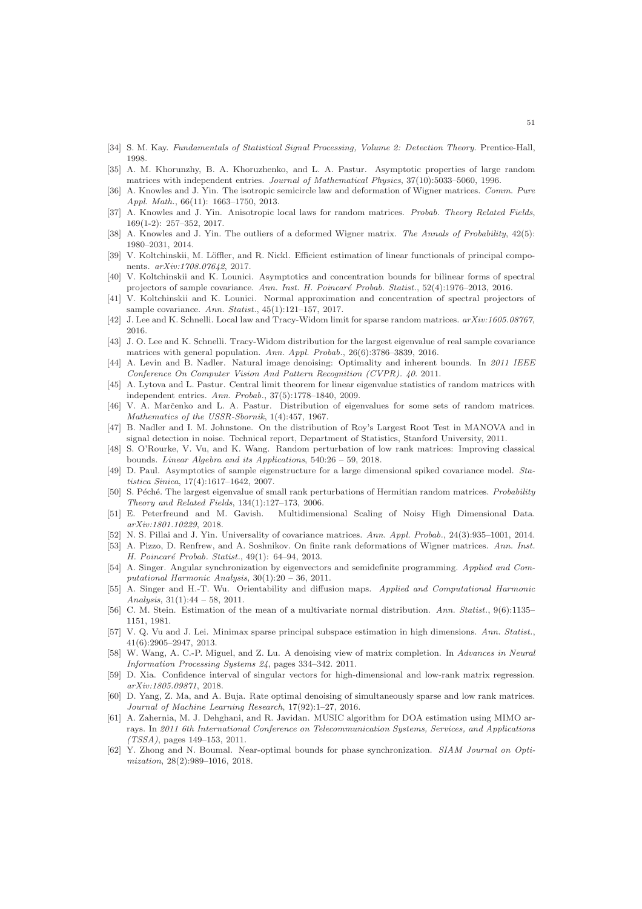[34] S. M. Kay. *Fundamentals of Statistical Signal Processing, Volume 2: Detection Theory*. Prentice-Hall, 1998.

[35] A. M. Khorunzhy, B. A. Khoruzhenko, and L. A. Pastur. Asymptotic properties of large random matrices with independent entries. *Journal of Mathematical Physics*, 37(10):5033–5060, 1996.

[36] A. Knowles and J. Yin. The isotropic semicircle law and deformation of Wigner matrices. *Comm. Pure Appl. Math.*, 66(11): 1663–1750, 2013.

[37] A. Knowles and J. Yin. Anisotropic local laws for random matrices. *Probab. Theory Related Fields*, 169(1-2): 257–352, 2017.

[38] A. Knowles and J. Yin. The outliers of a deformed Wigner matrix. *The Annals of Probability*, 42(5): 1980–2031, 2014.

[39] V. Koltchinskii, M. Löffler, and R. Nickl. Efficient estimation of linear functionals of principal components. *arXiv:1708.07642*, 2017.

[40] V. Koltchinskii and K. Lounici. Asymptotics and concentration bounds for bilinear forms of spectral projectors of sample covariance. *Ann. Inst. H. Poincaré Probab. Statist.*, 52(4):1976–2013, 2016.

[41] V. Koltchinskii and K. Lounici. Normal approximation and concentration of spectral projectors of sample covariance. *Ann. Statist.*, 45(1):121–157, 2017.

[42] J. Lee and K. Schnelli. Local law and Tracy-Widom limit for sparse random matrices. *arXiv:1605.08767*, 2016.

[43] J. O. Lee and K. Schnelli. Tracy-Widom distribution for the largest eigenvalue of real sample covariance matrices with general population. *Ann. Appl. Probab.*, 26(6):3786–3839, 2016.

[44] A. Levin and B. Nadler. Natural image denoising: Optimality and inherent bounds. In *2011 IEEE Conference On Computer Vision And Pattern Recognition (CVPR). 40*. 2011.

[45] A. Lytova and L. Pastur. Central limit theorem for linear eigenvalue statistics of random matrices with independent entries. *Ann. Probab.*, 37(5):1778–1840, 2009.

[46] V. A. Marčenko and L. A. Pastur. Distribution of eigenvalues for some sets of random matrices. *Mathematics of the USSR-Sbornik*, 1(4):457, 1967.

[47] B. Nadler and I. M. Johnstone. On the distribution of Roy's Largest Root Test in MANOVA and in signal detection in noise. Technical report, Department of Statistics, Stanford University, 2011.

[48] S. O'Rourke, V. Vu, and K. Wang. Random perturbation of low rank matrices: Improving classical bounds. *Linear Algebra and its Applications*, 540:26 – 59, 2018.

[49] D. Paul. Asymptotics of sample eigenstructure for a large dimensional spiked covariance model. *Statistica Sinica*, 17(4):1617–1642, 2007.

[50] S. Péché. The largest eigenvalue of small rank perturbations of Hermitian random matrices. *Probability Theory and Related Fields*, 134(1):127–173, 2006.

[51] E. Peterfreund and M. Gavish. Multidimensional Scaling of Noisy High Dimensional Data. *arXiv:1801.10229*, 2018.

[52] N. S. Pillai and J. Yin. Universality of covariance matrices. *Ann. Appl. Probab.*, 24(3):935–1001, 2014.

[53] A. Pizzo, D. Renfrew, and A. Soshnikov. On finite rank deformations of Wigner matrices. *Ann. Inst. H. Poincaré Probab. Statist.*, 49(1): 64–94, 2013.

[54] A. Singer. Angular synchronization by eigenvectors and semidefinite programming. *Applied and Computational Harmonic Analysis*, 30(1):20 – 36, 2011.

[55] A. Singer and H.-T. Wu. Orientability and diffusion maps. *Applied and Computational Harmonic Analysis*, 31(1):44 – 58, 2011.

[56] C. M. Stein. Estimation of the mean of a multivariate normal distribution. *Ann. Statist.*, 9(6):1135–1151, 1981.

[57] V. Q. Vu and J. Lei. Minimax sparse principal subspace estimation in high dimensions. *Ann. Statist.*, 41(6):2905–2947, 2013.

[58] W. Wang, A. C.-P. Miguel, and Z. Lu. A denoising view of matrix completion. In *Advances in Neural Information Processing Systems 24*, pages 334–342. 2011.

[59] D. Xia. Confidence interval of singular vectors for high-dimensional and low-rank matrix regression. *arXiv:1805.09871*, 2018.

[60] D. Yang, Z. Ma, and A. Buja. Rate optimal denoising of simultaneously sparse and low rank matrices. *Journal of Machine Learning Research*, 17(92):1–27, 2016.

[61] A. Zahernia, M. J. Dehghani, and R. Javidan. MUSIC algorithm for DOA estimation using MIMO arrays. In *2011 6th International Conference on Telecommunication Systems, Services, and Applications (TSSA)*, pages 149–153, 2011.

[62] Y. Zhong and N. Boumal. Near-optimal bounds for phase synchronization. *SIAM Journal on Optimization*, 28(2):989–1016, 2018.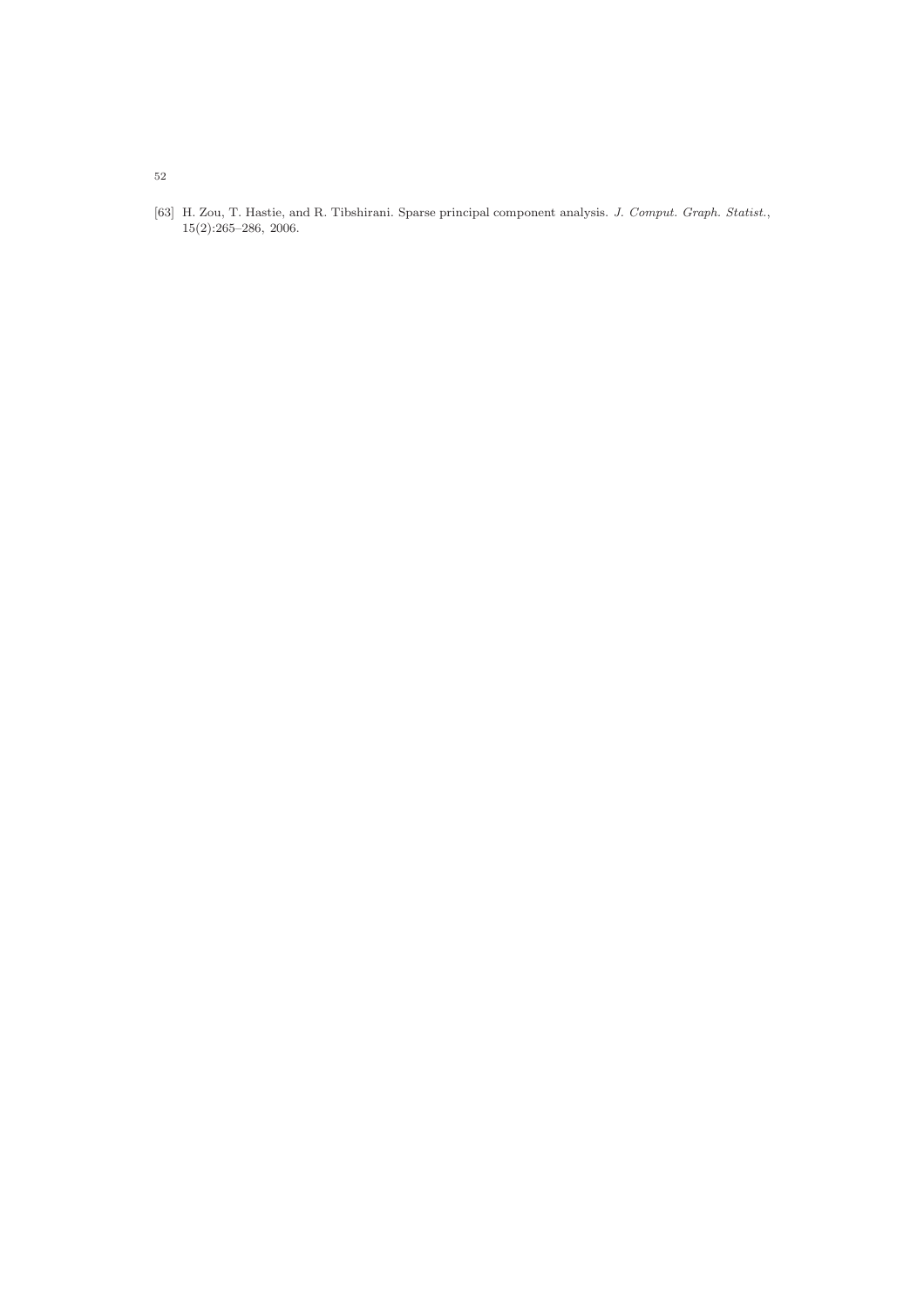[63] H. Zou, T. Hastie, and R. Tibshirani. Sparse principal component analysis. *J. Comput. Graph. Statist.*, 15(2):265–286, 2006.